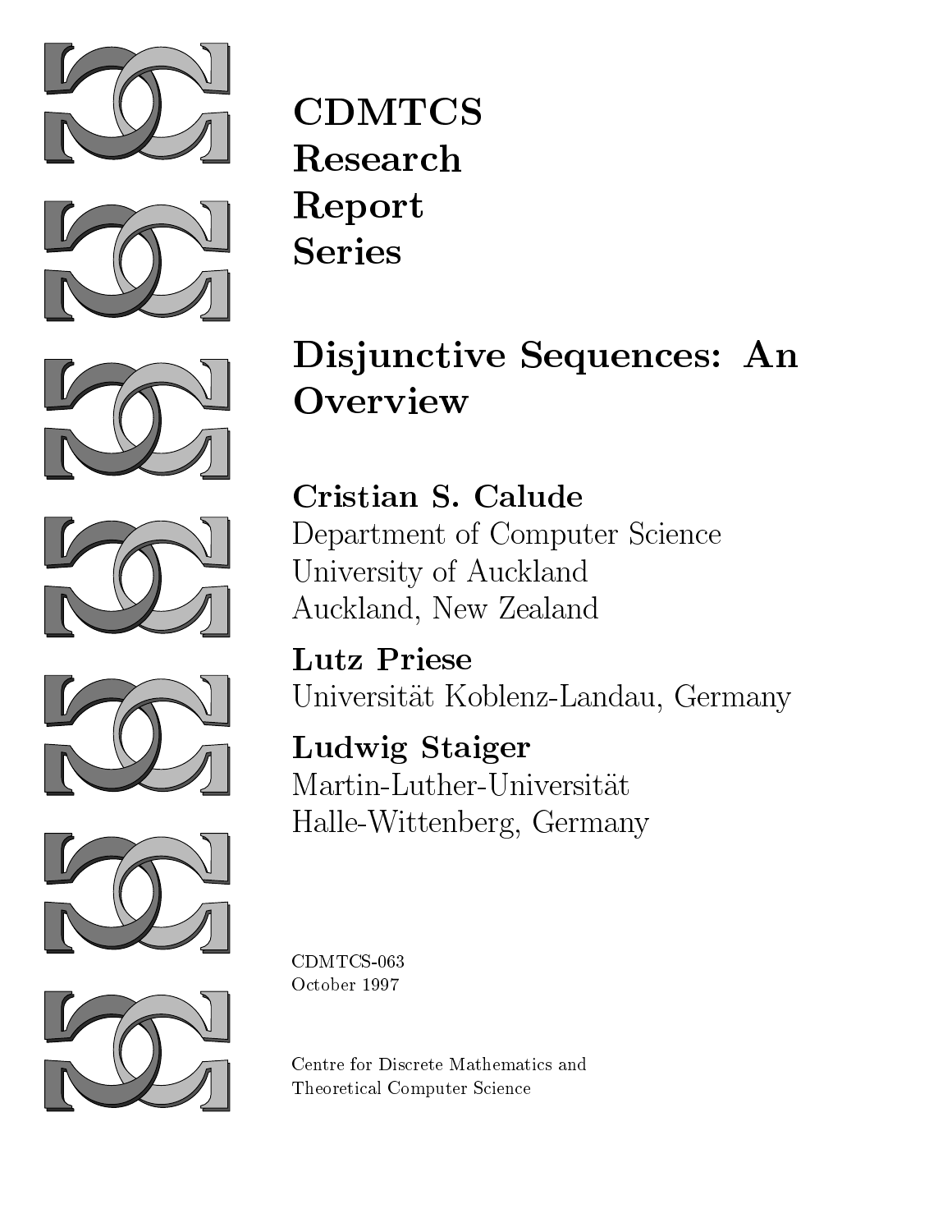**CDMTCS**
**Research**
**Report**
**Series**

# Disjunctive Sequences: An Overview

**Cristian S. Calude**
Department of Computer Science
University of Auckland
Auckland, New Zealand

**Lutz Priese**
Universität Koblenz-Landau, Germany

**Ludwig Staiger**
Martin-Luther-Universität
Halle-Wittenberg, Germany

CDMTCS-063
October 1997

Centre for Discrete Mathematics and
Theoretical Computer Science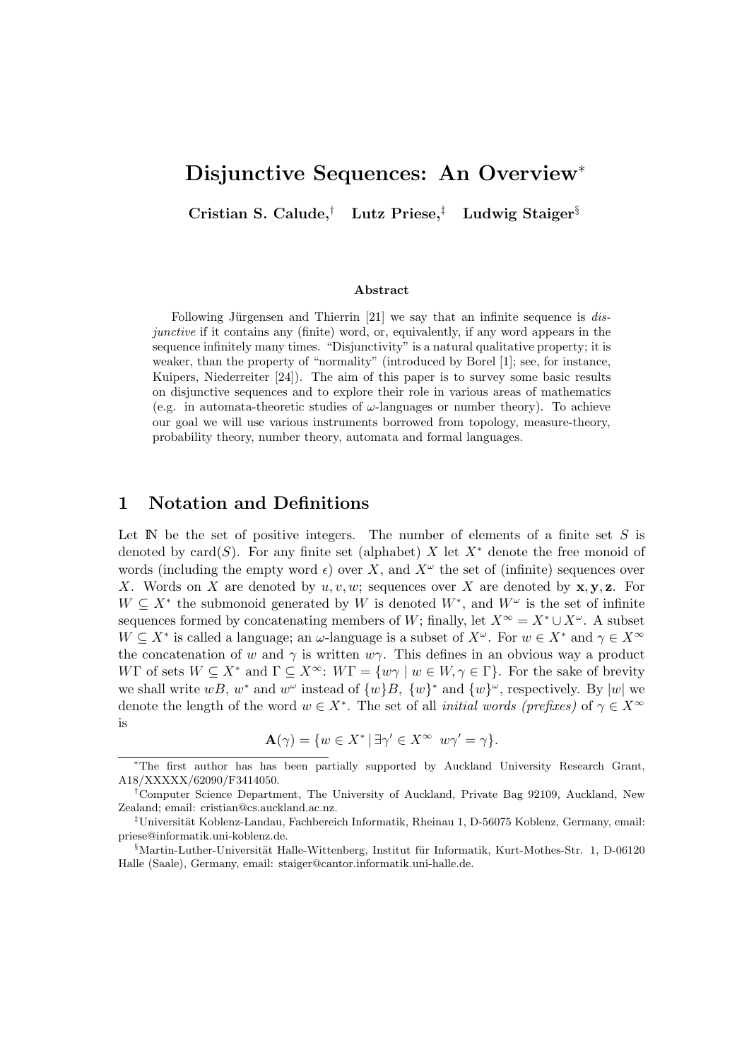# Disjunctive Sequences: An Overview*

**Cristian S. Calude,† Lutz Priese,‡ Ludwig Staiger§**

### Abstract

Following Jürgensen and Thierrin [21] we say that an infinite sequence is *disjunctive* if it contains any (finite) word, or, equivalently, if any word appears in the sequence infinitely many times. "Disjunctivity" is a natural qualitative property; it is weaker, than the property of "normality" (introduced by Borel [1]; see, for instance, Kuipers, Niederreiter [24]). The aim of this paper is to survey some basic results on disjunctive sequences and to explore their role in various areas of mathematics (e.g. in automata-theoretic studies of $\omega$-languages or number theory). To achieve our goal we will use various instruments borrowed from topology, measure-theory, probability theory, number theory, automata and formal languages.

## 1 Notation and Definitions

Let $\mathbb{N}$ be the set of positive integers. The number of elements of a finite set $S$ is denoted by card($S$). For any finite set (alphabet) $X$ let $X^*$ denote the free monoid of words (including the empty word $\epsilon$) over $X$, and $X^\omega$ the set of (infinite) sequences over $X$. Words on $X$ are denoted by $u, v, w$; sequences over $X$ are denoted by $\mathbf{x}, \mathbf{y}, \mathbf{z}$. For $W \subseteq X^*$ the submonoid generated by $W$ is denoted $W^*$, and $W^\omega$ is the set of infinite sequences formed by concatenating members of $W$; finally, let $X^\infty = X^* \cup X^\omega$. A subset $W \subseteq X^*$ is called a language; an $\omega$-language is a subset of $X^\omega$. For $w \in X^*$ and $\gamma \in X^\infty$ the concatenation of $w$ and $\gamma$ is written $w\gamma$. This defines in an obvious way a product $W\Gamma$ of sets $W \subseteq X^*$ and $\Gamma \subseteq X^\infty$: $W\Gamma = \{w\gamma \mid w \in W, \gamma \in \Gamma\}$. For the sake of brevity we shall write $wB$, $w^*$ and $w^\omega$ instead of $\{w\}B$, $\{w\}^*$ and $\{w\}^\omega$, respectively. By $|w|$ we denote the length of the word $w \in X^*$. The set of all *initial words (prefixes)* of $\gamma \in X^\infty$ is

$$\mathbf{A}(\gamma) = \{w \in X^* \mid \exists \gamma' \in X^\infty \;\; w\gamma' = \gamma\}.$$

---

*The first author has has been partially supported by Auckland University Research Grant, A18/XXXXX/62090/F3414050.

†Computer Science Department, The University of Auckland, Private Bag 92109, Auckland, New Zealand; email: cristian@cs.auckland.ac.nz.

‡Universität Koblenz-Landau, Fachbereich Informatik, Rheinau 1, D-56075 Koblenz, Germany, email: priese@informatik.uni-koblenz.de.

§Martin-Luther-Universität Halle-Wittenberg, Institut für Informatik, Kurt-Mothes-Str. 1, D-06120 Halle (Saale), Germany, email: staiger@cantor.informatik.uni-halle.de.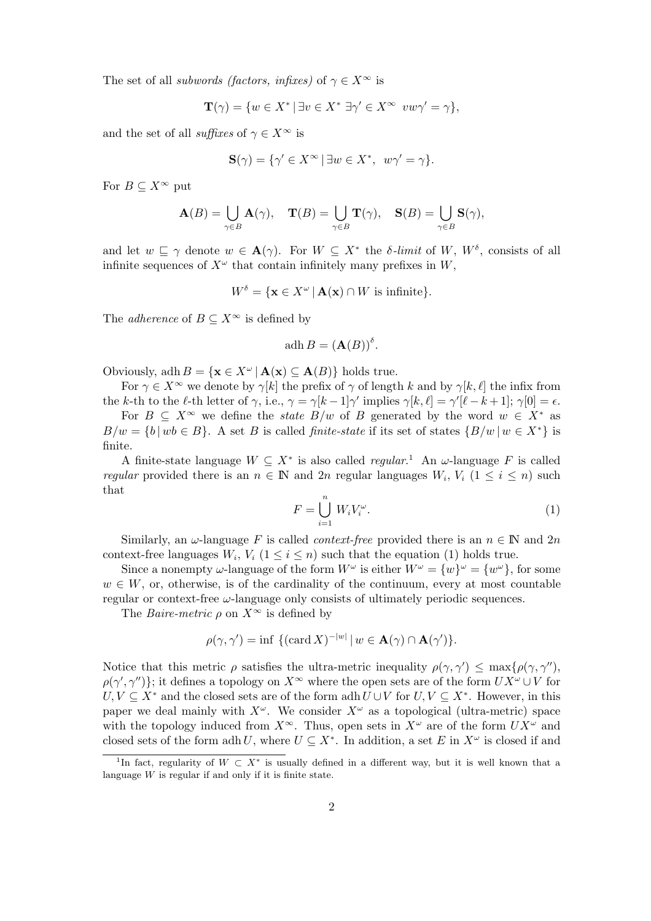The set of all *subwords (factors, infixes)* of $\gamma \in X^\infty$ is

$$\mathbf{T}(\gamma) = \{w \in X^* \mid \exists v \in X^* \ \exists \gamma' \in X^\infty \ \ vw\gamma' = \gamma\},$$

and the set of all *suffixes* of $\gamma \in X^\infty$ is

$$\mathbf{S}(\gamma) = \{\gamma' \in X^\infty \mid \exists w \in X^*, \ \ w\gamma' = \gamma\}.$$

For $B \subseteq X^\infty$ put

$$\mathbf{A}(B) = \bigcup_{\gamma \in B} \mathbf{A}(\gamma), \quad \mathbf{T}(B) = \bigcup_{\gamma \in B} \mathbf{T}(\gamma), \quad \mathbf{S}(B) = \bigcup_{\gamma \in B} \mathbf{S}(\gamma),$$

and let $w \sqsubseteq \gamma$ denote $w \in \mathbf{A}(\gamma)$. For $W \subseteq X^*$ the *$\delta$-limit* of $W$, $W^\delta$, consists of all infinite sequences of $X^\omega$ that contain infinitely many prefixes in $W$,

$$W^\delta = \{\mathbf{x} \in X^\omega \mid \mathbf{A}(\mathbf{x}) \cap W \text{ is infinite}\}.$$

The *adherence* of $B \subseteq X^\infty$ is defined by

$$\operatorname{adh} B = \left(\mathbf{A}(B)\right)^\delta.$$

Obviously, $\operatorname{adh} B = \{\mathbf{x} \in X^\omega \mid \mathbf{A}(\mathbf{x}) \subseteq \mathbf{A}(B)\}$ holds true.

For $\gamma \in X^\infty$ we denote by $\gamma[k]$ the prefix of $\gamma$ of length $k$ and by $\gamma[k, \ell]$ the infix from the $k$-th to the $\ell$-th letter of $\gamma$, i.e., $\gamma = \gamma[k-1]\gamma'$ implies $\gamma[k, \ell] = \gamma'[\ell - k + 1]$; $\gamma[0] = \epsilon$.

For $B \subseteq X^\infty$ we define the *state* $B/w$ of $B$ generated by the word $w \in X^*$ as $B/w = \{b \mid wb \in B\}$. A set $B$ is called *finite-state* if its set of states $\{B/w \mid w \in X^*\}$ is finite.

A finite-state language $W \subseteq X^*$ is also called *regular*.[1] An $\omega$-language $F$ is called *regular* provided there is an $n \in \mathbb{N}$ and $2n$ regular languages $W_i$, $V_i$ $(1 \leq i \leq n)$ such that

$$F = \bigcup_{i=1}^{n} W_i V_i^\omega. \tag{1}$$

Similarly, an $\omega$-language $F$ is called *context-free* provided there is an $n \in \mathbb{N}$ and $2n$ context-free languages $W_i$, $V_i$ $(1 \leq i \leq n)$ such that the equation (1) holds true.

Since a nonempty $\omega$-language of the form $W^\omega$ is either $W^\omega = \{w\}^\omega = \{w^\omega\}$, for some $w \in W$, or, otherwise, is of the cardinality of the continuum, every at most countable regular or context-free $\omega$-language only consists of ultimately periodic sequences.

The *Baire-metric* $\rho$ on $X^\infty$ is defined by

$$\rho(\gamma, \gamma') = \inf \ \{(\operatorname{card} X)^{-|w|} \mid w \in \mathbf{A}(\gamma) \cap \mathbf{A}(\gamma')\}.$$

Notice that this metric $\rho$ satisfies the ultra-metric inequality $\rho(\gamma, \gamma') \leq \max\{\rho(\gamma, \gamma''), \rho(\gamma', \gamma'')\}$; it defines a topology on $X^\infty$ where the open sets are of the form $UX^\omega \cup V$ for $U, V \subseteq X^*$ and the closed sets are of the form $\operatorname{adh} U \cup V$ for $U, V \subseteq X^*$. However, in this paper we deal mainly with $X^\omega$. We consider $X^\omega$ as a topological (ultra-metric) space with the topology induced from $X^\infty$. Thus, open sets in $X^\omega$ are of the form $UX^\omega$ and closed sets of the form $\operatorname{adh} U$, where $U \subseteq X^*$. In addition, a set $E$ in $X^\omega$ is closed if and

[1] In fact, regularity of $W \subset X^*$ is usually defined in a different way, but it is well known that a language $W$ is regular if and only if it is finite state.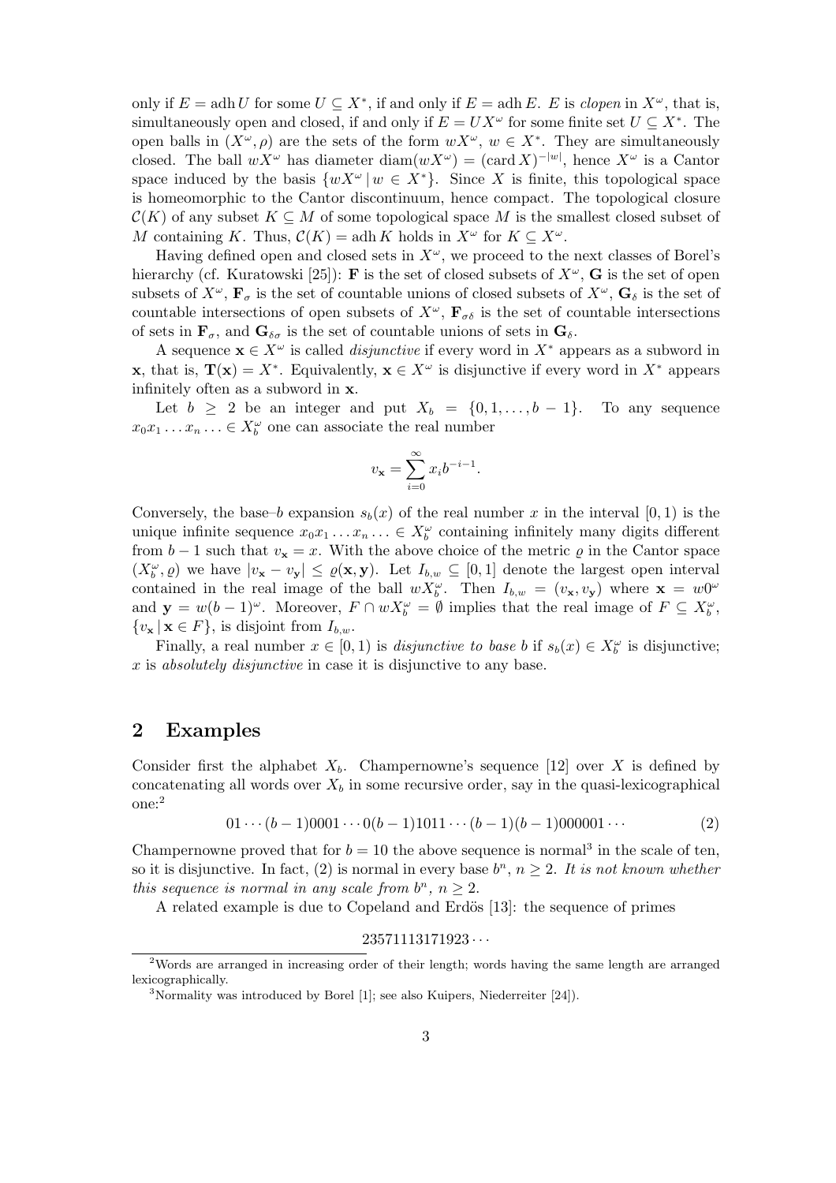only if $E = \operatorname{adh} U$ for some $U \subseteq X^*$, if and only if $E = \operatorname{adh} E$. $E$ is *clopen* in $X^\omega$, that is, simultaneously open and closed, if and only if $E = UX^\omega$ for some finite set $U \subseteq X^*$. The open balls in $(X^\omega, \rho)$ are the sets of the form $wX^\omega$, $w \in X^*$. They are simultaneously closed. The ball $wX^\omega$ has diameter $\operatorname{diam}(wX^\omega) = (\operatorname{card} X)^{-|w|}$, hence $X^\omega$ is a Cantor space induced by the basis $\{wX^\omega \mid w \in X^*\}$. Since $X$ is finite, this topological space is homeomorphic to the Cantor discontinuum, hence compact. The topological closure $\mathcal{C}(K)$ of any subset $K \subseteq M$ of some topological space $M$ is the smallest closed subset of $M$ containing $K$. Thus, $\mathcal{C}(K) = \operatorname{adh} K$ holds in $X^\omega$ for $K \subseteq X^\omega$.

Having defined open and closed sets in $X^\omega$, we proceed to the next classes of Borel's hierarchy (cf. Kuratowski [25]): $\mathbf{F}$ is the set of closed subsets of $X^\omega$, $\mathbf{G}$ is the set of open subsets of $X^\omega$, $\mathbf{F}_\sigma$ is the set of countable unions of closed subsets of $X^\omega$, $\mathbf{G}_\delta$ is the set of countable intersections of open subsets of $X^\omega$, $\mathbf{F}_{\sigma\delta}$ is the set of countable intersections of sets in $\mathbf{F}_\sigma$, and $\mathbf{G}_{\delta\sigma}$ is the set of countable unions of sets in $\mathbf{G}_\delta$.

A sequence $\mathbf{x} \in X^\omega$ is called *disjunctive* if every word in $X^*$ appears as a subword in $\mathbf{x}$, that is, $\mathbf{T}(\mathbf{x}) = X^*$. Equivalently, $\mathbf{x} \in X^\omega$ is disjunctive if every word in $X^*$ appears infinitely often as a subword in $\mathbf{x}$.

Let $b \geq 2$ be an integer and put $X_b = \{0, 1, \ldots, b-1\}$. To any sequence $x_0 x_1 \ldots x_n \ldots \in X_b^\omega$ one can associate the real number

$$v_{\mathbf{x}} = \sum_{i=0}^{\infty} x_i b^{-i-1}.$$

Conversely, the base–$b$ expansion $s_b(x)$ of the real number $x$ in the interval $[0, 1)$ is the unique infinite sequence $x_0 x_1 \ldots x_n \ldots \in X_b^\omega$ containing infinitely many digits different from $b-1$ such that $v_{\mathbf{x}} = x$. With the above choice of the metric $\varrho$ in the Cantor space $(X_b^\omega, \varrho)$ we have $|v_{\mathbf{x}} - v_{\mathbf{y}}| \leq \varrho(\mathbf{x}, \mathbf{y})$. Let $I_{b,w} \subseteq [0, 1]$ denote the largest open interval contained in the real image of the ball $wX_b^\omega$. Then $I_{b,w} = (v_{\mathbf{x}}, v_{\mathbf{y}})$ where $\mathbf{x} = w0^\omega$ and $\mathbf{y} = w(b-1)^\omega$. Moreover, $F \cap wX_b^\omega = \emptyset$ implies that the real image of $F \subseteq X_b^\omega$, $\{v_{\mathbf{x}} \mid \mathbf{x} \in F\}$, is disjoint from $I_{b,w}$.

Finally, a real number $x \in [0, 1)$ is *disjunctive to base $b$* if $s_b(x) \in X_b^\omega$ is disjunctive; $x$ is *absolutely disjunctive* in case it is disjunctive to any base.

## 2 Examples

Consider first the alphabet $X_b$. Champernowne's sequence [12] over $X$ is defined by concatenating all words over $X_b$ in some recursive order, say in the quasi-lexicographical one:[2]

$$01 \cdots (b-1)0001 \cdots 0(b-1)1011 \cdots (b-1)(b-1)000001 \cdots \tag{2}$$

Champernowne proved that for $b = 10$ the above sequence is normal[3] in the scale of ten, so it is disjunctive. In fact, (2) is normal in every base $b^n$, $n \geq 2$. *It is not known whether this sequence is normal in any scale from $b^n$, $n \geq 2$.*

A related example is due to Copeland and Erdös [13]: the sequence of primes

$$23571113171923 \cdots$$

[2] Words are arranged in increasing order of their length; words having the same length are arranged lexicographically.

[3] Normality was introduced by Borel [1]; see also Kuipers, Niederreiter [24]).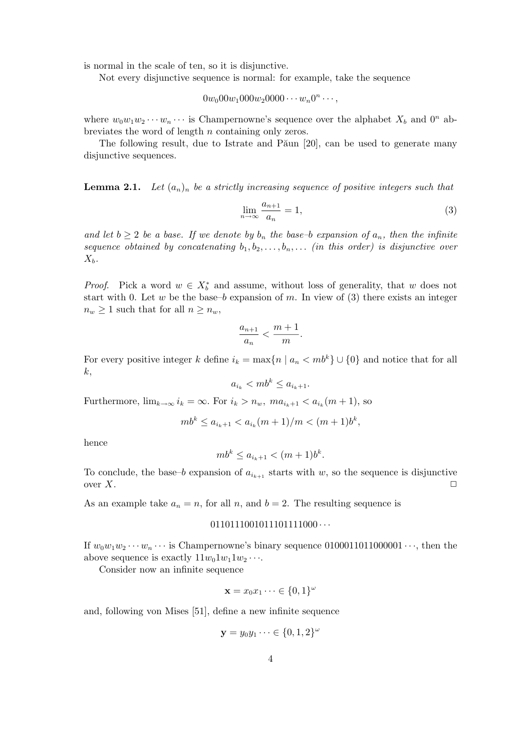is normal in the scale of ten, so it is disjunctive.

Not every disjunctive sequence is normal: for example, take the sequence

$$0w_0 00w_1 000w_2 0000 \cdots w_n 0^n \cdots,$$

where $w_0 w_1 w_2 \cdots w_n \cdots$ is Champernowne's sequence over the alphabet $X_b$ and $0^n$ abbreviates the word of length $n$ containing only zeros.

The following result, due to Istrate and Păun [20], can be used to generate many disjunctive sequences.

**Lemma 2.1.** *Let $(a_n)_n$ be a strictly increasing sequence of positive integers such that*

$$\lim_{n\to\infty} \frac{a_{n+1}}{a_n} = 1, \tag{3}$$

*and let $b \geq 2$ be a base. If we denote by $b_n$ the base–$b$ expansion of $a_n$, then the infinite sequence obtained by concatenating $b_1, b_2, \ldots, b_n, \ldots$ (in this order) is disjunctive over $X_b$.*

*Proof.* Pick a word $w \in X_b^*$ and assume, without loss of generality, that $w$ does not start with 0. Let $w$ be the base–$b$ expansion of $m$. In view of (3) there exists an integer $n_w \geq 1$ such that for all $n \geq n_w$,

$$\frac{a_{n+1}}{a_n} < \frac{m+1}{m}.$$

For every positive integer $k$ define $i_k = \max\{n \mid a_n < mb^k\} \cup \{0\}$ and notice that for all $k$,

$$a_{i_k} < mb^k \leq a_{i_k+1}.$$

Furthermore, $\lim_{k\to\infty} i_k = \infty$. For $i_k > n_w$, $ma_{i_k+1} < a_{i_k}(m+1)$, so

$$mb^k \leq a_{i_k+1} < a_{i_k}(m+1)/m < (m+1)b^k,$$

hence

$$mb^k \leq a_{i_k+1} < (m+1)b^k.$$

To conclude, the base–$b$ expansion of $a_{i_{k+1}}$ starts with $w$, so the sequence is disjunctive over $X$. $\square$

As an example take $a_n = n$, for all $n$, and $b = 2$. The resulting sequence is

$$011011100101110111100 0\cdots$$

If $w_0 w_1 w_2 \cdots w_n \cdots$ is Champernowne's binary sequence $0100011011000001\cdots$, then the above sequence is exactly $11w_0 1w_1 1w_2 \cdots$.

Consider now an infinite sequence

$$\mathbf{x} = x_0 x_1 \cdots \in \{0,1\}^\omega$$

and, following von Mises [51], define a new infinite sequence

$$\mathbf{y} = y_0 y_1 \cdots \in \{0,1,2\}^\omega$$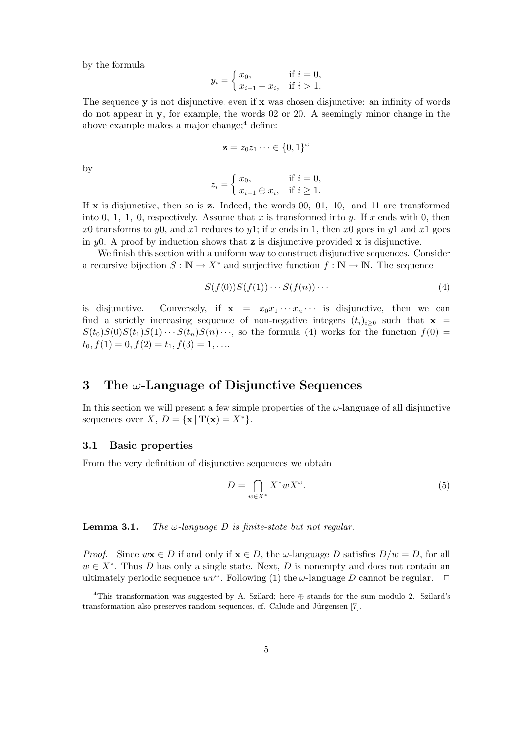by the formula

$$y_i = \begin{cases} x_0, & \text{if } i = 0, \\ x_{i-1} + x_i, & \text{if } i > 1. \end{cases}$$

The sequence $\mathbf{y}$ is not disjunctive, even if $\mathbf{x}$ was chosen disjunctive: an infinity of words do not appear in $\mathbf{y}$, for example, the words 02 or 20. A seemingly minor change in the above example makes a major change;[4] define:

$$\mathbf{z} = z_0 z_1 \cdots \in \{0,1\}^\omega$$

by

$$z_i = \begin{cases} x_0, & \text{if } i = 0, \\ x_{i-1} \oplus x_i, & \text{if } i \geq 1. \end{cases}$$

If $\mathbf{x}$ is disjunctive, then so is $\mathbf{z}$. Indeed, the words 00, 01, 10, and 11 are transformed into 0, 1, 1, 0, respectively. Assume that $x$ is transformed into $y$. If $x$ ends with 0, then $x0$ transforms to $y0$, and $x1$ reduces to $y1$; if $x$ ends in 1, then $x0$ goes in $y1$ and $x1$ goes in $y0$. A proof by induction shows that $\mathbf{z}$ is disjunctive provided $\mathbf{x}$ is disjunctive.

We finish this section with a uniform way to construct disjunctive sequences. Consider a recursive bijection $S : \mathbb{N} \to X^*$ and surjective function $f : \mathbb{N} \to \mathbb{N}$. The sequence

$$S(f(0))S(f(1)) \cdots S(f(n)) \cdots \tag{4}$$

is disjunctive. Conversely, if $\mathbf{x} = x_0 x_1 \cdots x_n \cdots$ is disjunctive, then we can find a strictly increasing sequence of non-negative integers $(t_i)_{i \geq 0}$ such that $\mathbf{x} = S(t_0)S(0)S(t_1)S(1) \cdots S(t_n)S(n) \cdots$, so the formula (4) works for the function $f(0) = t_0, f(1) = 0, f(2) = t_1, f(3) = 1, \ldots$.

## 3 The $\omega$-Language of Disjunctive Sequences

In this section we will present a few simple properties of the $\omega$-language of all disjunctive sequences over $X$, $D = \{\mathbf{x} \mid \mathbf{T}(\mathbf{x}) = X^*\}$.

### 3.1 Basic properties

From the very definition of disjunctive sequences we obtain

$$D = \bigcap_{w \in X^*} X^* w X^\omega. \tag{5}$$

**Lemma 3.1.** *The $\omega$-language $D$ is finite-state but not regular.*

*Proof.* Since $w\mathbf{x} \in D$ if and only if $\mathbf{x} \in D$, the $\omega$-language $D$ satisfies $D/w = D$, for all $w \in X^*$. Thus $D$ has only a single state. Next, $D$ is nonempty and does not contain an ultimately periodic sequence $wv^\omega$. Following (1) the $\omega$-language $D$ cannot be regular. □

[4] This transformation was suggested by A. Szilard; here $\oplus$ stands for the sum modulo 2. Szilard's transformation also preserves random sequences, cf. Calude and Jürgensen [7].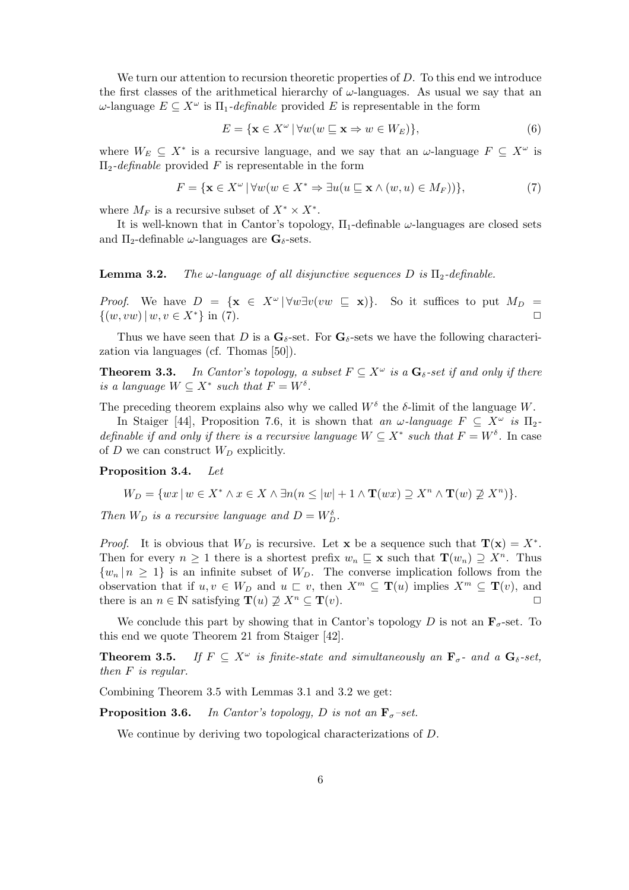We turn our attention to recursion theoretic properties of $D$. To this end we introduce the first classes of the arithmetical hierarchy of $\omega$-languages. As usual we say that an $\omega$-language $E \subseteq X^\omega$ is $\Pi_1$-*definable* provided $E$ is representable in the form

$$E = \{\mathbf{x} \in X^\omega \mid \forall w (w \sqsubseteq \mathbf{x} \Rightarrow w \in W_E)\}, \tag{6}$$

where $W_E \subseteq X^*$ is a recursive language, and we say that an $\omega$-language $F \subseteq X^\omega$ is $\Pi_2$-*definable* provided $F$ is representable in the form

$$F = \{\mathbf{x} \in X^\omega \mid \forall w (w \in X^* \Rightarrow \exists u (u \sqsubseteq \mathbf{x} \wedge (w, u) \in M_F))\}, \tag{7}$$

where $M_F$ is a recursive subset of $X^* \times X^*$.

It is well-known that in Cantor's topology, $\Pi_1$-definable $\omega$-languages are closed sets and $\Pi_2$-definable $\omega$-languages are $\mathbf{G}_\delta$-sets.

**Lemma 3.2.** *The $\omega$-language of all disjunctive sequences $D$ is $\Pi_2$-definable.*

*Proof.* We have $D = \{\mathbf{x} \in X^\omega \mid \forall w \exists v (vw \sqsubseteq \mathbf{x})\}$. So it suffices to put $M_D = \{(w, vw) \mid w, v \in X^*\}$ in (7). $\square$

Thus we have seen that $D$ is a $\mathbf{G}_\delta$-set. For $\mathbf{G}_\delta$-sets we have the following characterization via languages (cf. Thomas [50]).

**Theorem 3.3.** *In Cantor's topology, a subset $F \subseteq X^\omega$ is a $\mathbf{G}_\delta$-set if and only if there is a language $W \subseteq X^*$ such that $F = W^\delta$.*

The preceding theorem explains also why we called $W^\delta$ the $\delta$-limit of the language $W$.

In Staiger [44], Proposition 7.6, it is shown that *an $\omega$-language $F \subseteq X^\omega$ is $\Pi_2$-definable if and only if there is a recursive language $W \subseteq X^*$ such that $F = W^\delta$.* In case of $D$ we can construct $W_D$ explicitly.

**Proposition 3.4.** *Let*

$$W_D = \{wx \mid w \in X^* \wedge x \in X \wedge \exists n (n \leq |w| + 1 \wedge \mathbf{T}(wx) \supseteq X^n \wedge \mathbf{T}(w) \not\supseteq X^n)\}.$$

*Then $W_D$ is a recursive language and $D = W_D^\delta$.*

*Proof.* It is obvious that $W_D$ is recursive. Let $\mathbf{x}$ be a sequence such that $\mathbf{T}(\mathbf{x}) = X^*$. Then for every $n \geq 1$ there is a shortest prefix $w_n \sqsubseteq \mathbf{x}$ such that $\mathbf{T}(w_n) \supseteq X^n$. Thus $\{w_n \mid n \geq 1\}$ is an infinite subset of $W_D$. The converse implication follows from the observation that if $u, v \in W_D$ and $u \sqsubset v$, then $X^m \subseteq \mathbf{T}(u)$ implies $X^m \subseteq \mathbf{T}(v)$, and there is an $n \in \mathbb{N}$ satisfying $\mathbf{T}(u) \not\supseteq X^n \subseteq \mathbf{T}(v)$. $\square$

We conclude this part by showing that in Cantor's topology $D$ is not an $\mathbf{F}_\sigma$-set. To this end we quote Theorem 21 from Staiger [42].

**Theorem 3.5.** *If $F \subseteq X^\omega$ is finite-state and simultaneously an $\mathbf{F}_\sigma$- and a $\mathbf{G}_\delta$-set, then $F$ is regular.*

Combining Theorem 3.5 with Lemmas 3.1 and 3.2 we get:

**Proposition 3.6.** *In Cantor's topology, $D$ is not an $\mathbf{F}_\sigma$–set.*

We continue by deriving two topological characterizations of $D$.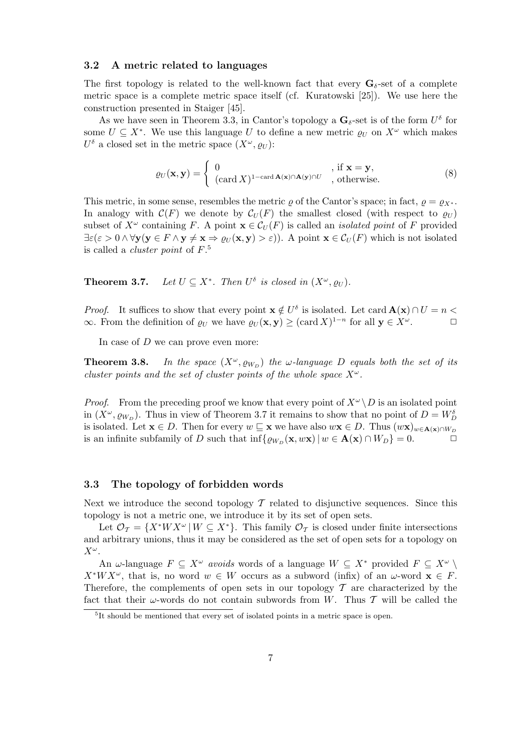### 3.2 A metric related to languages

The first topology is related to the well-known fact that every $\mathbf{G}_\delta$-set of a complete metric space is a complete metric space itself (cf. Kuratowski [25]). We use here the construction presented in Staiger [45].

As we have seen in Theorem 3.3, in Cantor's topology a $\mathbf{G}_\delta$-set is of the form $U^\delta$ for some $U \subseteq X^*$. We use this language $U$ to define a new metric $\varrho_U$ on $X^\omega$ which makes $U^\delta$ a closed set in the metric space $(X^\omega, \varrho_U)$:

$$\varrho_U(\mathbf{x},\mathbf{y}) = \begin{cases} 0 & \text{, if } \mathbf{x} = \mathbf{y}, \\ (\operatorname{card} X)^{1-\operatorname{card} \mathbf{A}(\mathbf{x}) \cap \mathbf{A}(\mathbf{y}) \cap U} & \text{, otherwise.} \end{cases} \tag{8}$$

This metric, in some sense, resembles the metric $\varrho$ of the Cantor's space; in fact, $\varrho = \varrho_{X^*}$. In analogy with $\mathcal{C}(F)$ we denote by $\mathcal{C}_U(F)$ the smallest closed (with respect to $\varrho_U$) subset of $X^\omega$ containing $F$. A point $\mathbf{x} \in \mathcal{C}_U(F)$ is called an *isolated point* of $F$ provided $\exists \varepsilon (\varepsilon > 0 \wedge \forall \mathbf{y} (\mathbf{y} \in F \wedge \mathbf{y} \neq \mathbf{x} \Rightarrow \varrho_U(\mathbf{x},\mathbf{y}) > \varepsilon))$. A point $\mathbf{x} \in \mathcal{C}_U(F)$ which is not isolated is called a *cluster point* of $F$.[5]

**Theorem 3.7.** *Let $U \subseteq X^*$. Then $U^\delta$ is closed in $(X^\omega, \varrho_U)$.*

*Proof.* It suffices to show that every point $\mathbf{x} \notin U^\delta$ is isolated. Let $\operatorname{card} \mathbf{A}(\mathbf{x}) \cap U = n < \infty$. From the definition of $\varrho_U$ we have $\varrho_U(\mathbf{x},\mathbf{y}) \geq (\operatorname{card} X)^{1-n}$ for all $\mathbf{y} \in X^\omega$. □

In case of $D$ we can prove even more:

**Theorem 3.8.** *In the space $(X^\omega, \varrho_{W_D})$ the $\omega$-language $D$ equals both the set of its cluster points and the set of cluster points of the whole space $X^\omega$.*

*Proof.* From the preceding proof we know that every point of $X^\omega \setminus D$ is an isolated point in $(X^\omega, \varrho_{W_D})$. Thus in view of Theorem 3.7 it remains to show that no point of $D = W_D^\delta$ is isolated. Let $\mathbf{x} \in D$. Then for every $w \sqsubseteq \mathbf{x}$ we have also $w\mathbf{x} \in D$. Thus $(w\mathbf{x})_{w \in \mathbf{A}(\mathbf{x}) \cap W_D}$ is an infinite subfamily of $D$ such that $\inf\{\varrho_{W_D}(\mathbf{x}, w\mathbf{x}) \mid w \in \mathbf{A}(\mathbf{x}) \cap W_D\} = 0$. □

### 3.3 The topology of forbidden words

Next we introduce the second topology $\mathcal{T}$ related to disjunctive sequences. Since this topology is not a metric one, we introduce it by its set of open sets.

Let $\mathcal{O}_\mathcal{T} = \{X^*WX^\omega \mid W \subseteq X^*\}$. This family $\mathcal{O}_\mathcal{T}$ is closed under finite intersections and arbitrary unions, thus it may be considered as the set of open sets for a topology on $X^\omega$.

An $\omega$-language $F \subseteq X^\omega$ *avoids* words of a language $W \subseteq X^*$ provided $F \subseteq X^\omega \setminus X^*WX^\omega$, that is, no word $w \in W$ occurs as a subword (infix) of an $\omega$-word $\mathbf{x} \in F$. Therefore, the complements of open sets in our topology $\mathcal{T}$ are characterized by the fact that their $\omega$-words do not contain subwords from $W$. Thus $\mathcal{T}$ will be called the

[5] It should be mentioned that every set of isolated points in a metric space is open.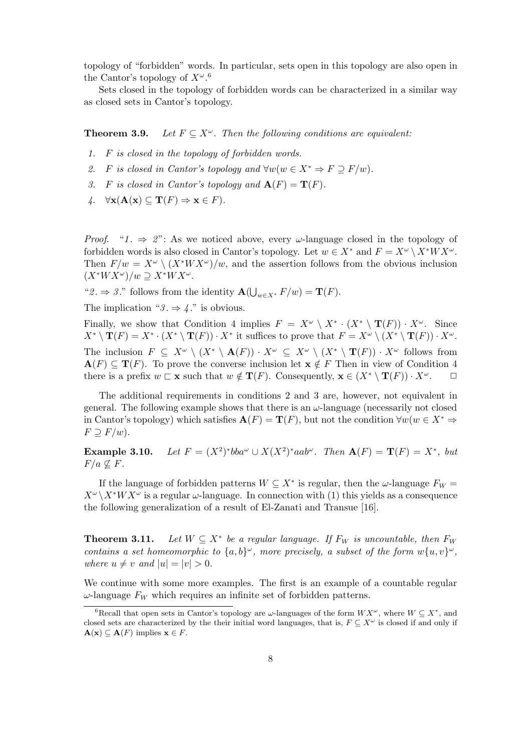topology of "forbidden" words. In particular, sets open in this topology are also open in the Cantor's topology of $X^\omega$.[6]

Sets closed in the topology of forbidden words can be characterized in a similar way as closed sets in Cantor's topology.

**Theorem 3.9.** *Let $F \subseteq X^\omega$. Then the following conditions are equivalent:*

1. *$F$ is closed in the topology of forbidden words.*
2. *$F$ is closed in Cantor's topology and $\forall w(w \in X^* \Rightarrow F \supseteq F/w)$.*
3. *$F$ is closed in Cantor's topology and $\mathbf{A}(F) = \mathbf{T}(F)$.*
4. *$\forall \mathbf{x}(\mathbf{A}(\mathbf{x}) \subseteq \mathbf{T}(F) \Rightarrow \mathbf{x} \in F)$.*

*Proof.* "*1.* $\Rightarrow$ *2*": As we noticed above, every $\omega$-language closed in the topology of forbidden words is also closed in Cantor's topology. Let $w \in X^*$ and $F = X^\omega \setminus X^*WX^\omega$. Then $F/w = X^\omega \setminus (X^*WX^\omega)/w$, and the assertion follows from the obvious inclusion $(X^*WX^\omega)/w \supseteq X^*WX^\omega$.

"*2.* $\Rightarrow$ *3.*" follows from the identity $\mathbf{A}(\bigcup_{w\in X^*} F/w) = \mathbf{T}(F)$.

The implication "*3.* $\Rightarrow$ *4.*" is obvious.

Finally, we show that Condition 4 implies $F = X^\omega \setminus X^* \cdot (X^* \setminus \mathbf{T}(F)) \cdot X^\omega$. Since $X^* \setminus \mathbf{T}(F) = X^* \cdot (X^* \setminus \mathbf{T}(F)) \cdot X^*$ it suffices to prove that $F = X^\omega \setminus (X^* \setminus \mathbf{T}(F)) \cdot X^\omega$.

The inclusion $F \subseteq X^\omega \setminus (X^* \setminus \mathbf{A}(F)) \cdot X^\omega \subseteq X^\omega \setminus (X^* \setminus \mathbf{T}(F)) \cdot X^\omega$ follows from $\mathbf{A}(F) \subseteq \mathbf{T}(F)$. To prove the converse inclusion let $\mathbf{x} \notin F$ Then in view of Condition 4 there is a prefix $w \sqsubset \mathbf{x}$ such that $w \notin \mathbf{T}(F)$. Consequently, $\mathbf{x} \in (X^* \setminus \mathbf{T}(F)) \cdot X^\omega$. $\square$

The additional requirements in conditions 2 and 3 are, however, not equivalent in general. The following example shows that there is an $\omega$-language (necessarily not closed in Cantor's topology) which satisfies $\mathbf{A}(F) = \mathbf{T}(F)$, but not the condition $\forall w(w \in X^* \Rightarrow F \supseteq F/w)$.

**Example 3.10.** *Let $F = (X^2)^*bba^\omega \cup X(X^2)^*aab^\omega$. Then $\mathbf{A}(F) = \mathbf{T}(F) = X^*$, but $F/a \not\subseteq F$.*

If the language of forbidden patterns $W \subseteq X^*$ is regular, then the $\omega$-language $F_W = X^\omega \setminus X^*WX^\omega$ is a regular $\omega$-language. In connection with (1) this yields as a consequence the following generalization of a result of El-Zanati and Transue [16].

**Theorem 3.11.** *Let $W \subseteq X^*$ be a regular language. If $F_W$ is uncountable, then $F_W$ contains a set homeomorphic to $\{a, b\}^\omega$, more precisely, a subset of the form $w\{u, v\}^\omega$, where $u \neq v$ and $|u| = |v| > 0$.*

We continue with some more examples. The first is an example of a countable regular $\omega$-language $F_W$ which requires an infinite set of forbidden patterns.

---

[6] Recall that open sets in Cantor's topology are $\omega$-languages of the form $WX^\omega$, where $W \subseteq X^*$, and closed sets are characterized by the their initial word languages, that is, $F \subseteq X^\omega$ is closed if and only if $\mathbf{A}(\mathbf{x}) \subseteq \mathbf{A}(F)$ implies $\mathbf{x} \in F$.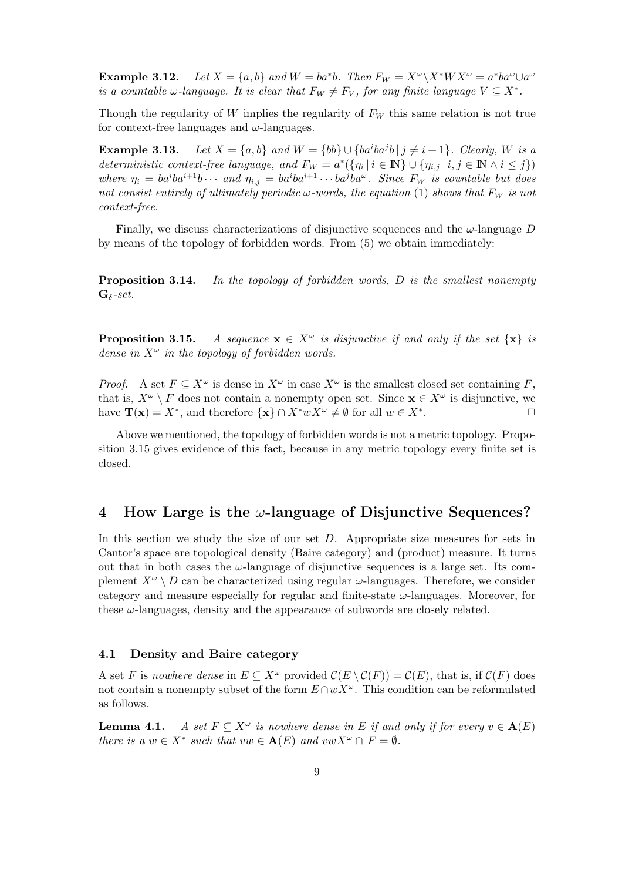**Example 3.12.** *Let $X = \{a, b\}$ and $W = ba^*b$. Then $F_W = X^\omega \setminus X^* W X^\omega = a^* b a^\omega \cup a^\omega$ is a countable $\omega$-language. It is clear that $F_W \neq F_V$, for any finite language $V \subseteq X^*$.*

Though the regularity of $W$ implies the regularity of $F_W$ this same relation is not true for context-free languages and $\omega$-languages.

**Example 3.13.** *Let $X = \{a, b\}$ and $W = \{bb\} \cup \{ba^i ba^j b \mid j \neq i + 1\}$. Clearly, $W$ is a deterministic context-free language, and $F_W = a^*(\{\eta_i \mid i \in \mathbb{N}\} \cup \{\eta_{i,j} \mid i, j \in \mathbb{N} \wedge i \leq j\})$ where $\eta_i = ba^i ba^{i+1} b \cdots$ and $\eta_{i,j} = ba^i ba^{i+1} \cdots ba^j ba^\omega$. Since $F_W$ is countable but does not consist entirely of ultimately periodic $\omega$-words, the equation (1) shows that $F_W$ is not context-free.*

Finally, we discuss characterizations of disjunctive sequences and the $\omega$-language $D$ by means of the topology of forbidden words. From (5) we obtain immediately:

**Proposition 3.14.** *In the topology of forbidden words, $D$ is the smallest nonempty $\mathbf{G}_\delta$-set.*

**Proposition 3.15.** *A sequence $\mathbf{x} \in X^\omega$ is disjunctive if and only if the set $\{\mathbf{x}\}$ is dense in $X^\omega$ in the topology of forbidden words.*

*Proof.* A set $F \subseteq X^\omega$ is dense in $X^\omega$ in case $X^\omega$ is the smallest closed set containing $F$, that is, $X^\omega \setminus F$ does not contain a nonempty open set. Since $\mathbf{x} \in X^\omega$ is disjunctive, we have $\mathbf{T}(\mathbf{x}) = X^*$, and therefore $\{\mathbf{x}\} \cap X^* w X^\omega \neq \emptyset$ for all $w \in X^*$. □

Above we mentioned, the topology of forbidden words is not a metric topology. Proposition 3.15 gives evidence of this fact, because in any metric topology every finite set is closed.

## 4 How Large is the $\omega$-language of Disjunctive Sequences?

In this section we study the size of our set $D$. Appropriate size measures for sets in Cantor's space are topological density (Baire category) and (product) measure. It turns out that in both cases the $\omega$-language of disjunctive sequences is a large set. Its complement $X^\omega \setminus D$ can be characterized using regular $\omega$-languages. Therefore, we consider category and measure especially for regular and finite-state $\omega$-languages. Moreover, for these $\omega$-languages, density and the appearance of subwords are closely related.

### 4.1 Density and Baire category

A set $F$ is *nowhere dense* in $E \subseteq X^\omega$ provided $\mathcal{C}(E \setminus \mathcal{C}(F)) = \mathcal{C}(E)$, that is, if $\mathcal{C}(F)$ does not contain a nonempty subset of the form $E \cap wX^\omega$. This condition can be reformulated as follows.

**Lemma 4.1.** *A set $F \subseteq X^\omega$ is nowhere dense in $E$ if and only if for every $v \in \mathbf{A}(E)$ there is a $w \in X^*$ such that $vw \in \mathbf{A}(E)$ and $vwX^\omega \cap F = \emptyset$.*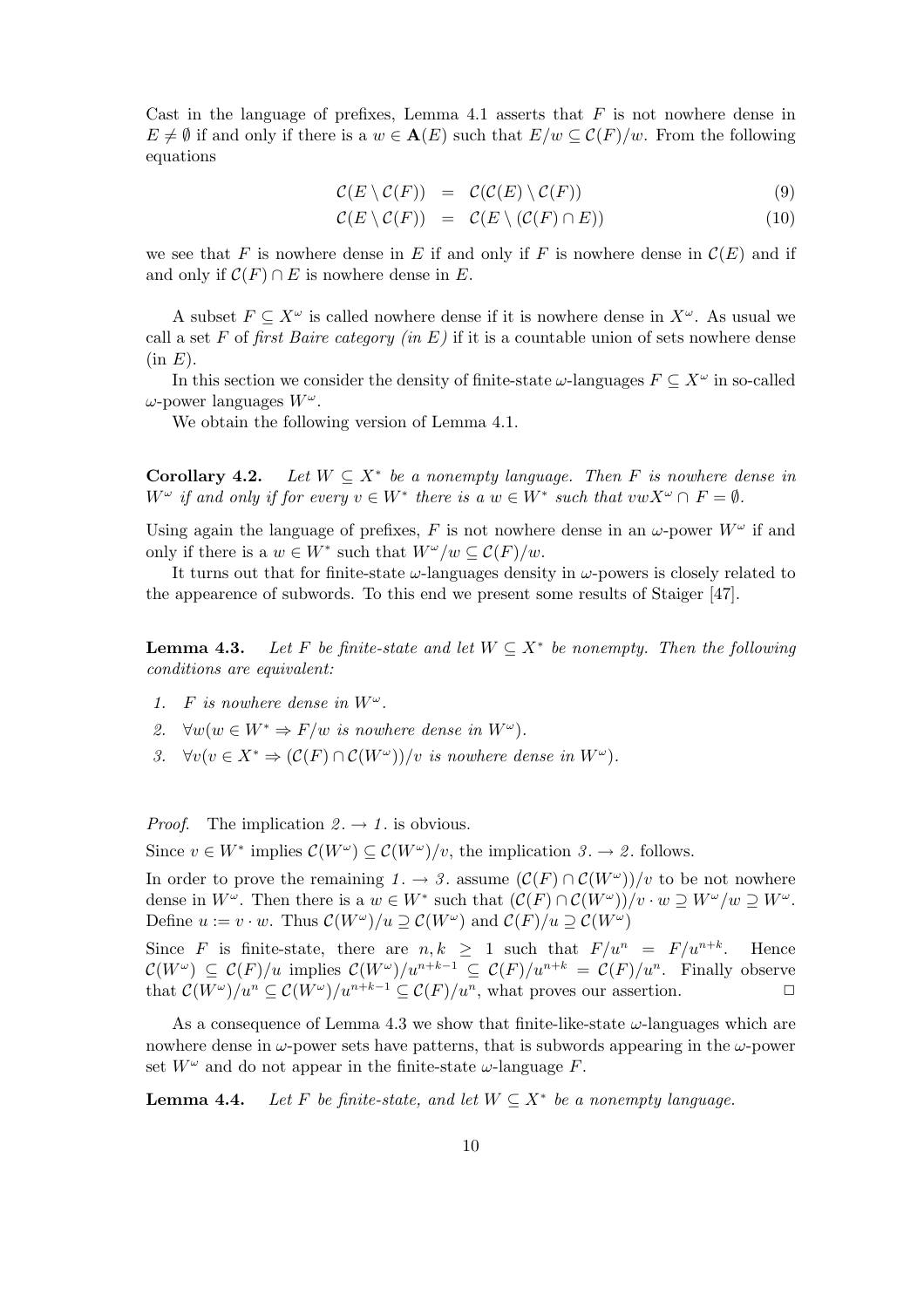Cast in the language of prefixes, Lemma 4.1 asserts that $F$ is not nowhere dense in $E \neq \emptyset$ if and only if there is a $w \in \mathbf{A}(E)$ such that $E/w \subseteq \mathcal{C}(F)/w$. From the following equations

$$\mathcal{C}(E \setminus \mathcal{C}(F)) = \mathcal{C}(\mathcal{C}(E) \setminus \mathcal{C}(F)) \tag{9}$$

$$\mathcal{C}(E \setminus \mathcal{C}(F)) = \mathcal{C}(E \setminus (\mathcal{C}(F) \cap E)) \tag{10}$$

we see that $F$ is nowhere dense in $E$ if and only if $F$ is nowhere dense in $\mathcal{C}(E)$ and if and only if $\mathcal{C}(F) \cap E$ is nowhere dense in $E$.

A subset $F \subseteq X^\omega$ is called nowhere dense if it is nowhere dense in $X^\omega$. As usual we call a set $F$ of *first Baire category (in $E$)* if it is a countable union of sets nowhere dense (in $E$).

In this section we consider the density of finite-state $\omega$-languages $F \subseteq X^\omega$ in so-called $\omega$-power languages $W^\omega$.

We obtain the following version of Lemma 4.1.

**Corollary 4.2.** *Let $W \subseteq X^*$ be a nonempty language. Then $F$ is nowhere dense in $W^\omega$ if and only if for every $v \in W^*$ there is a $w \in W^*$ such that $vwX^\omega \cap F = \emptyset$.*

Using again the language of prefixes, $F$ is not nowhere dense in an $\omega$-power $W^\omega$ if and only if there is a $w \in W^*$ such that $W^\omega/w \subseteq \mathcal{C}(F)/w$.

It turns out that for finite-state $\omega$-languages density in $\omega$-powers is closely related to the appearence of subwords. To this end we present some results of Staiger [47].

**Lemma 4.3.** *Let $F$ be finite-state and let $W \subseteq X^*$ be nonempty. Then the following conditions are equivalent:*

1. *$F$ is nowhere dense in $W^\omega$.*
2. *$\forall w(w \in W^* \Rightarrow F/w$ is nowhere dense in $W^\omega)$.*
3. *$\forall v(v \in X^* \Rightarrow (\mathcal{C}(F) \cap \mathcal{C}(W^\omega))/v$ is nowhere dense in $W^\omega)$.*

*Proof.* The implication $2. \to 1.$ is obvious.

Since $v \in W^*$ implies $\mathcal{C}(W^\omega) \subseteq \mathcal{C}(W^\omega)/v$, the implication $3. \to 2.$ follows.

In order to prove the remaining $1. \to 3.$ assume $(\mathcal{C}(F) \cap \mathcal{C}(W^\omega))/v$ to be not nowhere dense in $W^\omega$. Then there is a $w \in W^*$ such that $(\mathcal{C}(F) \cap \mathcal{C}(W^\omega))/v \cdot w \supseteq W^\omega/w \supseteq W^\omega$. Define $u := v \cdot w$. Thus $\mathcal{C}(W^\omega)/u \supseteq \mathcal{C}(W^\omega)$ and $\mathcal{C}(F)/u \supseteq \mathcal{C}(W^\omega)$

Since $F$ is finite-state, there are $n, k \geq 1$ such that $F/u^n = F/u^{n+k}$. Hence $\mathcal{C}(W^\omega) \subseteq \mathcal{C}(F)/u$ implies $\mathcal{C}(W^\omega)/u^{n+k-1} \subseteq \mathcal{C}(F)/u^{n+k} = \mathcal{C}(F)/u^n$. Finally observe that $\mathcal{C}(W^\omega)/u^n \subseteq \mathcal{C}(W^\omega)/u^{n+k-1} \subseteq \mathcal{C}(F)/u^n$, what proves our assertion. $\square$

As a consequence of Lemma 4.3 we show that finite-like-state $\omega$-languages which are nowhere dense in $\omega$-power sets have patterns, that is subwords appearing in the $\omega$-power set $W^\omega$ and do not appear in the finite-state $\omega$-language $F$.

**Lemma 4.4.** *Let $F$ be finite-state, and let $W \subseteq X^*$ be a nonempty language.*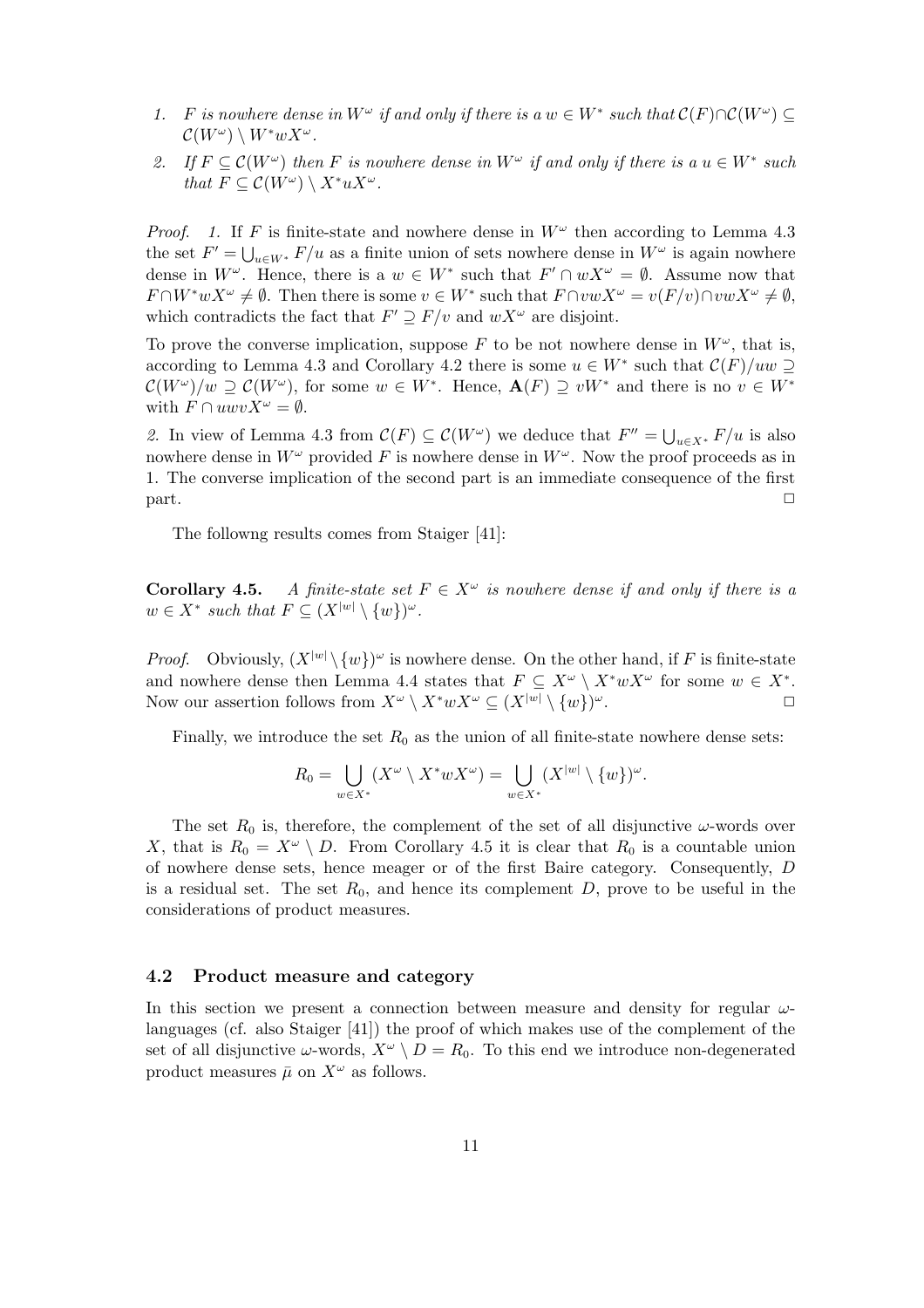1. *$F$ is nowhere dense in $W^\omega$ if and only if there is a $w \in W^*$ such that $\mathcal{C}(F) \cap \mathcal{C}(W^\omega) \subseteq \mathcal{C}(W^\omega) \setminus W^* w X^\omega$.*
2. *If $F \subseteq \mathcal{C}(W^\omega)$ then $F$ is nowhere dense in $W^\omega$ if and only if there is a $u \in W^*$ such that $F \subseteq \mathcal{C}(W^\omega) \setminus X^* u X^\omega$.*

*Proof.* *1.* If $F$ is finite-state and nowhere dense in $W^\omega$ then according to Lemma 4.3 the set $F' = \bigcup_{u \in W^*} F/u$ as a finite union of sets nowhere dense in $W^\omega$ is again nowhere dense in $W^\omega$. Hence, there is a $w \in W^*$ such that $F' \cap wX^\omega = \emptyset$. Assume now that $F \cap W^* w X^\omega \neq \emptyset$. Then there is some $v \in W^*$ such that $F \cap vwX^\omega = v(F/v) \cap vwX^\omega \neq \emptyset$, which contradicts the fact that $F' \supseteq F/v$ and $wX^\omega$ are disjoint.

To prove the converse implication, suppose $F$ to be not nowhere dense in $W^\omega$, that is, according to Lemma 4.3 and Corollary 4.2 there is some $u \in W^*$ such that $\mathcal{C}(F)/uw \supseteq \mathcal{C}(W^\omega)/w \supseteq \mathcal{C}(W^\omega)$, for some $w \in W^*$. Hence, $\mathbf{A}(F) \supseteq vW^*$ and there is no $v \in W^*$ with $F \cap uwvX^\omega = \emptyset$.

*2.* In view of Lemma 4.3 from $\mathcal{C}(F) \subseteq \mathcal{C}(W^\omega)$ we deduce that $F'' = \bigcup_{u \in X^*} F/u$ is also nowhere dense in $W^\omega$ provided $F$ is nowhere dense in $W^\omega$. Now the proof proceeds as in 1. The converse implication of the second part is an immediate consequence of the first part. □

The followng results comes from Staiger [41]:

**Corollary 4.5.** *A finite-state set $F \in X^\omega$ is nowhere dense if and only if there is a $w \in X^*$ such that $F \subseteq (X^{|w|} \setminus \{w\})^\omega$.*

*Proof.* Obviously, $(X^{|w|} \setminus \{w\})^\omega$ is nowhere dense. On the other hand, if $F$ is finite-state and nowhere dense then Lemma 4.4 states that $F \subseteq X^\omega \setminus X^* w X^\omega$ for some $w \in X^*$. Now our assertion follows from $X^\omega \setminus X^* w X^\omega \subseteq (X^{|w|} \setminus \{w\})^\omega$. □

Finally, we introduce the set $R_0$ as the union of all finite-state nowhere dense sets:

$$R_0 = \bigcup_{w \in X^*} (X^\omega \setminus X^* w X^\omega) = \bigcup_{w \in X^*} (X^{|w|} \setminus \{w\})^\omega.$$

The set $R_0$ is, therefore, the complement of the set of all disjunctive $\omega$-words over $X$, that is $R_0 = X^\omega \setminus D$. From Corollary 4.5 it is clear that $R_0$ is a countable union of nowhere dense sets, hence meager or of the first Baire category. Consequently, $D$ is a residual set. The set $R_0$, and hence its complement $D$, prove to be useful in the considerations of product measures.

### 4.2 Product measure and category

In this section we present a connection between measure and density for regular $\omega$-languages (cf. also Staiger [41]) the proof of which makes use of the complement of the set of all disjunctive $\omega$-words, $X^\omega \setminus D = R_0$. To this end we introduce non-degenerated product measures $\bar{\mu}$ on $X^\omega$ as follows.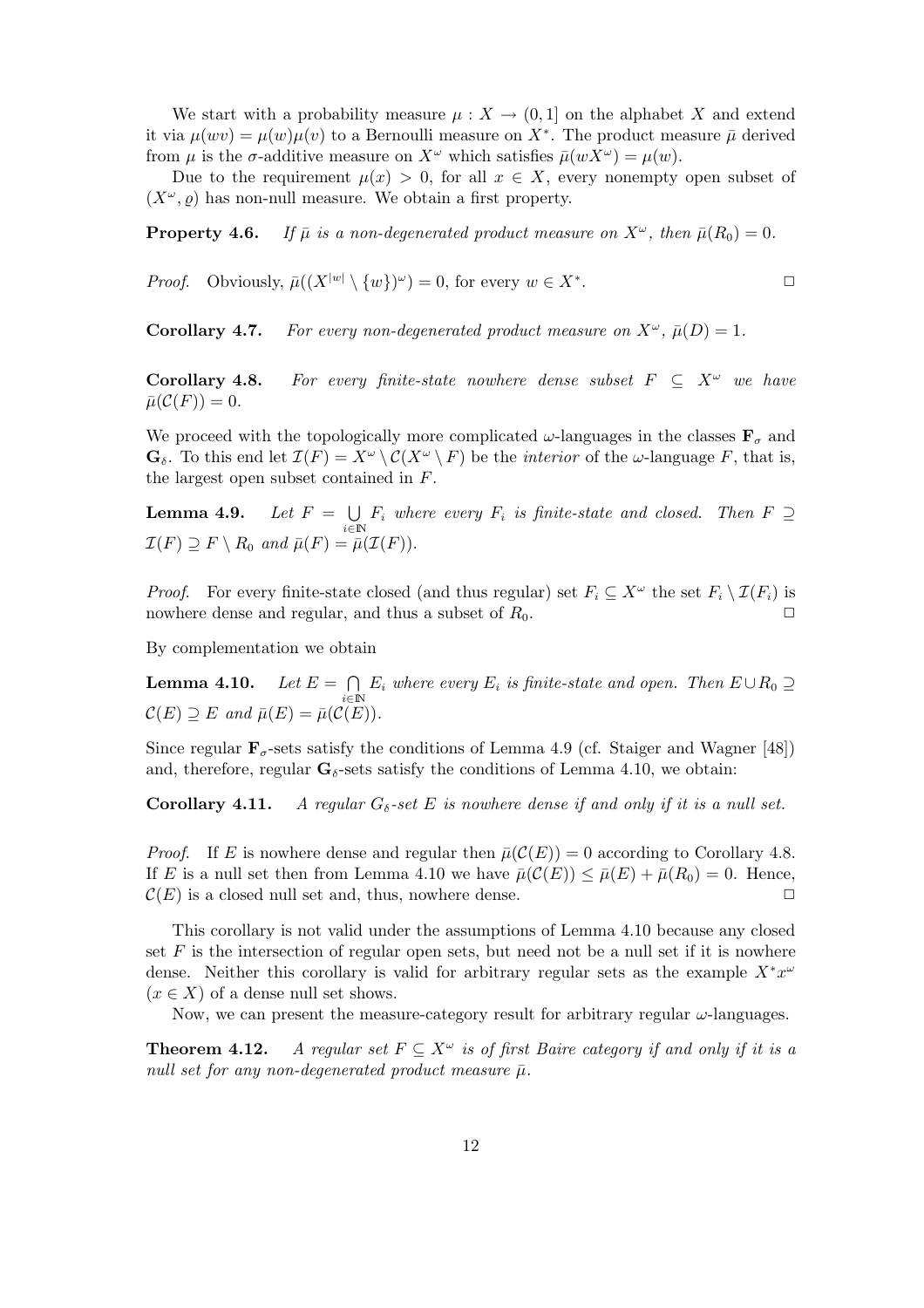We start with a probability measure $\mu : X \to (0,1]$ on the alphabet $X$ and extend it via $\mu(wv) = \mu(w)\mu(v)$ to a Bernoulli measure on $X^*$. The product measure $\bar{\mu}$ derived from $\mu$ is the $\sigma$-additive measure on $X^\omega$ which satisfies $\bar{\mu}(wX^\omega) = \mu(w)$.

Due to the requirement $\mu(x) > 0$, for all $x \in X$, every nonempty open subset of $(X^\omega, \varrho)$ has non-null measure. We obtain a first property.

**Property 4.6.** *If $\bar{\mu}$ is a non-degenerated product measure on $X^\omega$, then $\bar{\mu}(R_0) = 0$.*

*Proof.* Obviously, $\bar{\mu}((X^{|w|} \setminus \{w\})^\omega) = 0$, for every $w \in X^*$. □

**Corollary 4.7.** *For every non-degenerated product measure on $X^\omega$, $\bar{\mu}(D) = 1$.*

**Corollary 4.8.** *For every finite-state nowhere dense subset $F \subseteq X^\omega$ we have $\bar{\mu}(\mathcal{C}(F)) = 0$.*

We proceed with the topologically more complicated $\omega$-languages in the classes $\mathbf{F}_\sigma$ and $\mathbf{G}_\delta$. To this end let $\mathcal{I}(F) = X^\omega \setminus \mathcal{C}(X^\omega \setminus F)$ be the *interior* of the $\omega$-language $F$, that is, the largest open subset contained in $F$.

**Lemma 4.9.** *Let $F = \bigcup_{i \in \mathbb{N}} F_i$ where every $F_i$ is finite-state and closed. Then $F \supseteq \mathcal{I}(F) \supseteq F \setminus R_0$ and $\bar{\mu}(F) = \bar{\mu}(\mathcal{I}(F))$.*

*Proof.* For every finite-state closed (and thus regular) set $F_i \subseteq X^\omega$ the set $F_i \setminus \mathcal{I}(F_i)$ is nowhere dense and regular, and thus a subset of $R_0$. □

By complementation we obtain

**Lemma 4.10.** *Let $E = \bigcap_{i \in \mathbb{N}} E_i$ where every $E_i$ is finite-state and open. Then $E \cup R_0 \supseteq \mathcal{C}(E) \supseteq E$ and $\bar{\mu}(E) = \bar{\mu}(\mathcal{C}(E))$.*

Since regular $\mathbf{F}_\sigma$-sets satisfy the conditions of Lemma 4.9 (cf. Staiger and Wagner [48]) and, therefore, regular $\mathbf{G}_\delta$-sets satisfy the conditions of Lemma 4.10, we obtain:

**Corollary 4.11.** *A regular $G_\delta$-set $E$ is nowhere dense if and only if it is a null set.*

*Proof.* If $E$ is nowhere dense and regular then $\bar{\mu}(\mathcal{C}(E)) = 0$ according to Corollary 4.8. If $E$ is a null set then from Lemma 4.10 we have $\bar{\mu}(\mathcal{C}(E)) \le \bar{\mu}(E) + \bar{\mu}(R_0) = 0$. Hence, $\mathcal{C}(E)$ is a closed null set and, thus, nowhere dense. □

This corollary is not valid under the assumptions of Lemma 4.10 because any closed set $F$ is the intersection of regular open sets, but need not be a null set if it is nowhere dense. Neither this corollary is valid for arbitrary regular sets as the example $X^* x^\omega$ $(x \in X)$ of a dense null set shows.

Now, we can present the measure-category result for arbitrary regular $\omega$-languages.

**Theorem 4.12.** *A regular set $F \subseteq X^\omega$ is of first Baire category if and only if it is a null set for any non-degenerated product measure $\bar{\mu}$.*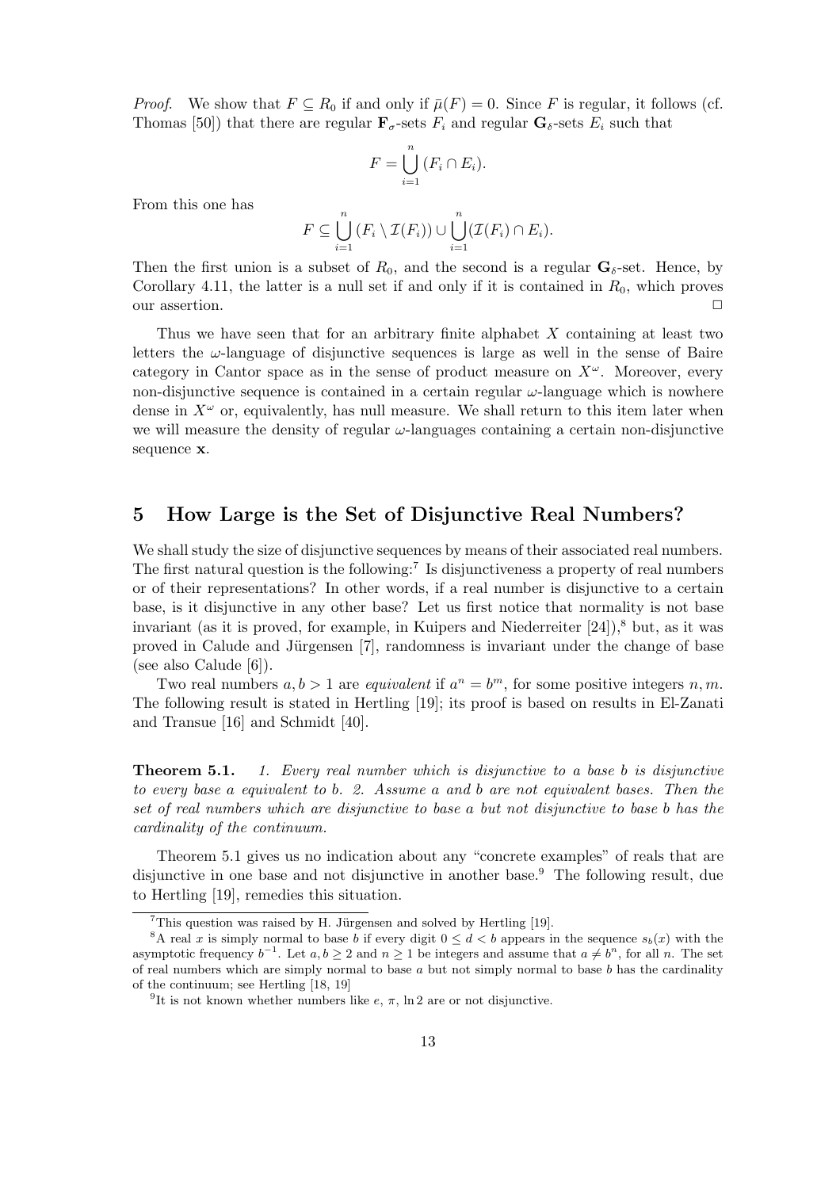*Proof.* We show that $F \subseteq R_0$ if and only if $\bar{\mu}(F) = 0$. Since $F$ is regular, it follows (cf. Thomas [50]) that there are regular $\mathbf{F}_\sigma$-sets $F_i$ and regular $\mathbf{G}_\delta$-sets $E_i$ such that

$$F = \bigcup_{i=1}^{n} (F_i \cap E_i).$$

From this one has

$$F \subseteq \bigcup_{i=1}^{n} (F_i \setminus \mathcal{I}(F_i)) \cup \bigcup_{i=1}^{n} (\mathcal{I}(F_i) \cap E_i).$$

Then the first union is a subset of $R_0$, and the second is a regular $\mathbf{G}_\delta$-set. Hence, by Corollary 4.11, the latter is a null set if and only if it is contained in $R_0$, which proves our assertion. □

Thus we have seen that for an arbitrary finite alphabet $X$ containing at least two letters the $\omega$-language of disjunctive sequences is large as well in the sense of Baire category in Cantor space as in the sense of product measure on $X^\omega$. Moreover, every non-disjunctive sequence is contained in a certain regular $\omega$-language which is nowhere dense in $X^\omega$ or, equivalently, has null measure. We shall return to this item later when we will measure the density of regular $\omega$-languages containing a certain non-disjunctive sequence $\mathbf{x}$.

## 5 How Large is the Set of Disjunctive Real Numbers?

We shall study the size of disjunctive sequences by means of their associated real numbers. The first natural question is the following:[7] Is disjunctiveness a property of real numbers or of their representations? In other words, if a real number is disjunctive to a certain base, is it disjunctive in any other base? Let us first notice that normality is not base invariant (as it is proved, for example, in Kuipers and Niederreiter [24]),[8] but, as it was proved in Calude and Jürgensen [7], randomness is invariant under the change of base (see also Calude [6]).

Two real numbers $a, b > 1$ are *equivalent* if $a^n = b^m$, for some positive integers $n, m$. The following result is stated in Hertling [19]; its proof is based on results in El-Zanati and Transue [16] and Schmidt [40].

**Theorem 5.1.** *1. Every real number which is disjunctive to a base $b$ is disjunctive to every base $a$ equivalent to $b$. 2. Assume $a$ and $b$ are not equivalent bases. Then the set of real numbers which are disjunctive to base $a$ but not disjunctive to base $b$ has the cardinality of the continuum.*

Theorem 5.1 gives us no indication about any "concrete examples" of reals that are disjunctive in one base and not disjunctive in another base.[9] The following result, due to Hertling [19], remedies this situation.

---

[7] This question was raised by H. Jürgensen and solved by Hertling [19].

[8] A real $x$ is simply normal to base $b$ if every digit $0 \le d < b$ appears in the sequence $s_b(x)$ with the asymptotic frequency $b^{-1}$. Let $a, b \ge 2$ and $n \ge 1$ be integers and assume that $a \ne b^n$, for all $n$. The set of real numbers which are simply normal to base $a$ but not simply normal to base $b$ has the cardinality of the continuum; see Hertling [18, 19]

[9] It is not known whether numbers like $e$, $\pi$, $\ln 2$ are or not disjunctive.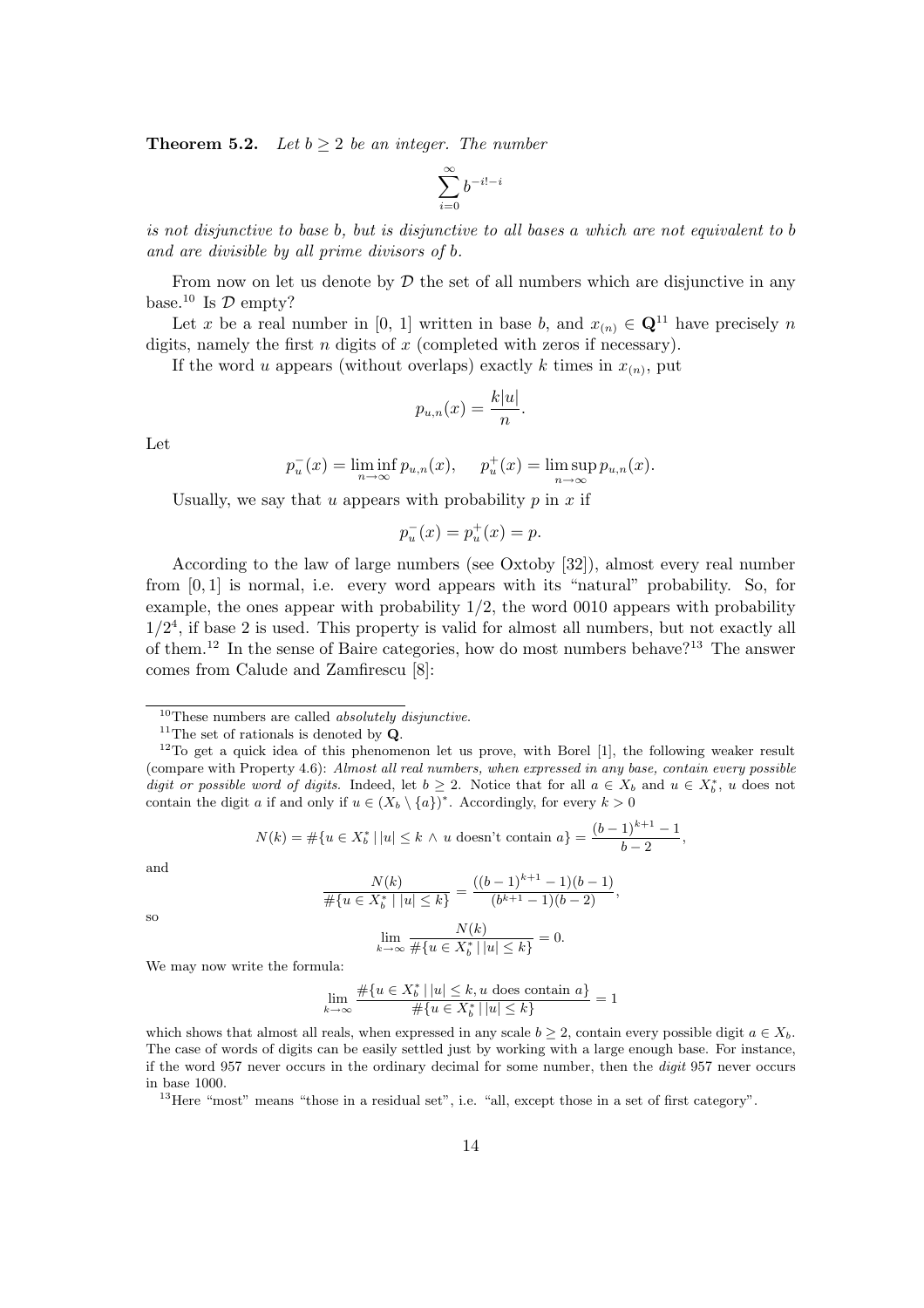**Theorem 5.2.** *Let $b \geq 2$ be an integer. The number*

$$\sum_{i=0}^{\infty} b^{-i!-i}$$

*is not disjunctive to base $b$, but is disjunctive to all bases $a$ which are not equivalent to $b$ and are divisible by all prime divisors of $b$.*

From now on let us denote by $\mathcal{D}$ the set of all numbers which are disjunctive in any base.[10] Is $\mathcal{D}$ empty?

Let $x$ be a real number in [0, 1] written in base $b$, and $x_{(n)} \in \mathbf{Q}$[11] have precisely $n$ digits, namely the first $n$ digits of $x$ (completed with zeros if necessary).

If the word $u$ appears (without overlaps) exactly $k$ times in $x_{(n)}$, put

$$p_{u,n}(x) = \frac{k|u|}{n}.$$

Let

$$p_u^-(x) = \liminf_{n\to\infty} p_{u,n}(x), \quad p_u^+(x) = \limsup_{n\to\infty} p_{u,n}(x).$$

Usually, we say that $u$ appears with probability $p$ in $x$ if

$$p_u^-(x) = p_u^+(x) = p.$$

According to the law of large numbers (see Oxtoby [32]), almost every real number from $[0, 1]$ is normal, i.e. every word appears with its "natural" probability. So, for example, the ones appear with probability $1/2$, the word 0010 appears with probability $1/2^4$, if base 2 is used. This property is valid for almost all numbers, but not exactly all of them.[12] In the sense of Baire categories, how do most numbers behave?[13] The answer comes from Calude and Zamfirescu [8]:

---

[10] These numbers are called *absolutely disjunctive*.

[11] The set of rationals is denoted by $\mathbf{Q}$.

[12] To get a quick idea of this phenomenon let us prove, with Borel [1], the following weaker result (compare with Property 4.6): *Almost all real numbers, when expressed in any base, contain every possible digit or possible word of digits.* Indeed, let $b \geq 2$. Notice that for all $a \in X_b$ and $u \in X_b^*$, $u$ does not contain the digit $a$ if and only if $u \in (X_b \setminus \{a\})^*$. Accordingly, for every $k > 0$

$$N(k) = \#\{u \in X_b^* \,|\, |u| \leq k \wedge u \text{ doesn't contain } a\} = \frac{(b-1)^{k+1} - 1}{b-2},$$

and

$$\frac{N(k)}{\#\{u \in X_b^* \,|\, |u| \leq k\}} = \frac{((b-1)^{k+1} - 1)(b-1)}{(b^{k+1} - 1)(b-2)},$$

so

$$\lim_{k\to\infty} \frac{N(k)}{\#\{u \in X_b^* \,|\, |u| \leq k\}} = 0.$$

We may now write the formula:

$$\lim_{k\to\infty} \frac{\#\{u \in X_b^* \,|\, |u| \leq k, u \text{ does contain } a\}}{\#\{u \in X_b^* \,|\, |u| \leq k\}} = 1$$

which shows that almost all reals, when expressed in any scale $b \geq 2$, contain every possible digit $a \in X_b$. The case of words of digits can be easily settled just by working with a large enough base. For instance, if the word 957 never occurs in the ordinary decimal for some number, then the *digit* 957 never occurs in base 1000.

[13] Here "most" means "those in a residual set", i.e. "all, except those in a set of first category".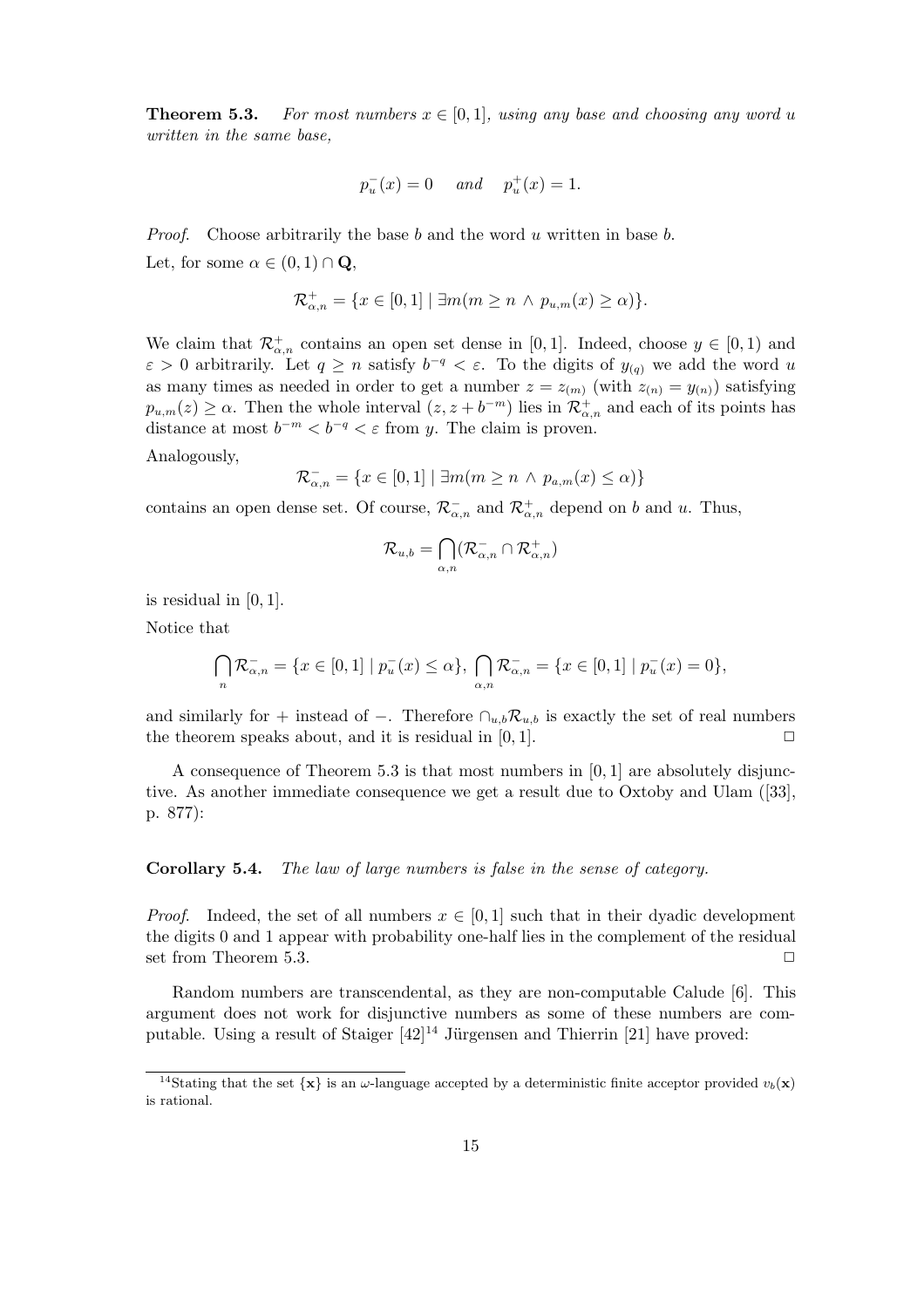**Theorem 5.3.** *For most numbers $x \in [0,1]$, using any base and choosing any word $u$ written in the same base,*

$$p_u^-(x) = 0 \quad \textit{and} \quad p_u^+(x) = 1.$$

*Proof.* Choose arbitrarily the base $b$ and the word $u$ written in base $b$.

Let, for some $\alpha \in (0,1) \cap \mathbf{Q}$,

$$\mathcal{R}_{\alpha,n}^+ = \{x \in [0,1] \mid \exists m (m \geq n \wedge p_{u,m}(x) \geq \alpha)\}.$$

We claim that $\mathcal{R}_{\alpha,n}^+$ contains an open set dense in $[0,1]$. Indeed, choose $y \in [0,1)$ and $\varepsilon > 0$ arbitrarily. Let $q \geq n$ satisfy $b^{-q} < \varepsilon$. To the digits of $y_{(q)}$ we add the word $u$ as many times as needed in order to get a number $z = z_{(m)}$ (with $z_{(n)} = y_{(n)}$) satisfying $p_{u,m}(z) \geq \alpha$. Then the whole interval $(z, z + b^{-m})$ lies in $\mathcal{R}_{\alpha,n}^+$ and each of its points has distance at most $b^{-m} < b^{-q} < \varepsilon$ from $y$. The claim is proven.

Analogously,

$$\mathcal{R}_{\alpha,n}^- = \{x \in [0,1] \mid \exists m (m \geq n \wedge p_{a,m}(x) \leq \alpha)\}$$

contains an open dense set. Of course, $\mathcal{R}_{\alpha,n}^-$ and $\mathcal{R}_{\alpha,n}^+$ depend on $b$ and $u$. Thus,

$$\mathcal{R}_{u,b} = \bigcap_{\alpha,n} (\mathcal{R}_{\alpha,n}^- \cap \mathcal{R}_{\alpha,n}^+)$$

is residual in $[0,1]$.

Notice that

$$\bigcap_n \mathcal{R}_{\alpha,n}^- = \{x \in [0,1] \mid p_u^-(x) \leq \alpha\}, \; \bigcap_{\alpha,n} \mathcal{R}_{\alpha,n}^- = \{x \in [0,1] \mid p_u^-(x) = 0\},$$

and similarly for $+$ instead of $-$. Therefore $\cap_{u,b} \mathcal{R}_{u,b}$ is exactly the set of real numbers the theorem speaks about, and it is residual in $[0,1]$. ◻

A consequence of Theorem 5.3 is that most numbers in $[0,1]$ are absolutely disjunctive. As another immediate consequence we get a result due to Oxtoby and Ulam ([33], p. 877):

**Corollary 5.4.** *The law of large numbers is false in the sense of category.*

*Proof.* Indeed, the set of all numbers $x \in [0,1]$ such that in their dyadic development the digits 0 and 1 appear with probability one-half lies in the complement of the residual set from Theorem 5.3. ◻

Random numbers are transcendental, as they are non-computable Calude [6]. This argument does not work for disjunctive numbers as some of these numbers are computable. Using a result of Staiger [42][14] Jürgensen and Thierrin [21] have proved:

[14] Stating that the set $\{\mathbf{x}\}$ is an $\omega$-language accepted by a deterministic finite acceptor provided $v_b(\mathbf{x})$ is rational.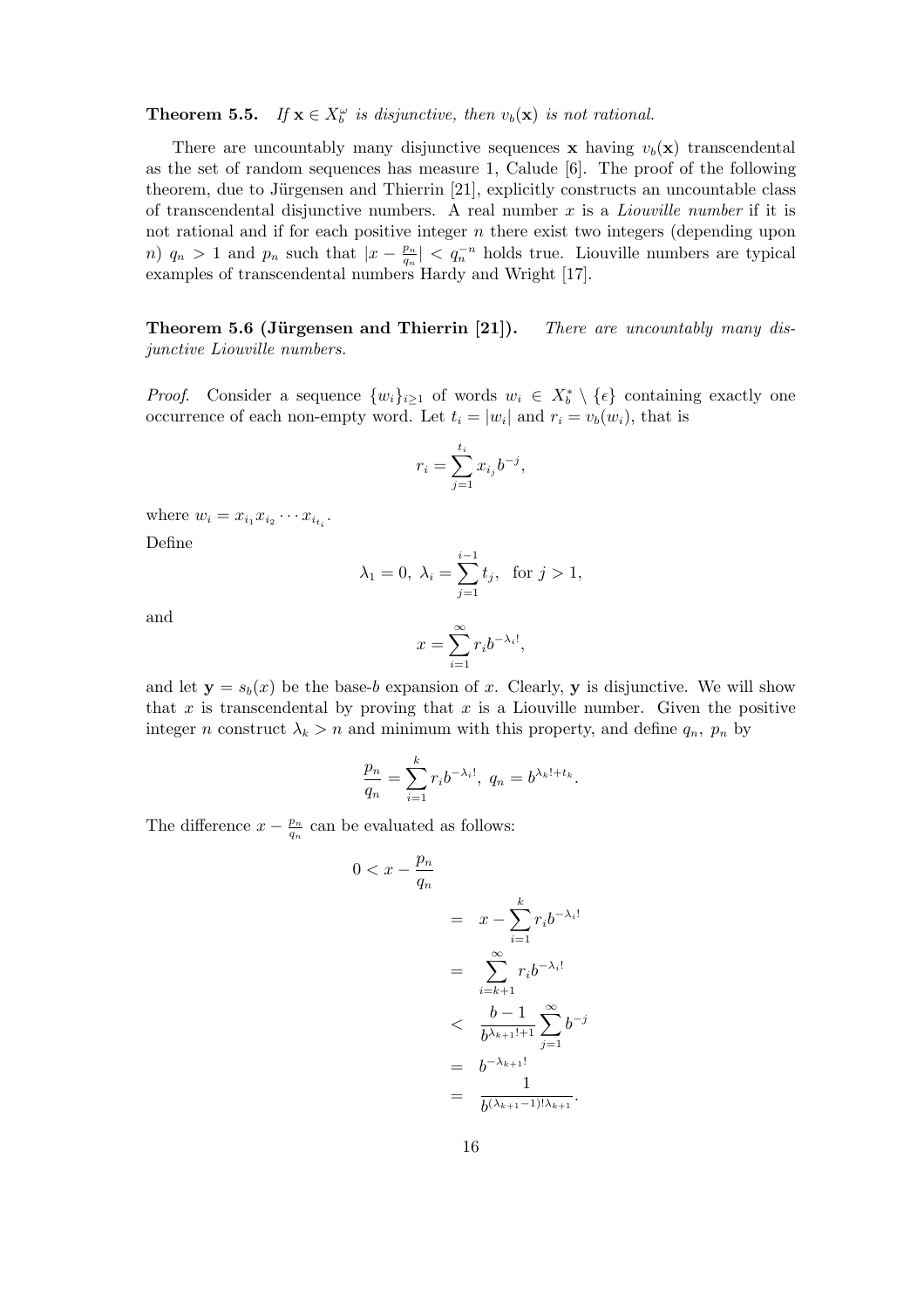**Theorem 5.5.** *If $\mathbf{x} \in X_b^\omega$ is disjunctive, then $v_b(\mathbf{x})$ is not rational.*

There are uncountably many disjunctive sequences $\mathbf{x}$ having $v_b(\mathbf{x})$ transcendental as the set of random sequences has measure 1, Calude [6]. The proof of the following theorem, due to Jürgensen and Thierrin [21], explicitly constructs an uncountable class of transcendental disjunctive numbers. A real number $x$ is a *Liouville number* if it is not rational and if for each positive integer $n$ there exist two integers (depending upon $n$) $q_n > 1$ and $p_n$ such that $|x - \frac{p_n}{q_n}| < q_n^{-n}$ holds true. Liouville numbers are typical examples of transcendental numbers Hardy and Wright [17].

**Theorem 5.6 (Jürgensen and Thierrin [21]).** *There are uncountably many disjunctive Liouville numbers.*

*Proof.* Consider a sequence $\{w_i\}_{i\geq 1}$ of words $w_i \in X_b^* \setminus \{\epsilon\}$ containing exactly one occurrence of each non-empty word. Let $t_i = |w_i|$ and $r_i = v_b(w_i)$, that is

$$r_i = \sum_{j=1}^{t_i} x_{i_j} b^{-j},$$

where $w_i = x_{i_1} x_{i_2} \cdots x_{i_{t_i}}$.

Define

$$\lambda_1 = 0, \ \lambda_i = \sum_{j=1}^{i-1} t_j, \ \text{ for } j > 1,$$

and

$$x = \sum_{i=1}^{\infty} r_i b^{-\lambda_i!},$$

and let $\mathbf{y} = s_b(x)$ be the base-$b$ expansion of $x$. Clearly, $\mathbf{y}$ is disjunctive. We will show that $x$ is transcendental by proving that $x$ is a Liouville number. Given the positive integer $n$ construct $\lambda_k > n$ and minimum with this property, and define $q_n$, $p_n$ by

$$\frac{p_n}{q_n} = \sum_{i=1}^{k} r_i b^{-\lambda_i!}, \ q_n = b^{\lambda_k! + t_k}.$$

The difference $x - \frac{p_n}{q_n}$ can be evaluated as follows:

$$\begin{aligned}
0 < x - \frac{p_n}{q_n} & \\
&= x - \sum_{i=1}^{k} r_i b^{-\lambda_i!} \\
&= \sum_{i=k+1}^{\infty} r_i b^{-\lambda_i!} \\
&< \frac{b-1}{b^{\lambda_{k+1}!+1}} \sum_{j=1}^{\infty} b^{-j} \\
&= b^{-\lambda_{k+1}!} \\
&= \frac{1}{b^{(\lambda_{k+1}-1)!\lambda_{k+1}}}.
\end{aligned}$$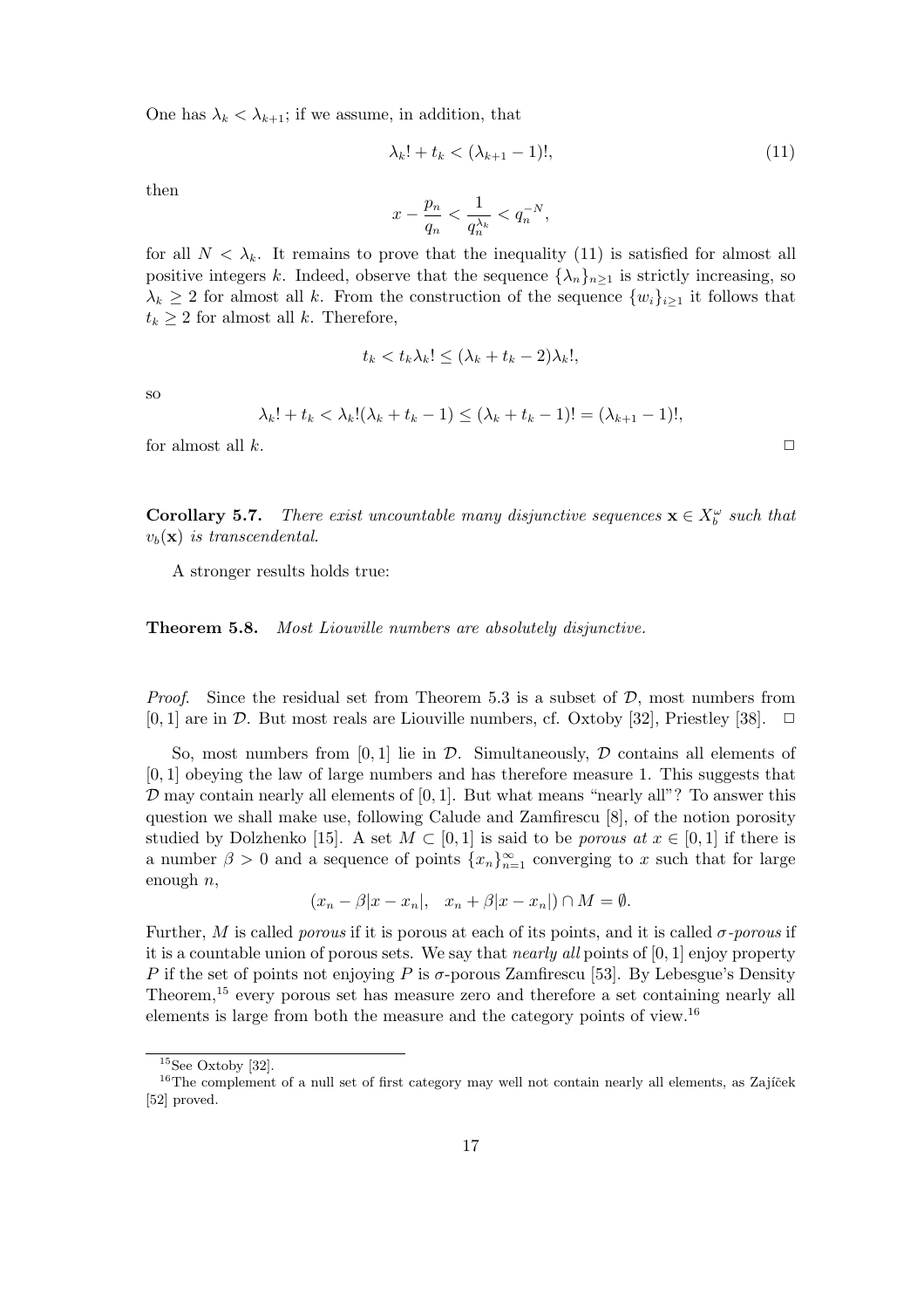One has $\lambda_k < \lambda_{k+1}$; if we assume, in addition, that

$$\lambda_k! + t_k < (\lambda_{k+1} - 1)!, \tag{11}$$

then

$$x - \frac{p_n}{q_n} < \frac{1}{q_n^{\lambda_k}} < q_n^{-N},$$

for all $N < \lambda_k$. It remains to prove that the inequality (11) is satisfied for almost all positive integers $k$. Indeed, observe that the sequence $\{\lambda_n\}_{n\geq 1}$ is strictly increasing, so $\lambda_k \geq 2$ for almost all $k$. From the construction of the sequence $\{w_i\}_{i\geq 1}$ it follows that $t_k \geq 2$ for almost all $k$. Therefore,

$$t_k < t_k \lambda_k! \leq (\lambda_k + t_k - 2)\lambda_k!,$$

so

$$\lambda_k! + t_k < \lambda_k!(\lambda_k + t_k - 1) \leq (\lambda_k + t_k - 1)! = (\lambda_{k+1} - 1)!,$$

for almost all $k$. $\square$

**Corollary 5.7.** *There exist uncountable many disjunctive sequences $\mathbf{x} \in X_b^\omega$ such that $v_b(\mathbf{x})$ is transcendental.*

A stronger results holds true:

**Theorem 5.8.** *Most Liouville numbers are absolutely disjunctive.*

*Proof.* Since the residual set from Theorem 5.3 is a subset of $\mathcal{D}$, most numbers from $[0,1]$ are in $\mathcal{D}$. But most reals are Liouville numbers, cf. Oxtoby [32], Priestley [38]. $\square$

So, most numbers from $[0,1]$ lie in $\mathcal{D}$. Simultaneously, $\mathcal{D}$ contains all elements of $[0,1]$ obeying the law of large numbers and has therefore measure 1. This suggests that $\mathcal{D}$ may contain nearly all elements of $[0,1]$. But what means "nearly all"? To answer this question we shall make use, following Calude and Zamfirescu [8], of the notion porosity studied by Dolzhenko [15]. A set $M \subset [0,1]$ is said to be *porous at* $x \in [0,1]$ if there is a number $\beta > 0$ and a sequence of points $\{x_n\}_{n=1}^{\infty}$ converging to $x$ such that for large enough $n$,

$$(x_n - \beta|x - x_n|, \quad x_n + \beta|x - x_n|) \cap M = \emptyset.$$

Further, $M$ is called *porous* if it is porous at each of its points, and it is called *$\sigma$-porous* if it is a countable union of porous sets. We say that *nearly all* points of $[0,1]$ enjoy property $P$ if the set of points not enjoying $P$ is $\sigma$-porous Zamfirescu [53]. By Lebesgue's Density Theorem,[15] every porous set has measure zero and therefore a set containing nearly all elements is large from both the measure and the category points of view.[16]

[15] See Oxtoby [32].

[16] The complement of a null set of first category may well not contain nearly all elements, as Zajíček [52] proved.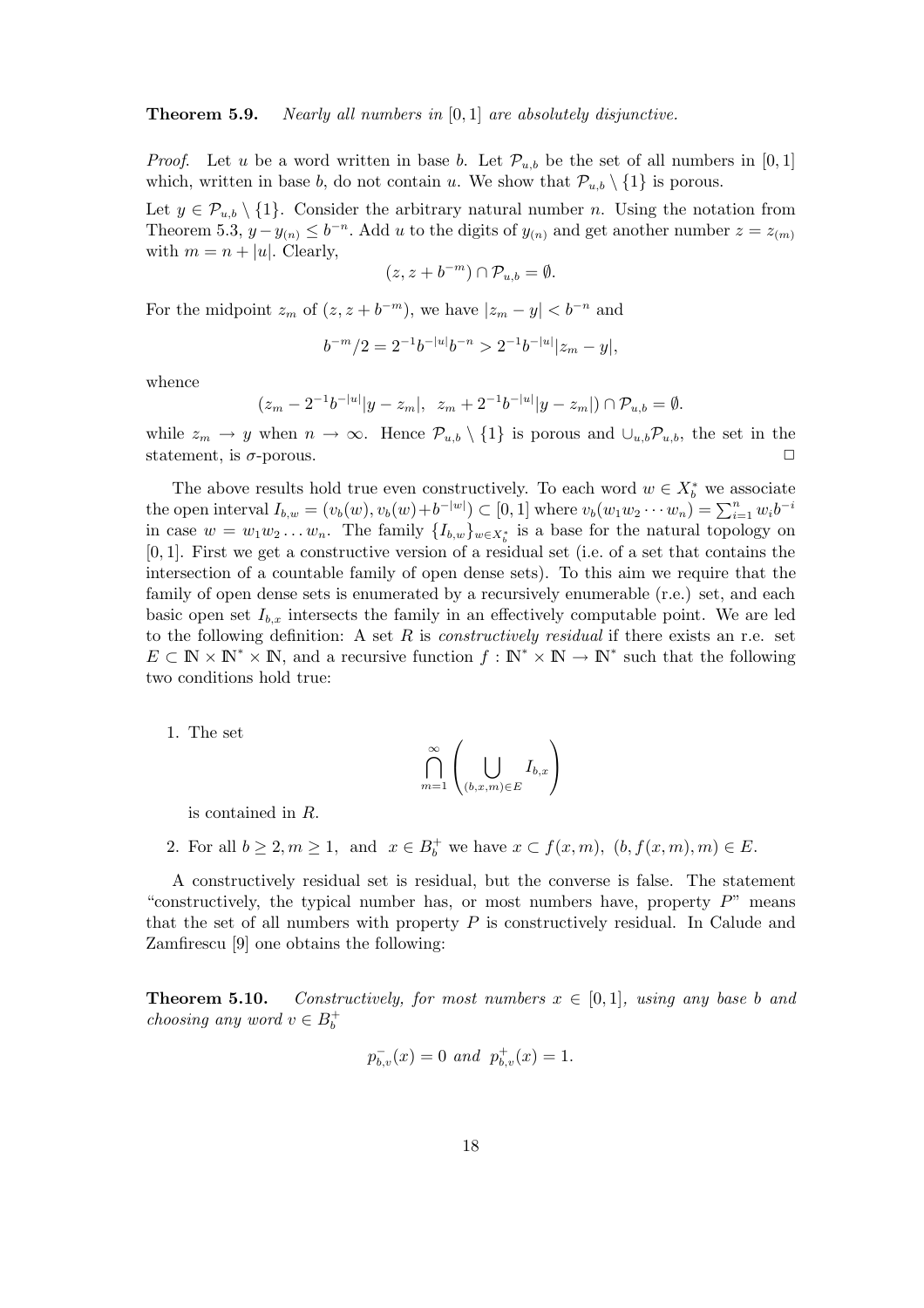**Theorem 5.9.** *Nearly all numbers in $[0,1]$ are absolutely disjunctive.*

*Proof.* Let $u$ be a word written in base $b$. Let $\mathcal{P}_{u,b}$ be the set of all numbers in $[0,1]$ which, written in base $b$, do not contain $u$. We show that $\mathcal{P}_{u,b} \setminus \{1\}$ is porous.

Let $y \in \mathcal{P}_{u,b} \setminus \{1\}$. Consider the arbitrary natural number $n$. Using the notation from Theorem 5.3, $y - y_{(n)} \leq b^{-n}$. Add $u$ to the digits of $y_{(n)}$ and get another number $z = z_{(m)}$ with $m = n + |u|$. Clearly,

$$(z, z + b^{-m}) \cap \mathcal{P}_{u,b} = \emptyset.$$

For the midpoint $z_m$ of $(z, z + b^{-m})$, we have $|z_m - y| < b^{-n}$ and

$$b^{-m}/2 = 2^{-1}b^{-|u|}b^{-n} > 2^{-1}b^{-|u|}|z_m - y|,$$

whence

$$(z_m - 2^{-1}b^{-|u|}|y - z_m|, \;\; z_m + 2^{-1}b^{-|u|}|y - z_m|) \cap \mathcal{P}_{u,b} = \emptyset.$$

while $z_m \to y$ when $n \to \infty$. Hence $\mathcal{P}_{u,b} \setminus \{1\}$ is porous and $\cup_{u,b}\mathcal{P}_{u,b}$, the set in the statement, is $\sigma$-porous. $\square$

The above results hold true even constructively. To each word $w \in X_b^*$ we associate the open interval $I_{b,w} = (v_b(w), v_b(w) + b^{-|w|}) \subset [0,1]$ where $v_b(w_1 w_2 \cdots w_n) = \sum_{i=1}^{n} w_i b^{-i}$ in case $w = w_1 w_2 \ldots w_n$. The family $\{I_{b,w}\}_{w \in X_b^*}$ is a base for the natural topology on $[0,1]$. First we get a constructive version of a residual set (i.e. of a set that contains the intersection of a countable family of open dense sets). To this aim we require that the family of open dense sets is enumerated by a recursively enumerable (r.e.) set, and each basic open set $I_{b,x}$ intersects the family in an effectively computable point. We are led to the following definition: A set $R$ is *constructively residual* if there exists an r.e. set $E \subset \mathbb{N} \times \mathbb{N}^* \times \mathbb{N}$, and a recursive function $f : \mathbb{N}^* \times \mathbb{N} \to \mathbb{N}^*$ such that the following two conditions hold true:

1. The set
$$\bigcap_{m=1}^{\infty} \left( \bigcup_{(b,x,m) \in E} I_{b,x} \right)$$
is contained in $R$.

2. For all $b \geq 2, m \geq 1,$ and $x \in B_b^+$ we have $x \subset f(x,m),\ (b, f(x,m), m) \in E$.

A constructively residual set is residual, but the converse is false. The statement "constructively, the typical number has, or most numbers have, property $P$" means that the set of all numbers with property $P$ is constructively residual. In Calude and Zamfirescu [9] one obtains the following:

**Theorem 5.10.** *Constructively, for most numbers $x \in [0,1]$, using any base $b$ and choosing any word $v \in B_b^+$*

$$p_{b,v}^{-}(x) = 0 \;\; and \;\; p_{b,v}^{+}(x) = 1.$$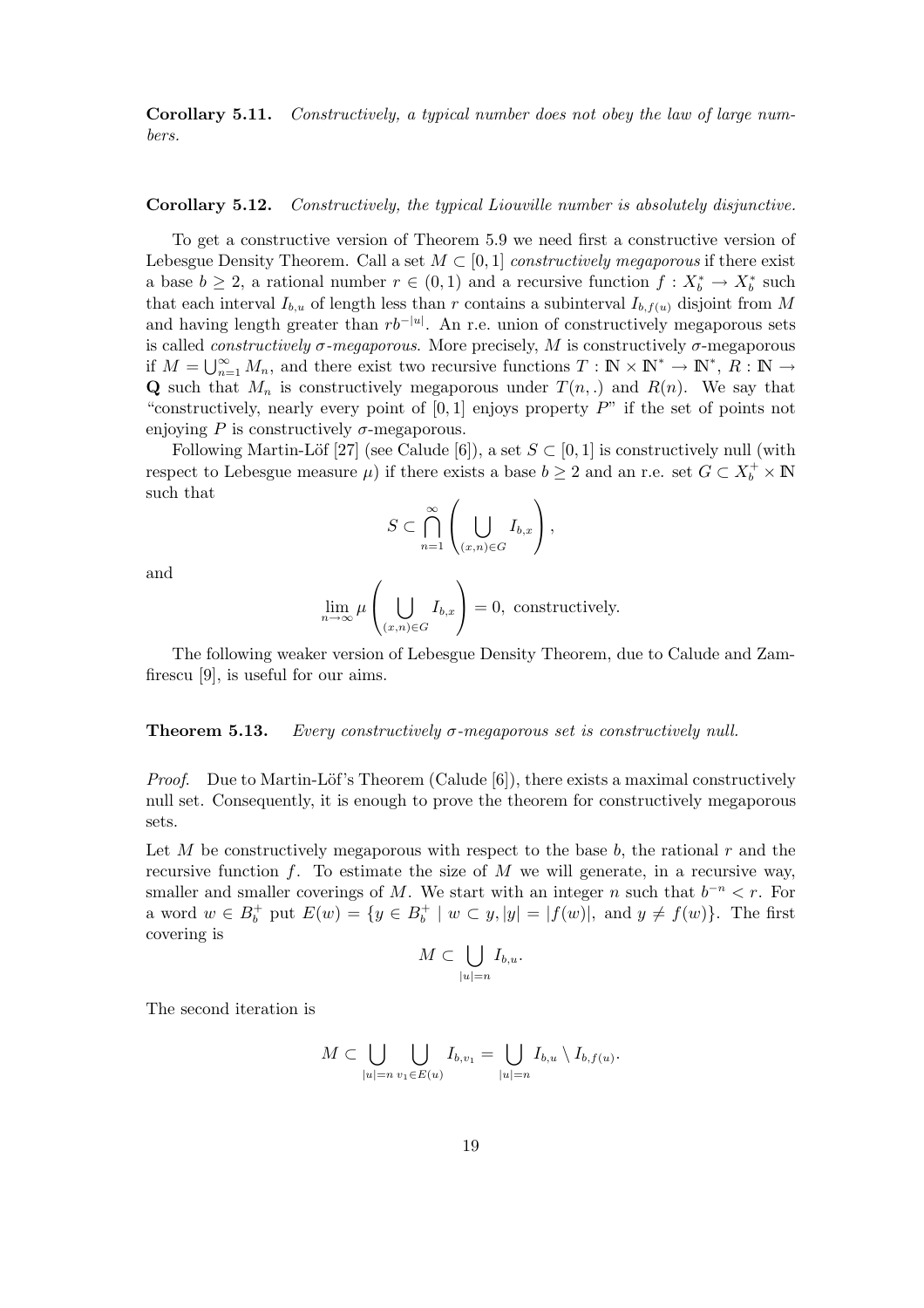**Corollary 5.11.** *Constructively, a typical number does not obey the law of large numbers.*

**Corollary 5.12.** *Constructively, the typical Liouville number is absolutely disjunctive.*

To get a constructive version of Theorem 5.9 we need first a constructive version of Lebesgue Density Theorem. Call a set $M \subset [0,1]$ *constructively megaporous* if there exist a base $b \geq 2$, a rational number $r \in (0,1)$ and a recursive function $f : X_b^* \to X_b^*$ such that each interval $I_{b,u}$ of length less than $r$ contains a subinterval $I_{b,f(u)}$ disjoint from $M$ and having length greater than $rb^{-|u|}$. An r.e. union of constructively megaporous sets is called *constructively $\sigma$-megaporous*. More precisely, $M$ is constructively $\sigma$-megaporous if $M = \bigcup_{n=1}^{\infty} M_n$, and there exist two recursive functions $T : \mathbb{N} \times \mathbb{N}^* \to \mathbb{N}^*$, $R : \mathbb{N} \to \mathbf{Q}$ such that $M_n$ is constructively megaporous under $T(n,.)$ and $R(n)$. We say that "constructively, nearly every point of $[0,1]$ enjoys property $P$" if the set of points not enjoying $P$ is constructively $\sigma$-megaporous.

Following Martin-Löf [27] (see Calude [6]), a set $S \subset [0,1]$ is constructively null (with respect to Lebesgue measure $\mu$) if there exists a base $b \geq 2$ and an r.e. set $G \subset X_b^+ \times \mathbb{N}$ such that

$$S \subset \bigcap_{n=1}^{\infty} \left( \bigcup_{(x,n) \in G} I_{b,x} \right),$$

and

$$\lim_{n \to \infty} \mu \left( \bigcup_{(x,n) \in G} I_{b,x} \right) = 0, \text{ constructively.}$$

The following weaker version of Lebesgue Density Theorem, due to Calude and Zamfirescu [9], is useful for our aims.

**Theorem 5.13.** *Every constructively $\sigma$-megaporous set is constructively null.*

*Proof.* Due to Martin-Löf's Theorem (Calude [6]), there exists a maximal constructively null set. Consequently, it is enough to prove the theorem for constructively megaporous sets.

Let $M$ be constructively megaporous with respect to the base $b$, the rational $r$ and the recursive function $f$. To estimate the size of $M$ we will generate, in a recursive way, smaller and smaller coverings of $M$. We start with an integer $n$ such that $b^{-n} < r$. For a word $w \in B_b^+$ put $E(w) = \{y \in B_b^+ \mid w \subset y, |y| = |f(w)|, \text{ and } y \neq f(w)\}$. The first covering is

$$M \subset \bigcup_{|u|=n} I_{b,u}.$$

The second iteration is

$$M \subset \bigcup_{|u|=n} \bigcup_{v_1 \in E(u)} I_{b,v_1} = \bigcup_{|u|=n} I_{b,u} \setminus I_{b,f(u)}.$$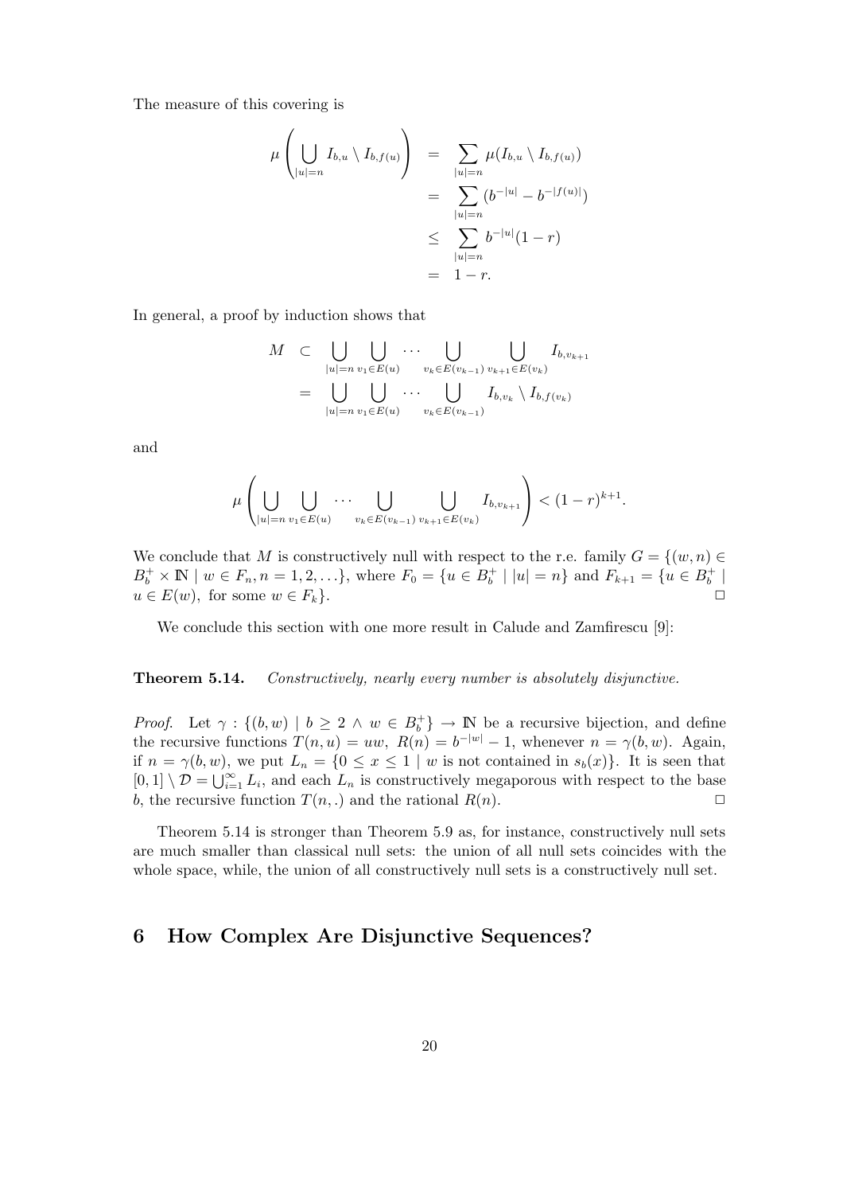The measure of this covering is

$$
\begin{aligned}
\mu\left(\bigcup_{|u|=n} I_{b,u} \setminus I_{b,f(u)}\right) &= \sum_{|u|=n} \mu(I_{b,u} \setminus I_{b,f(u)}) \\
&= \sum_{|u|=n} (b^{-|u|} - b^{-|f(u)|}) \\
&\leq \sum_{|u|=n} b^{-|u|}(1-r) \\
&= 1-r.
\end{aligned}
$$

In general, a proof by induction shows that

$$
\begin{aligned}
M &\subset \bigcup_{|u|=n} \bigcup_{v_1 \in E(u)} \cdots \bigcup_{v_k \in E(v_{k-1})} \bigcup_{v_{k+1} \in E(v_k)} I_{b,v_{k+1}} \\
&= \bigcup_{|u|=n} \bigcup_{v_1 \in E(u)} \cdots \bigcup_{v_k \in E(v_{k-1})} I_{b,v_k} \setminus I_{b,f(v_k)}
\end{aligned}
$$

and

$$
\mu\left(\bigcup_{|u|=n} \bigcup_{v_1 \in E(u)} \cdots \bigcup_{v_k \in E(v_{k-1})} \bigcup_{v_{k+1} \in E(v_k)} I_{b,v_{k+1}}\right) < (1-r)^{k+1}.
$$

We conclude that $M$ is constructively null with respect to the r.e. family $G = \{(w,n) \in B_b^+ \times \mathbb{N} \mid w \in F_n, n = 1,2,\ldots\}$, where $F_0 = \{u \in B_b^+ \mid |u| = n\}$ and $F_{k+1} = \{u \in B_b^+ \mid u \in E(w), \text{ for some } w \in F_k\}$. □

We conclude this section with one more result in Calude and Zamfirescu [9]:

**Theorem 5.14.** *Constructively, nearly every number is absolutely disjunctive.*

*Proof.* Let $\gamma : \{(b,w) \mid b \geq 2 \wedge w \in B_b^+\} \to \mathbb{N}$ be a recursive bijection, and define the recursive functions $T(n,u) = uw$, $R(n) = b^{-|w|} - 1$, whenever $n = \gamma(b,w)$. Again, if $n = \gamma(b,w)$, we put $L_n = \{0 \leq x \leq 1 \mid w \text{ is not contained in } s_b(x)\}$. It is seen that $[0,1] \setminus \mathcal{D} = \bigcup_{i=1}^{\infty} L_i$, and each $L_n$ is constructively megaporous with respect to the base $b$, the recursive function $T(n,.)$ and the rational $R(n)$. □

Theorem 5.14 is stronger than Theorem 5.9 as, for instance, constructively null sets are much smaller than classical null sets: the union of all null sets coincides with the whole space, while, the union of all constructively null sets is a constructively null set.

## 6 How Complex Are Disjunctive Sequences?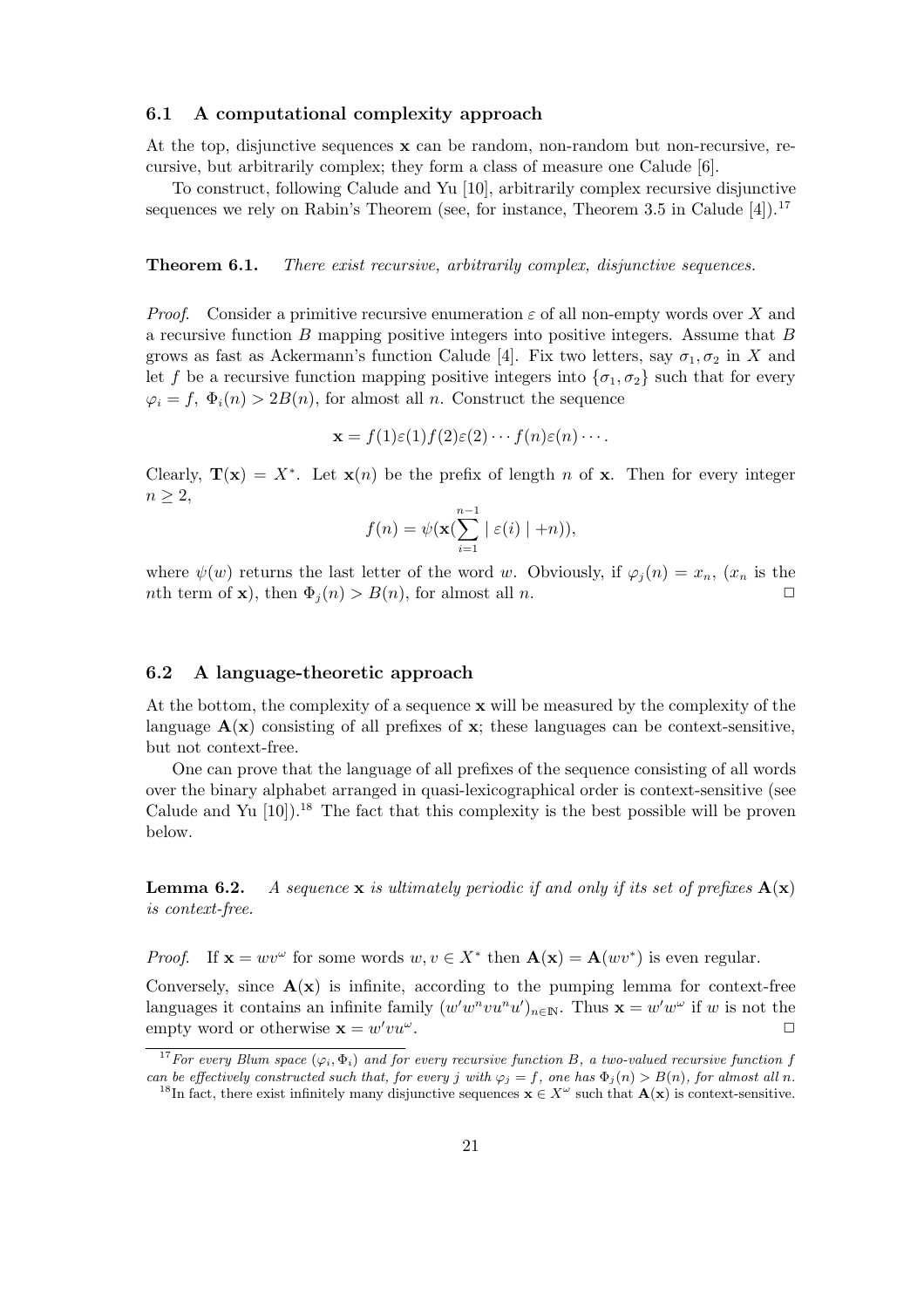### 6.1 A computational complexity approach

At the top, disjunctive sequences $\mathbf{x}$ can be random, non-random but non-recursive, recursive, but arbitrarily complex; they form a class of measure one Calude [6].

To construct, following Calude and Yu [10], arbitrarily complex recursive disjunctive sequences we rely on Rabin's Theorem (see, for instance, Theorem 3.5 in Calude [4]).[17]

**Theorem 6.1.** *There exist recursive, arbitrarily complex, disjunctive sequences.*

*Proof.* Consider a primitive recursive enumeration $\varepsilon$ of all non-empty words over $X$ and a recursive function $B$ mapping positive integers into positive integers. Assume that $B$ grows as fast as Ackermann's function Calude [4]. Fix two letters, say $\sigma_1, \sigma_2$ in $X$ and let $f$ be a recursive function mapping positive integers into $\{\sigma_1, \sigma_2\}$ such that for every $\varphi_i = f$, $\Phi_i(n) > 2B(n)$, for almost all $n$. Construct the sequence

$$\mathbf{x} = f(1)\varepsilon(1)f(2)\varepsilon(2)\cdots f(n)\varepsilon(n)\cdots.$$

Clearly, $\mathbf{T}(\mathbf{x}) = X^*$. Let $\mathbf{x}(n)$ be the prefix of length $n$ of $\mathbf{x}$. Then for every integer $n \geq 2$,

$$f(n) = \psi(\mathbf{x}(\sum_{i=1}^{n-1} \mid \varepsilon(i) \mid +n)),$$

where $\psi(w)$ returns the last letter of the word $w$. Obviously, if $\varphi_j(n) = x_n$, ($x_n$ is the $n$th term of $\mathbf{x}$), then $\Phi_j(n) > B(n)$, for almost all $n$. $\square$

### 6.2 A language-theoretic approach

At the bottom, the complexity of a sequence $\mathbf{x}$ will be measured by the complexity of the language $\mathbf{A}(\mathbf{x})$ consisting of all prefixes of $\mathbf{x}$; these languages can be context-sensitive, but not context-free.

One can prove that the language of all prefixes of the sequence consisting of all words over the binary alphabet arranged in quasi-lexicographical order is context-sensitive (see Calude and Yu [10]).[18] The fact that this complexity is the best possible will be proven below.

**Lemma 6.2.** *A sequence $\mathbf{x}$ is ultimately periodic if and only if its set of prefixes $\mathbf{A}(\mathbf{x})$ is context-free.*

*Proof.* If $\mathbf{x} = wv^\omega$ for some words $w, v \in X^*$ then $\mathbf{A}(\mathbf{x}) = \mathbf{A}(wv^*)$ is even regular.

Conversely, since $\mathbf{A}(\mathbf{x})$ is infinite, according to the pumping lemma for context-free languages it contains an infinite family $(w'w^n vu^n u')_{n \in \mathbb{N}}$. Thus $\mathbf{x} = w'w^\omega$ if $w$ is not the empty word or otherwise $\mathbf{x} = w'vu^\omega$. $\square$

---

[17] *For every Blum space $(\varphi_i, \Phi_i)$ and for every recursive function $B$, a two-valued recursive function $f$ can be effectively constructed such that, for every $j$ with $\varphi_j = f$, one has $\Phi_j(n) > B(n)$, for almost all $n$.*

[18] In fact, there exist infinitely many disjunctive sequences $\mathbf{x} \in X^\omega$ such that $\mathbf{A}(\mathbf{x})$ is context-sensitive.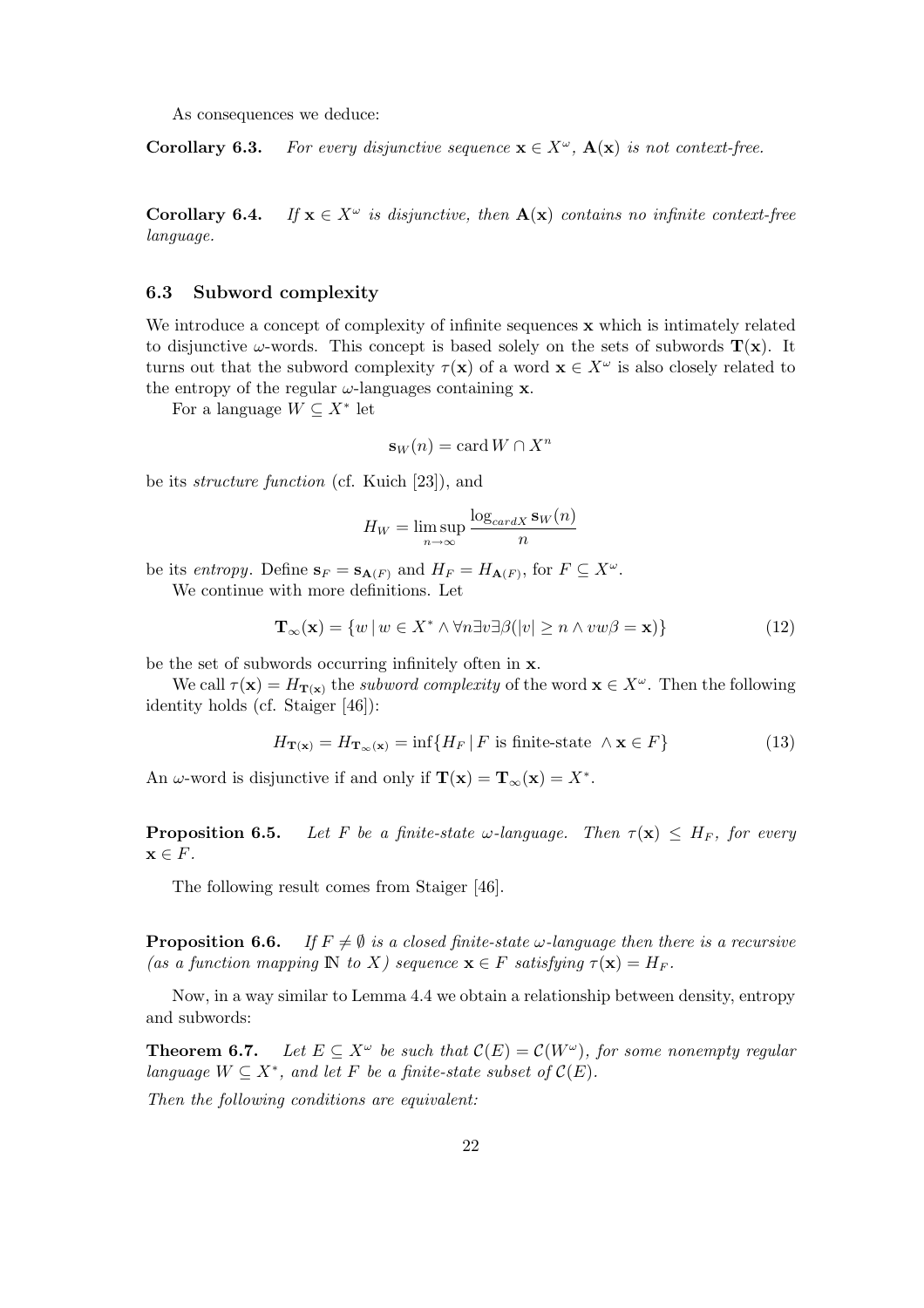As consequences we deduce:

**Corollary 6.3.** *For every disjunctive sequence $\mathbf{x} \in X^\omega$, $\mathbf{A}(\mathbf{x})$ is not context-free.*

**Corollary 6.4.** *If $\mathbf{x} \in X^\omega$ is disjunctive, then $\mathbf{A}(\mathbf{x})$ contains no infinite context-free language.*

### 6.3 Subword complexity

We introduce a concept of complexity of infinite sequences $\mathbf{x}$ which is intimately related to disjunctive $\omega$-words. This concept is based solely on the sets of subwords $\mathbf{T}(\mathbf{x})$. It turns out that the subword complexity $\tau(\mathbf{x})$ of a word $\mathbf{x} \in X^\omega$ is also closely related to the entropy of the regular $\omega$-languages containing $\mathbf{x}$.

For a language $W \subseteq X^*$ let

$$\mathbf{s}_W(n) = \operatorname{card} W \cap X^n$$

be its *structure function* (cf. Kuich [23]), and

$$H_W = \limsup_{n \to \infty} \frac{\log_{cardX} \mathbf{s}_W(n)}{n}$$

be its *entropy*. Define $\mathbf{s}_F = \mathbf{s}_{\mathbf{A}(F)}$ and $H_F = H_{\mathbf{A}(F)}$, for $F \subseteq X^\omega$.

We continue with more definitions. Let

$$\mathbf{T}_\infty(\mathbf{x}) = \{w \mid w \in X^* \wedge \forall n \exists v \exists \beta (|v| \geq n \wedge vw\beta = \mathbf{x})\} \tag{12}$$

be the set of subwords occurring infinitely often in $\mathbf{x}$.

We call $\tau(\mathbf{x}) = H_{\mathbf{T}(\mathbf{x})}$ the *subword complexity* of the word $\mathbf{x} \in X^\omega$. Then the following identity holds (cf. Staiger [46]):

$$H_{\mathbf{T}(\mathbf{x})} = H_{\mathbf{T}_\infty(\mathbf{x})} = \inf\{H_F \mid F \text{ is finite-state } \wedge \mathbf{x} \in F\} \tag{13}$$

An $\omega$-word is disjunctive if and only if $\mathbf{T}(\mathbf{x}) = \mathbf{T}_\infty(\mathbf{x}) = X^*$.

**Proposition 6.5.** *Let $F$ be a finite-state $\omega$-language. Then $\tau(\mathbf{x}) \leq H_F$, for every $\mathbf{x} \in F$.*

The following result comes from Staiger [46].

**Proposition 6.6.** *If $F \neq \emptyset$ is a closed finite-state $\omega$-language then there is a recursive (as a function mapping $\mathbb{N}$ to $X$) sequence $\mathbf{x} \in F$ satisfying $\tau(\mathbf{x}) = H_F$.*

Now, in a way similar to Lemma 4.4 we obtain a relationship between density, entropy and subwords:

**Theorem 6.7.** *Let $E \subseteq X^\omega$ be such that $\mathcal{C}(E) = \mathcal{C}(W^\omega)$, for some nonempty regular language $W \subseteq X^*$, and let $F$ be a finite-state subset of $\mathcal{C}(E)$.*

*Then the following conditions are equivalent:*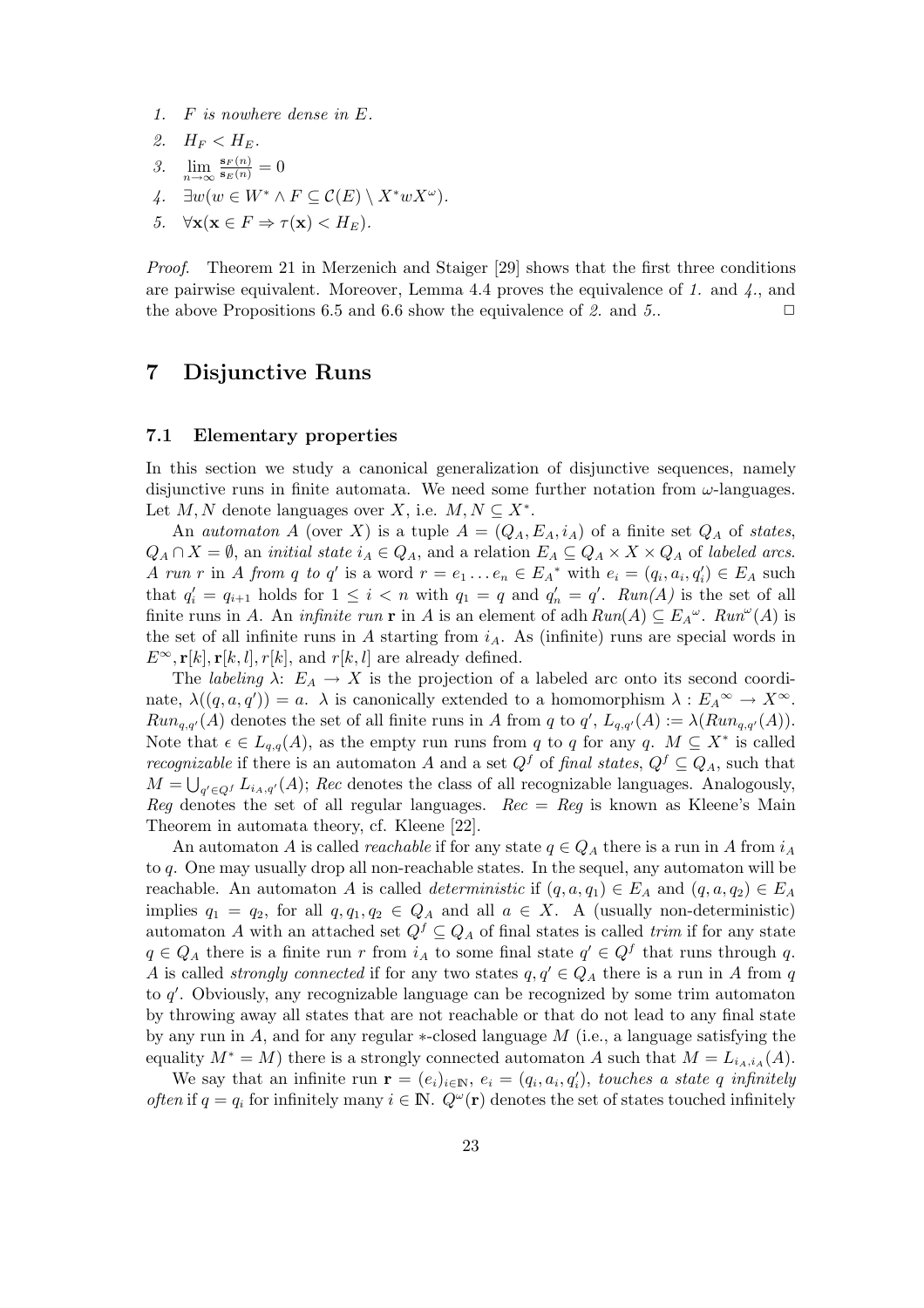1. *$F$ is nowhere dense in $E$.*
2. *$H_F < H_E$.*
3. *$\lim_{n\to\infty} \frac{\mathbf{s}_F(n)}{\mathbf{s}_E(n)} = 0$*
4. *$\exists w(w \in W^* \wedge F \subseteq \mathcal{C}(E) \setminus X^*wX^\omega)$.*
5. *$\forall \mathbf{x}(\mathbf{x} \in F \Rightarrow \tau(\mathbf{x}) < H_E)$.*

*Proof.* Theorem 21 in Merzenich and Staiger [29] shows that the first three conditions are pairwise equivalent. Moreover, Lemma 4.4 proves the equivalence of *1.* and *4.*, and the above Propositions 6.5 and 6.6 show the equivalence of *2.* and *5.*. □

## 7 Disjunctive Runs

### 7.1 Elementary properties

In this section we study a canonical generalization of disjunctive sequences, namely disjunctive runs in finite automata. We need some further notation from $\omega$-languages. Let $M, N$ denote languages over $X$, i.e. $M, N \subseteq X^*$.

An *automaton* $A$ (over $X$) is a tuple $A = (Q_A, E_A, i_A)$ of a finite set $Q_A$ of *states*, $Q_A \cap X = \emptyset$, an *initial state* $i_A \in Q_A$, and a relation $E_A \subseteq Q_A \times X \times Q_A$ of *labeled arcs*. *A run $r$ in $A$ from $q$ to $q'$* is a word $r = e_1 \dots e_n \in E_A{}^*$ with $e_i = (q_i, a_i, q_i') \in E_A$ such that $q_i' = q_{i+1}$ holds for $1 \leq i < n$ with $q_1 = q$ and $q_n' = q'$. *Run(A)* is the set of all finite runs in $A$. An *infinite run* $\mathbf{r}$ in $A$ is an element of $\operatorname{adh} Run(A) \subseteq E_A{}^\omega$. $Run^\omega(A)$ is the set of all infinite runs in $A$ starting from $i_A$. As (infinite) runs are special words in $E^\infty, \mathbf{r}[k], \mathbf{r}[k,l], r[k]$, and $r[k,l]$ are already defined.

The *labeling* $\lambda$: $E_A \to X$ is the projection of a labeled arc onto its second coordinate, $\lambda((q, a, q')) = a$. $\lambda$ is canonically extended to a homomorphism $\lambda : E_A{}^\infty \to X^\infty$. $Run_{q,q'}(A)$ denotes the set of all finite runs in $A$ from $q$ to $q'$, $L_{q,q'}(A) := \lambda(Run_{q,q'}(A))$. Note that $\epsilon \in L_{q,q}(A)$, as the empty run runs from $q$ to $q$ for any $q$. $M \subseteq X^*$ is called *recognizable* if there is an automaton $A$ and a set $Q^f$ of *final states*, $Q^f \subseteq Q_A$, such that $M = \bigcup_{q' \in Q^f} L_{i_A, q'}(A)$; *Rec* denotes the class of all recognizable languages. Analogously, *Reg* denotes the set of all regular languages. *Rec* = *Reg* is known as Kleene's Main Theorem in automata theory, cf. Kleene [22].

An automaton $A$ is called *reachable* if for any state $q \in Q_A$ there is a run in $A$ from $i_A$ to $q$. One may usually drop all non-reachable states. In the sequel, any automaton will be reachable. An automaton $A$ is called *deterministic* if $(q, a, q_1) \in E_A$ and $(q, a, q_2) \in E_A$ implies $q_1 = q_2$, for all $q, q_1, q_2 \in Q_A$ and all $a \in X$. A (usually non-deterministic) automaton $A$ with an attached set $Q^f \subseteq Q_A$ of final states is called *trim* if for any state $q \in Q_A$ there is a finite run $r$ from $i_A$ to some final state $q' \in Q^f$ that runs through $q$. $A$ is called *strongly connected* if for any two states $q, q' \in Q_A$ there is a run in $A$ from $q$ to $q'$. Obviously, any recognizable language can be recognized by some trim automaton by throwing away all states that are not reachable or that do not lead to any final state by any run in $A$, and for any regular $*$-closed language $M$ (i.e., a language satisfying the equality $M^* = M$) there is a strongly connected automaton $A$ such that $M = L_{i_A, i_A}(A)$.

We say that an infinite run $\mathbf{r} = (e_i)_{i \in \mathbb{N}}$, $e_i = (q_i, a_i, q_i')$, *touches a state $q$ infinitely often* if $q = q_i$ for infinitely many $i \in \mathbb{N}$. $Q^\omega(\mathbf{r})$ denotes the set of states touched infinitely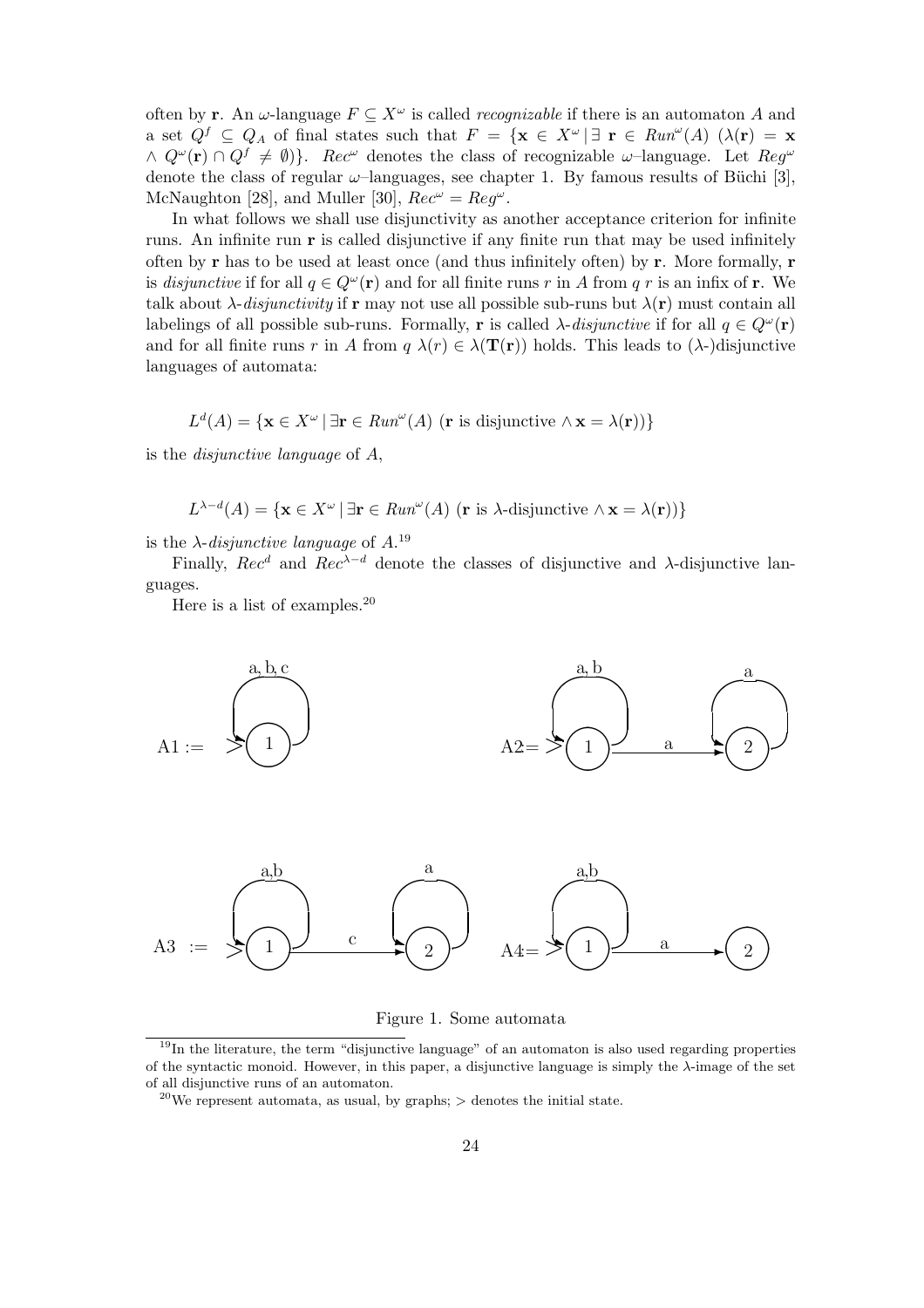often by $\mathbf{r}$. An $\omega$-language $F \subseteq X^\omega$ is called *recognizable* if there is an automaton $A$ and a set $Q^f \subseteq Q_A$ of final states such that $F = \{\mathbf{x} \in X^\omega \,|\, \exists\ \mathbf{r} \in Run^\omega(A)\ (\lambda(\mathbf{r}) = \mathbf{x} \wedge Q^\omega(\mathbf{r}) \cap Q^f \neq \emptyset)\}$. $Rec^\omega$ denotes the class of recognizable $\omega$–language. Let $Reg^\omega$ denote the class of regular $\omega$–languages, see chapter 1. By famous results of Büchi [3], McNaughton [28], and Muller [30], $Rec^\omega = Reg^\omega$.

In what follows we shall use disjunctivity as another acceptance criterion for infinite runs. An infinite run $\mathbf{r}$ is called disjunctive if any finite run that may be used infinitely often by $\mathbf{r}$ has to be used at least once (and thus infinitely often) by $\mathbf{r}$. More formally, $\mathbf{r}$ is *disjunctive* if for all $q \in Q^\omega(\mathbf{r})$ and for all finite runs $r$ in $A$ from $q$ $r$ is an infix of $\mathbf{r}$. We talk about $\lambda$-*disjunctivity* if $\mathbf{r}$ may not use all possible sub-runs but $\lambda(\mathbf{r})$ must contain all labelings of all possible sub-runs. Formally, $\mathbf{r}$ is called $\lambda$-*disjunctive* if for all $q \in Q^\omega(\mathbf{r})$ and for all finite runs $r$ in $A$ from $q$ $\lambda(r) \in \lambda(\mathbf{T}(\mathbf{r}))$ holds. This leads to ($\lambda$-)disjunctive languages of automata:

$$L^d(A) = \{\mathbf{x} \in X^\omega \,|\, \exists \mathbf{r} \in Run^\omega(A)\ (\mathbf{r} \text{ is disjunctive} \wedge \mathbf{x} = \lambda(\mathbf{r}))\}$$

is the *disjunctive language* of $A$,

$$L^{\lambda-d}(A) = \{\mathbf{x} \in X^\omega \,|\, \exists \mathbf{r} \in Run^\omega(A)\ (\mathbf{r} \text{ is } \lambda\text{-disjunctive} \wedge \mathbf{x} = \lambda(\mathbf{r}))\}$$

is the $\lambda$-*disjunctive language* of $A$.[19]

Finally, $Rec^d$ and $Rec^{\lambda-d}$ denote the classes of disjunctive and $\lambda$-disjunctive languages.

Here is a list of examples.[20]

A1 := (state 1 initial, loop a, b, c)

A2= (state 1 initial, loop a, b; 1 →a→ 2; state 2 loop a)

A3 := (state 1 initial, loop a,b; 1 →c→ 2; state 2 loop a)

A4= (state 1 initial, loop a,b; 1 →a→ 2)

Figure 1. Some automata

[19] In the literature, the term "disjunctive language" of an automaton is also used regarding properties of the syntactic monoid. However, in this paper, a disjunctive language is simply the $\lambda$-image of the set of all disjunctive runs of an automaton.

[20] We represent automata, as usual, by graphs; > denotes the initial state.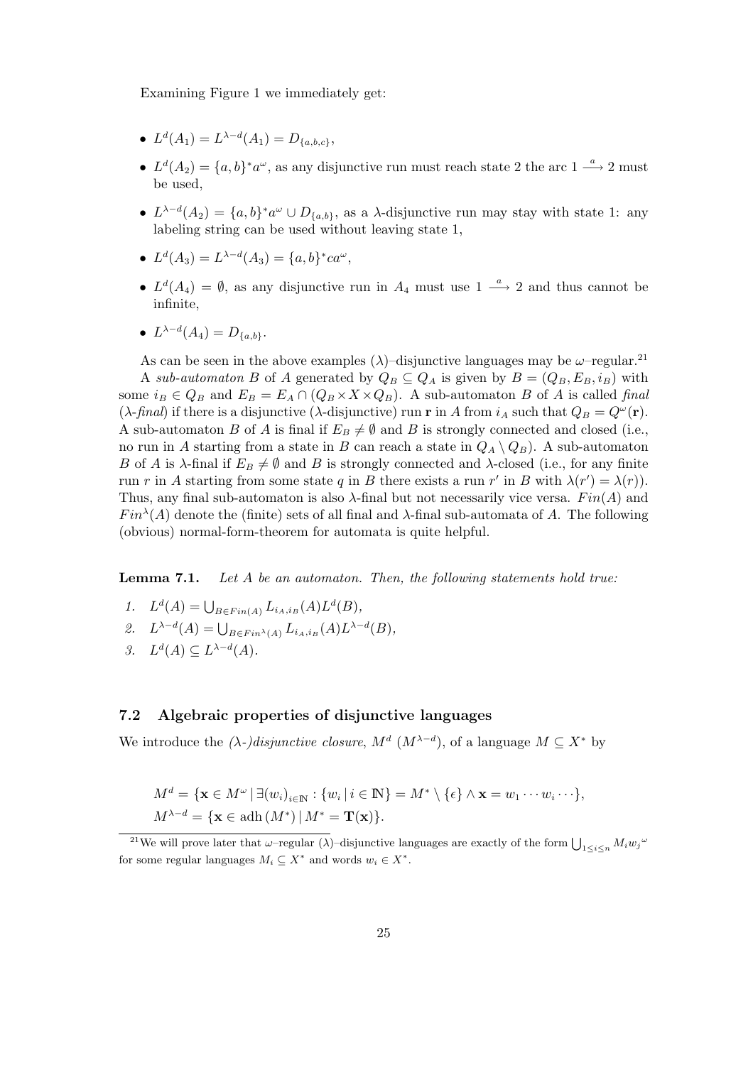Examining Figure 1 we immediately get:

- $L^d(A_1) = L^{\lambda-d}(A_1) = D_{\{a,b,c\}}$,
- $L^d(A_2) = \{a,b\}^* a^\omega$, as any disjunctive run must reach state 2 the arc $1 \xrightarrow{a} 2$ must be used,
- $L^{\lambda-d}(A_2) = \{a,b\}^* a^\omega \cup D_{\{a,b\}}$, as a $\lambda$-disjunctive run may stay with state 1: any labeling string can be used without leaving state 1,
- $L^d(A_3) = L^{\lambda-d}(A_3) = \{a,b\}^* ca^\omega$,
- $L^d(A_4) = \emptyset$, as any disjunctive run in $A_4$ must use $1 \xrightarrow{a} 2$ and thus cannot be infinite,
- $L^{\lambda-d}(A_4) = D_{\{a,b\}}$.

As can be seen in the above examples ($\lambda$)–disjunctive languages may be $\omega$–regular.[21]

A *sub-automaton* $B$ of $A$ generated by $Q_B \subseteq Q_A$ is given by $B = (Q_B, E_B, i_B)$ with some $i_B \in Q_B$ and $E_B = E_A \cap (Q_B \times X \times Q_B)$. A sub-automaton $B$ of $A$ is called *final* ($\lambda$-*final*) if there is a disjunctive ($\lambda$-disjunctive) run $\mathbf{r}$ in $A$ from $i_A$ such that $Q_B = Q^\omega(\mathbf{r})$. A sub-automaton $B$ of $A$ is final if $E_B \neq \emptyset$ and $B$ is strongly connected and closed (i.e., no run in $A$ starting from a state in $B$ can reach a state in $Q_A \setminus Q_B$). A sub-automaton $B$ of $A$ is $\lambda$-final if $E_B \neq \emptyset$ and $B$ is strongly connected and $\lambda$-closed (i.e., for any finite run $r$ in $A$ starting from some state $q$ in $B$ there exists a run $r'$ in $B$ with $\lambda(r') = \lambda(r)$). Thus, any final sub-automaton is also $\lambda$-final but not necessarily vice versa. $Fin(A)$ and $Fin^\lambda(A)$ denote the (finite) sets of all final and $\lambda$-final sub-automata of $A$. The following (obvious) normal-form-theorem for automata is quite helpful.

**Lemma 7.1.** *Let $A$ be an automaton. Then, the following statements hold true:*

1. $L^d(A) = \bigcup_{B \in Fin(A)} L_{i_A, i_B}(A) L^d(B)$,
2. $L^{\lambda-d}(A) = \bigcup_{B \in Fin^\lambda(A)} L_{i_A, i_B}(A) L^{\lambda-d}(B)$,
3. $L^d(A) \subseteq L^{\lambda-d}(A)$.

### 7.2 Algebraic properties of disjunctive languages

We introduce the *($\lambda$-)disjunctive closure*, $M^d$ ($M^{\lambda-d}$), of a language $M \subseteq X^*$ by

$$M^d = \{\mathbf{x} \in M^\omega \mid \exists (w_i)_{i \in \mathbb{N}} : \{w_i \mid i \in \mathbb{N}\} = M^* \setminus \{\epsilon\} \wedge \mathbf{x} = w_1 \cdots w_i \cdots\},$$
$$M^{\lambda-d} = \{\mathbf{x} \in \operatorname{adh}(M^*) \mid M^* = \mathbf{T}(\mathbf{x})\}.$$

[21] We will prove later that $\omega$–regular ($\lambda$)–disjunctive languages are exactly of the form $\bigcup_{1 \leq i \leq n} M_i {w_j}^\omega$ for some regular languages $M_i \subseteq X^*$ and words $w_i \in X^*$.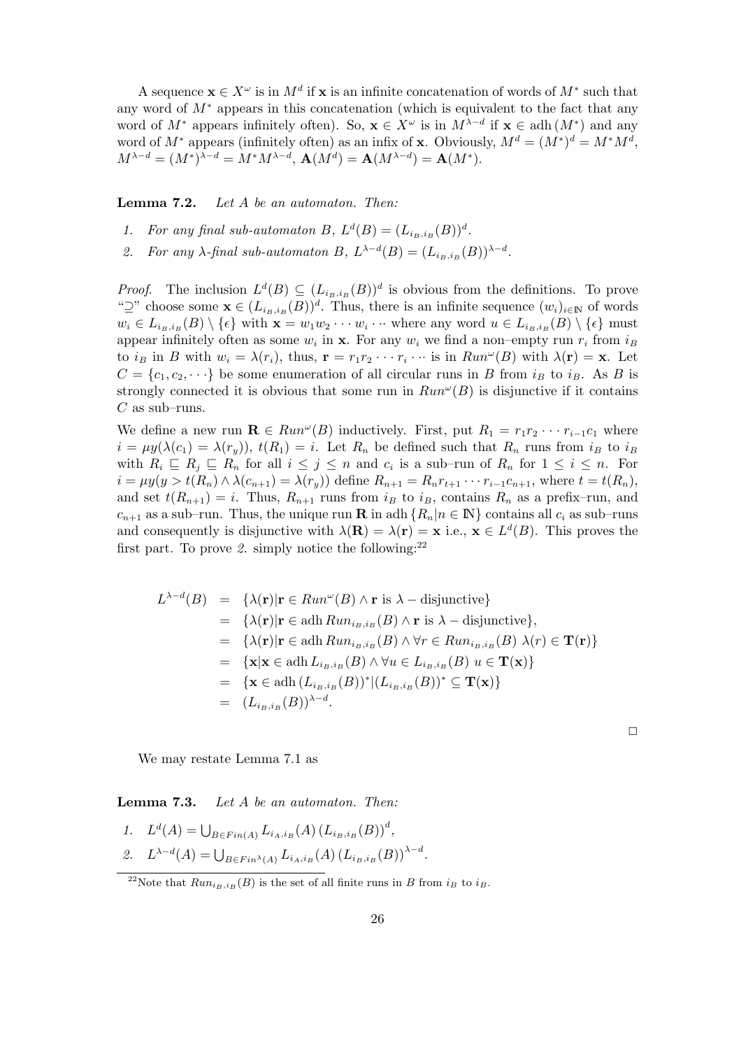A sequence $\mathbf{x} \in X^\omega$ is in $M^d$ if $\mathbf{x}$ is an infinite concatenation of words of $M^*$ such that any word of $M^*$ appears in this concatenation (which is equivalent to the fact that any word of $M^*$ appears infinitely often). So, $\mathbf{x} \in X^\omega$ is in $M^{\lambda-d}$ if $\mathbf{x} \in \operatorname{adh}(M^*)$ and any word of $M^*$ appears (infinitely often) as an infix of $\mathbf{x}$. Obviously, $M^d = (M^*)^d = M^* M^d$, $M^{\lambda-d} = (M^*)^{\lambda-d} = M^* M^{\lambda-d}$, $\mathbf{A}(M^d) = \mathbf{A}(M^{\lambda-d}) = \mathbf{A}(M^*)$.

**Lemma 7.2.** *Let $A$ be an automaton. Then:*

1. *For any final sub-automaton $B$, $L^d(B) = (L_{i_B,i_B}(B))^d$.*
2. *For any $\lambda$-final sub-automaton $B$, $L^{\lambda-d}(B) = (L_{i_B,i_B}(B))^{\lambda-d}$.*

*Proof.* The inclusion $L^d(B) \subseteq (L_{i_B,i_B}(B))^d$ is obvious from the definitions. To prove "$\supseteq$" choose some $\mathbf{x} \in (L_{i_B,i_B}(B))^d$. Thus, there is an infinite sequence $(w_i)_{i\in\mathbb{N}}$ of words $w_i \in L_{i_B,i_B}(B) \setminus \{\epsilon\}$ with $\mathbf{x} = w_1 w_2 \cdots w_i \cdots$ where any word $u \in L_{i_B,i_B}(B) \setminus \{\epsilon\}$ must appear infinitely often as some $w_i$ in $\mathbf{x}$. For any $w_i$ we find a non–empty run $r_i$ from $i_B$ to $i_B$ in $B$ with $w_i = \lambda(r_i)$, thus, $\mathbf{r} = r_1 r_2 \cdots r_i \cdots$ is in $Run^\omega(B)$ with $\lambda(\mathbf{r}) = \mathbf{x}$. Let $C = \{c_1, c_2, \cdots\}$ be some enumeration of all circular runs in $B$ from $i_B$ to $i_B$. As $B$ is strongly connected it is obvious that some run in $Run^\omega(B)$ is disjunctive if it contains $C$ as sub–runs.

We define a new run $\mathbf{R} \in Run^\omega(B)$ inductively. First, put $R_1 = r_1 r_2 \cdots r_{i-1} c_1$ where $i = \mu y(\lambda(c_1) = \lambda(r_y))$, $t(R_1) = i$. Let $R_n$ be defined such that $R_n$ runs from $i_B$ to $i_B$ with $R_i \sqsubseteq R_j \sqsubseteq R_n$ for all $i \le j \le n$ and $c_i$ is a sub–run of $R_n$ for $1 \le i \le n$. For $i = \mu y(y > t(R_n) \wedge \lambda(c_{n+1}) = \lambda(r_y))$ define $R_{n+1} = R_n r_{t+1} \cdots r_{i-1} c_{n+1}$, where $t = t(R_n)$, and set $t(R_{n+1}) = i$. Thus, $R_{n+1}$ runs from $i_B$ to $i_B$, contains $R_n$ as a prefix–run, and $c_{n+1}$ as a sub–run. Thus, the unique run $\mathbf{R}$ in $\operatorname{adh}\{R_n | n \in \mathbb{N}\}$ contains all $c_i$ as sub–runs and consequently is disjunctive with $\lambda(\mathbf{R}) = \lambda(\mathbf{r}) = \mathbf{x}$ i.e., $\mathbf{x} \in L^d(B)$. This proves the first part. To prove *2.* simply notice the following:[22]

$$
\begin{aligned}
L^{\lambda-d}(B) &= \{\lambda(\mathbf{r}) | \mathbf{r} \in Run^\omega(B) \wedge \mathbf{r} \text{ is } \lambda - \text{disjunctive}\} \\
&= \{\lambda(\mathbf{r}) | \mathbf{r} \in \operatorname{adh} Run_{i_B,i_B}(B) \wedge \mathbf{r} \text{ is } \lambda - \text{disjunctive}\}, \\
&= \{\lambda(\mathbf{r}) | \mathbf{r} \in \operatorname{adh} Run_{i_B,i_B}(B) \wedge \forall r \in Run_{i_B,i_B}(B)\ \lambda(r) \in \mathbf{T}(\mathbf{r})\} \\
&= \{\mathbf{x} | \mathbf{x} \in \operatorname{adh} L_{i_B,i_B}(B) \wedge \forall u \in L_{i_B,i_B}(B)\ u \in \mathbf{T}(\mathbf{x})\} \\
&= \{\mathbf{x} \in \operatorname{adh}(L_{i_B,i_B}(B))^* | (L_{i_B,i_B}(B))^* \subseteq \mathbf{T}(\mathbf{x})\} \\
&= (L_{i_B,i_B}(B))^{\lambda-d}.
\end{aligned}
$$

□

We may restate Lemma 7.1 as

**Lemma 7.3.** *Let $A$ be an automaton. Then:*

1. $L^d(A) = \bigcup_{B \in Fin(A)} L_{i_A,i_B}(A) \left(L_{i_B,i_B}(B)\right)^d$,
2. $L^{\lambda-d}(A) = \bigcup_{B \in Fin^\lambda(A)} L_{i_A,i_B}(A) \left(L_{i_B,i_B}(B)\right)^{\lambda-d}$.

[22] Note that $Run_{i_B,i_B}(B)$ is the set of all finite runs in $B$ from $i_B$ to $i_B$.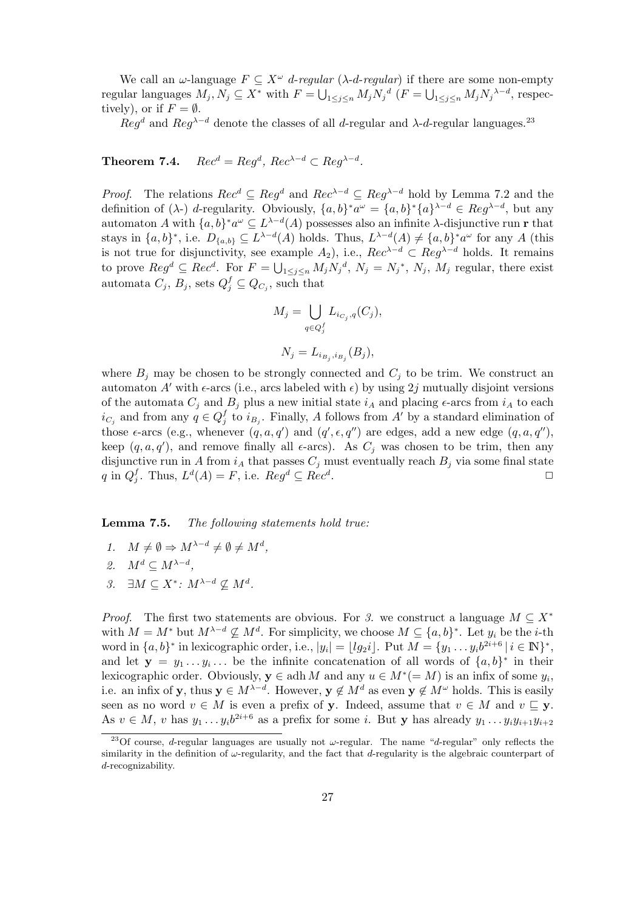We call an $\omega$-language $F \subseteq X^\omega$ *d-regular* (*$\lambda$-d-regular*) if there are some non-empty regular languages $M_j, N_j \subseteq X^*$ with $F = \bigcup_{1\leq j\leq n} M_j {N_j}^d$ ($F = \bigcup_{1\leq j\leq n} M_j {N_j}^{\lambda-d}$, respectively), or if $F = \emptyset$.

$Reg^d$ and $Reg^{\lambda-d}$ denote the classes of all $d$-regular and $\lambda$-$d$-regular languages.[23]

**Theorem 7.4.** *$Rec^d = Reg^d$, $Rec^{\lambda-d} \subset Reg^{\lambda-d}$.*

*Proof.* The relations $Rec^d \subseteq Reg^d$ and $Rec^{\lambda-d} \subseteq Reg^{\lambda-d}$ hold by Lemma 7.2 and the definition of ($\lambda$-) $d$-regularity. Obviously, $\{a,b\}^* a^\omega = \{a,b\}^* \{a\}^{\lambda-d} \in Reg^{\lambda-d}$, but any automaton $A$ with $\{a,b\}^* a^\omega \subseteq L^{\lambda-d}(A)$ possesses also an infinite $\lambda$-disjunctive run $\mathbf{r}$ that stays in $\{a,b\}^*$, i.e. $D_{\{a,b\}} \subseteq L^{\lambda-d}(A)$ holds. Thus, $L^{\lambda-d}(A) \neq \{a,b\}^* a^\omega$ for any $A$ (this is not true for disjunctivity, see example $A_2$), i.e., $Rec^{\lambda-d} \subset Reg^{\lambda-d}$ holds. It remains to prove $Reg^d \subseteq Rec^d$. For $F = \bigcup_{1\leq j\leq n} M_j {N_j}^d$, $N_j = {N_j}^*$, $N_j$, $M_j$ regular, there exist automata $C_j$, $B_j$, sets $Q_j^f \subseteq Q_{C_j}$, such that

$$M_j = \bigcup_{q\in Q_j^f} L_{i_{C_j},q}(C_j),$$

$$N_j = L_{i_{B_j},i_{B_j}}(B_j),$$

where $B_j$ may be chosen to be strongly connected and $C_j$ to be trim. We construct an automaton $A'$ with $\epsilon$-arcs (i.e., arcs labeled with $\epsilon$) by using $2j$ mutually disjoint versions of the automata $C_j$ and $B_j$ plus a new initial state $i_A$ and placing $\epsilon$-arcs from $i_A$ to each $i_{C_j}$ and from any $q \in Q_j^f$ to $i_{B_j}$. Finally, $A$ follows from $A'$ by a standard elimination of those $\epsilon$-arcs (e.g., whenever $(q,a,q')$ and $(q',\epsilon,q'')$ are edges, add a new edge $(q,a,q'')$, keep $(q,a,q')$, and remove finally all $\epsilon$-arcs). As $C_j$ was chosen to be trim, then any disjunctive run in $A$ from $i_A$ that passes $C_j$ must eventually reach $B_j$ via some final state $q$ in $Q_j^f$. Thus, $L^d(A) = F$, i.e. $Reg^d \subseteq Rec^d$. □

**Lemma 7.5.** *The following statements hold true:*

1. $M \neq \emptyset \Rightarrow M^{\lambda-d} \neq \emptyset \neq M^d$,
2. $M^d \subseteq M^{\lambda-d}$,
3. $\exists M \subseteq X^*$: $M^{\lambda-d} \not\subseteq M^d$.

*Proof.* The first two statements are obvious. For *3.* we construct a language $M \subseteq X^*$ with $M = M^*$ but $M^{\lambda-d} \not\subseteq M^d$. For simplicity, we choose $M \subseteq \{a,b\}^*$. Let $y_i$ be the $i$-th word in $\{a,b\}^*$ in lexicographic order, i.e., $|y_i| = \lfloor lg_2 i \rfloor$. Put $M = \{y_1 \dots y_i b^{2i+6} \mid i \in \mathbb{N}\}^*$, and let $\mathbf{y} = y_1 \dots y_i \dots$ be the infinite concatenation of all words of $\{a,b\}^*$ in their lexicographic order. Obviously, $\mathbf{y} \in \operatorname{adh} M$ and any $u \in M^* (= M)$ is an infix of some $y_i$, i.e. an infix of $\mathbf{y}$, thus $\mathbf{y} \in M^{\lambda-d}$. However, $\mathbf{y} \notin M^d$ as even $\mathbf{y} \notin M^\omega$ holds. This is easily seen as no word $v \in M$ is even a prefix of $\mathbf{y}$. Indeed, assume that $v \in M$ and $v \sqsubseteq \mathbf{y}$. As $v \in M$, $v$ has $y_1 \dots y_i b^{2i+6}$ as a prefix for some $i$. But $\mathbf{y}$ has already $y_1 \dots y_i y_{i+1} y_{i+2}$

[23] Of course, $d$-regular languages are usually not $\omega$-regular. The name "$d$-regular" only reflects the similarity in the definition of $\omega$-regularity, and the fact that $d$-regularity is the algebraic counterpart of $d$-recognizability.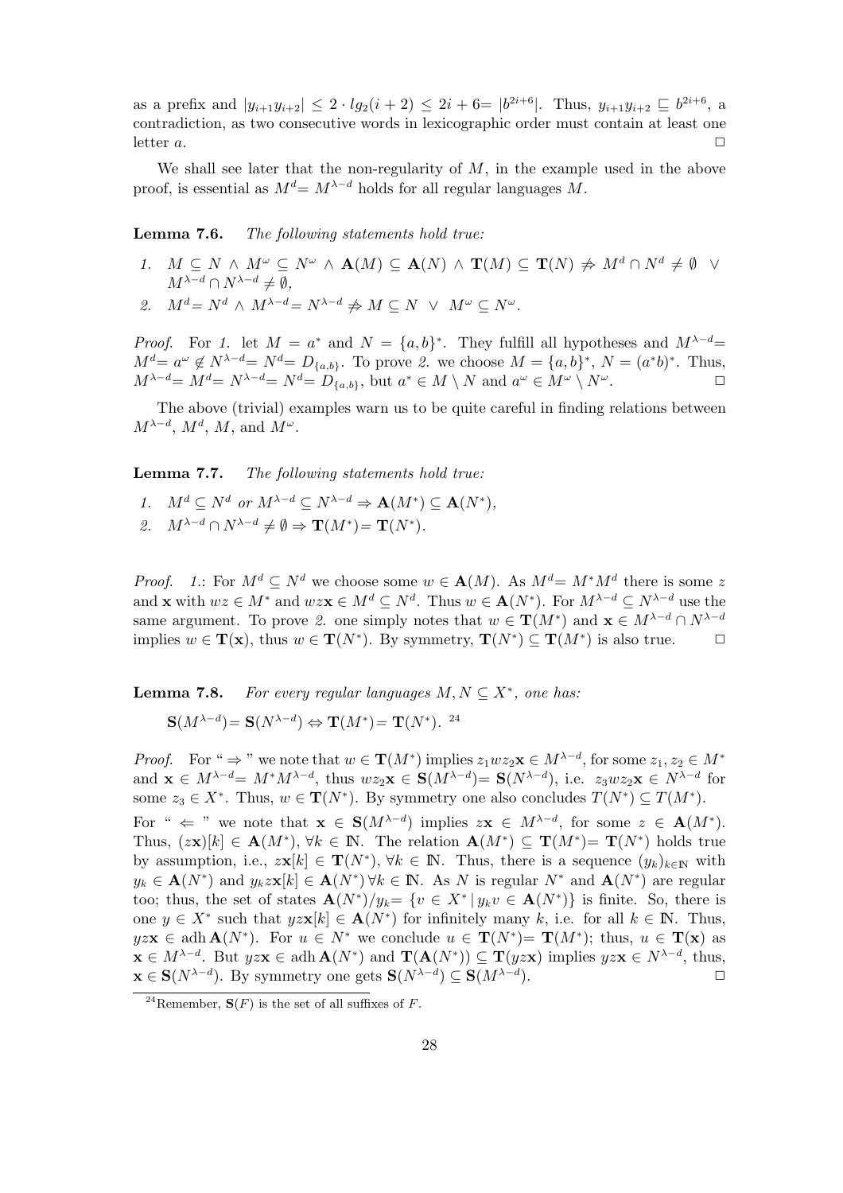as a prefix and $|y_{i+1}y_{i+2}| \leq 2 \cdot lg_2(i+2) \leq 2i+6 = |b^{2i+6}|$. Thus, $y_{i+1}y_{i+2} \sqsubseteq b^{2i+6}$, a contradiction, as two consecutive words in lexicographic order must contain at least one letter $a$. $\square$

We shall see later that the non-regularity of $M$, in the example used in the above proof, is essential as $M^d = M^{\lambda-d}$ holds for all regular languages $M$.

**Lemma 7.6.** *The following statements hold true:*

1. $M \subseteq N \wedge M^\omega \subseteq N^\omega \wedge \mathbf{A}(M) \subseteq \mathbf{A}(N) \wedge \mathbf{T}(M) \subseteq \mathbf{T}(N) \not\Rightarrow M^d \cap N^d \neq \emptyset \vee M^{\lambda-d} \cap N^{\lambda-d} \neq \emptyset$,
2. $M^d = N^d \wedge M^{\lambda-d} = N^{\lambda-d} \not\Rightarrow M \subseteq N \vee M^\omega \subseteq N^\omega$.

*Proof.* For *1.* let $M = a^*$ and $N = \{a,b\}^*$. They fulfill all hypotheses and $M^{\lambda-d} = M^d = a^\omega \notin N^{\lambda-d} = N^d = D_{\{a,b\}}$. To prove *2.* we choose $M = \{a,b\}^*$, $N = (a^*b)^*$. Thus, $M^{\lambda-d} = M^d = N^{\lambda-d} = N^d = D_{\{a,b\}}$, but $a^* \in M \setminus N$ and $a^\omega \in M^\omega \setminus N^\omega$. $\square$

The above (trivial) examples warn us to be quite careful in finding relations between $M^{\lambda-d}$, $M^d$, $M$, and $M^\omega$.

**Lemma 7.7.** *The following statements hold true:*

1. $M^d \subseteq N^d$ *or* $M^{\lambda-d} \subseteq N^{\lambda-d} \Rightarrow \mathbf{A}(M^*) \subseteq \mathbf{A}(N^*)$,
2. $M^{\lambda-d} \cap N^{\lambda-d} \neq \emptyset \Rightarrow \mathbf{T}(M^*) = \mathbf{T}(N^*)$.

*Proof.* *1.*: For $M^d \subseteq N^d$ we choose some $w \in \mathbf{A}(M)$. As $M^d = M^* M^d$ there is some $z$ and $\mathbf{x}$ with $wz \in M^*$ and $wz\mathbf{x} \in M^d \subseteq N^d$. Thus $w \in \mathbf{A}(N^*)$. For $M^{\lambda-d} \subseteq N^{\lambda-d}$ use the same argument. To prove *2.* one simply notes that $w \in \mathbf{T}(M^*)$ and $\mathbf{x} \in M^{\lambda-d} \cap N^{\lambda-d}$ implies $w \in \mathbf{T}(\mathbf{x})$, thus $w \in \mathbf{T}(N^*)$. By symmetry, $\mathbf{T}(N^*) \subseteq \mathbf{T}(M^*)$ is also true. $\square$

**Lemma 7.8.** *For every regular languages $M, N \subseteq X^*$, one has:*

$\mathbf{S}(M^{\lambda-d}) = \mathbf{S}(N^{\lambda-d}) \Leftrightarrow \mathbf{T}(M^*) = \mathbf{T}(N^*)$. [24]

*Proof.* For " $\Rightarrow$ " we note that $w \in \mathbf{T}(M^*)$ implies $z_1 w z_2 \mathbf{x} \in M^{\lambda-d}$, for some $z_1, z_2 \in M^*$ and $\mathbf{x} \in M^{\lambda-d} = M^* M^{\lambda-d}$, thus $wz_2\mathbf{x} \in \mathbf{S}(M^{\lambda-d}) = \mathbf{S}(N^{\lambda-d})$, i.e. $z_3 w z_2 \mathbf{x} \in N^{\lambda-d}$ for some $z_3 \in X^*$. Thus, $w \in \mathbf{T}(N^*)$. By symmetry one also concludes $T(N^*) \subseteq T(M^*)$.

For " $\Leftarrow$ " we note that $\mathbf{x} \in \mathbf{S}(M^{\lambda-d})$ implies $z\mathbf{x} \in M^{\lambda-d}$, for some $z \in \mathbf{A}(M^*)$. Thus, $(z\mathbf{x})[k] \in \mathbf{A}(M^*)$, $\forall k \in \mathbb{N}$. The relation $\mathbf{A}(M^*) \subseteq \mathbf{T}(M^*) = \mathbf{T}(N^*)$ holds true by assumption, i.e., $z\mathbf{x}[k] \in \mathbf{T}(N^*)$, $\forall k \in \mathbb{N}$. Thus, there is a sequence $(y_k)_{k \in \mathbb{N}}$ with $y_k \in \mathbf{A}(N^*)$ and $y_k z\mathbf{x}[k] \in \mathbf{A}(N^*) \, \forall k \in \mathbb{N}$. As $N$ is regular $N^*$ and $\mathbf{A}(N^*)$ are regular too; thus, the set of states $\mathbf{A}(N^*)/y_k = \{v \in X^* \mid y_k v \in \mathbf{A}(N^*)\}$ is finite. So, there is one $y \in X^*$ such that $yz\mathbf{x}[k] \in \mathbf{A}(N^*)$ for infinitely many $k$, i.e. for all $k \in \mathbb{N}$. Thus, $yz\mathbf{x} \in \operatorname{adh} \mathbf{A}(N^*)$. For $u \in N^*$ we conclude $u \in \mathbf{T}(N^*) = \mathbf{T}(M^*)$; thus, $u \in \mathbf{T}(\mathbf{x})$ as $\mathbf{x} \in M^{\lambda-d}$. But $yz\mathbf{x} \in \operatorname{adh} \mathbf{A}(N^*)$ and $\mathbf{T}(\mathbf{A}(N^*)) \subseteq \mathbf{T}(yz\mathbf{x})$ implies $yz\mathbf{x} \in N^{\lambda-d}$, thus, $\mathbf{x} \in \mathbf{S}(N^{\lambda-d})$. By symmetry one gets $\mathbf{S}(N^{\lambda-d}) \subseteq \mathbf{S}(M^{\lambda-d})$. $\square$

[24] Remember, $\mathbf{S}(F)$ is the set of all suffixes of $F$.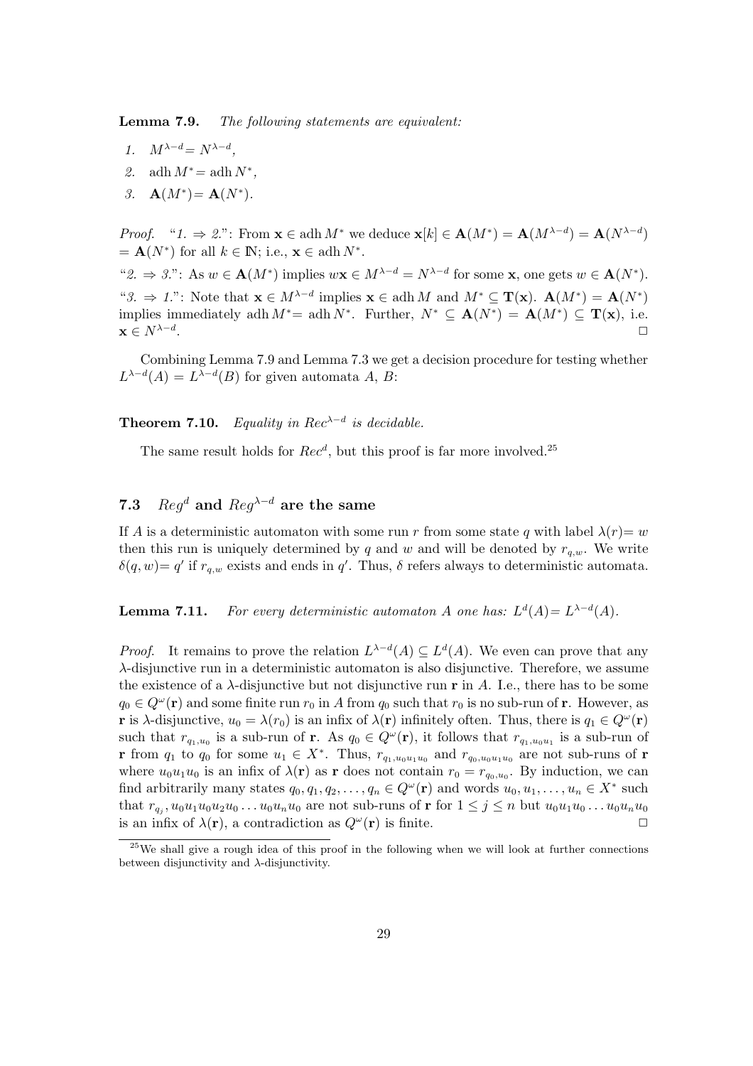**Lemma 7.9.** *The following statements are equivalent:*

1. $M^{\lambda-d} = N^{\lambda-d}$,
2. $\operatorname{adh} M^* = \operatorname{adh} N^*$,
3. $\mathbf{A}(M^*) = \mathbf{A}(N^*)$.

*Proof.* "1. ⇒ 2.": From $\mathbf{x} \in \operatorname{adh} M^*$ we deduce $\mathbf{x}[k] \in \mathbf{A}(M^*) = \mathbf{A}(M^{\lambda-d}) = \mathbf{A}(N^{\lambda-d})$ $= \mathbf{A}(N^*)$ for all $k \in \mathbb{N}$; i.e., $\mathbf{x} \in \operatorname{adh} N^*$.

"2. ⇒ 3.": As $w \in \mathbf{A}(M^*)$ implies $w\mathbf{x} \in M^{\lambda-d} = N^{\lambda-d}$ for some $\mathbf{x}$, one gets $w \in \mathbf{A}(N^*)$.

"3. ⇒ 1.": Note that $\mathbf{x} \in M^{\lambda-d}$ implies $\mathbf{x} \in \operatorname{adh} M$ and $M^* \subseteq \mathbf{T}(\mathbf{x})$. $\mathbf{A}(M^*) = \mathbf{A}(N^*)$ implies immediately $\operatorname{adh} M^* = \operatorname{adh} N^*$. Further, $N^* \subseteq \mathbf{A}(N^*) = \mathbf{A}(M^*) \subseteq \mathbf{T}(\mathbf{x})$, i.e. $\mathbf{x} \in N^{\lambda-d}$. □

Combining Lemma 7.9 and Lemma 7.3 we get a decision procedure for testing whether $L^{\lambda-d}(A) = L^{\lambda-d}(B)$ for given automata $A$, $B$:

**Theorem 7.10.** *Equality in $Rec^{\lambda-d}$ is decidable.*

The same result holds for $Rec^d$, but this proof is far more involved.[25]

## 7.3 $Reg^d$ and $Reg^{\lambda-d}$ are the same

If $A$ is a deterministic automaton with some run $r$ from some state $q$ with label $\lambda(r) = w$ then this run is uniquely determined by $q$ and $w$ and will be denoted by $r_{q,w}$. We write $\delta(q, w) = q'$ if $r_{q,w}$ exists and ends in $q'$. Thus, $\delta$ refers always to deterministic automata.

**Lemma 7.11.** *For every deterministic automaton $A$ one has: $L^d(A) = L^{\lambda-d}(A)$.*

*Proof.* It remains to prove the relation $L^{\lambda-d}(A) \subseteq L^d(A)$. We even can prove that any $\lambda$-disjunctive run in a deterministic automaton is also disjunctive. Therefore, we assume the existence of a $\lambda$-disjunctive but not disjunctive run $\mathbf{r}$ in $A$. I.e., there has to be some $q_0 \in Q^\omega(\mathbf{r})$ and some finite run $r_0$ in $A$ from $q_0$ such that $r_0$ is no sub-run of $\mathbf{r}$. However, as $\mathbf{r}$ is $\lambda$-disjunctive, $u_0 = \lambda(r_0)$ is an infix of $\lambda(\mathbf{r})$ infinitely often. Thus, there is $q_1 \in Q^\omega(\mathbf{r})$ such that $r_{q_1,u_0}$ is a sub-run of $\mathbf{r}$. As $q_0 \in Q^\omega(\mathbf{r})$, it follows that $r_{q_1,u_0u_1}$ is a sub-run of $\mathbf{r}$ from $q_1$ to $q_0$ for some $u_1 \in X^*$. Thus, $r_{q_1,u_0u_1u_0}$ and $r_{q_0,u_0u_1u_0}$ are not sub-runs of $\mathbf{r}$ where $u_0u_1u_0$ is an infix of $\lambda(\mathbf{r})$ as $\mathbf{r}$ does not contain $r_0 = r_{q_0,u_0}$. By induction, we can find arbitrarily many states $q_0, q_1, q_2, \ldots, q_n \in Q^\omega(\mathbf{r})$ and words $u_0, u_1, \ldots, u_n \in X^*$ such that $r_{q_j}, u_0u_1u_0u_2u_0 \ldots u_0u_nu_0$ are not sub-runs of $\mathbf{r}$ for $1 \leq j \leq n$ but $u_0u_1u_0 \ldots u_0u_nu_0$ is an infix of $\lambda(\mathbf{r})$, a contradiction as $Q^\omega(\mathbf{r})$ is finite. □

[25] We shall give a rough idea of this proof in the following when we will look at further connections between disjunctivity and $\lambda$-disjunctivity.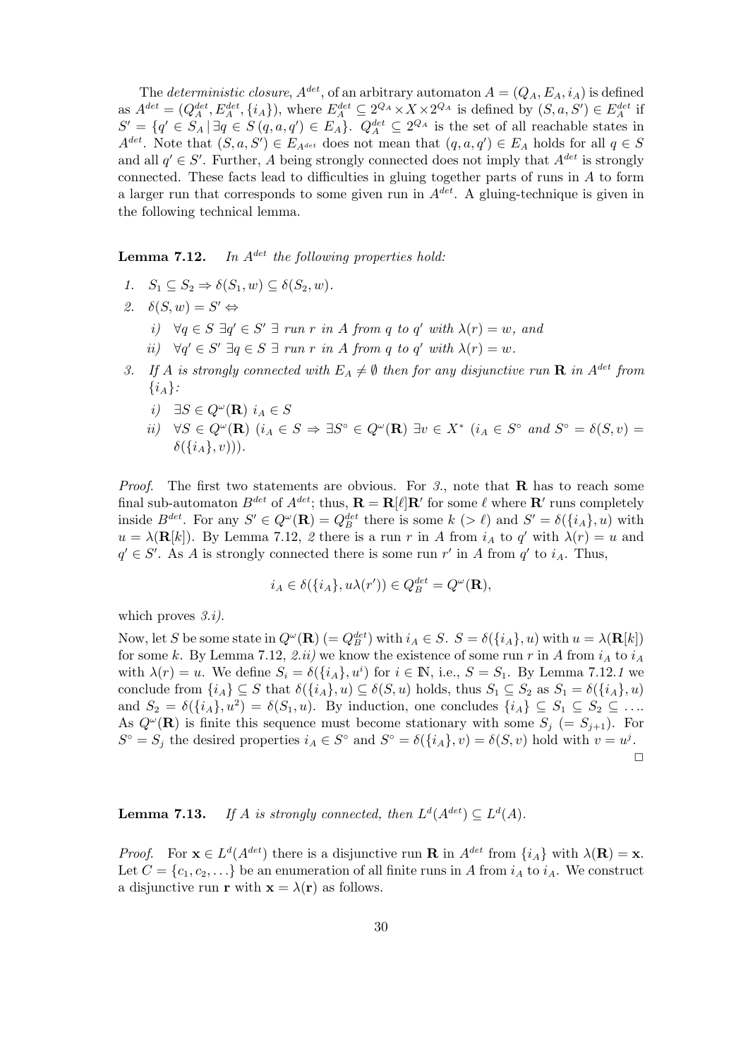The *deterministic closure*, $A^{det}$, of an arbitrary automaton $A = (Q_A, E_A, i_A)$ is defined as $A^{det} = (Q_A^{det}, E_A^{det}, \{i_A\})$, where $E_A^{det} \subseteq 2^{Q_A} \times X \times 2^{Q_A}$ is defined by $(S, a, S') \in E_A^{det}$ if $S' = \{q' \in S_A \mid \exists q \in S\, (q, a, q') \in E_A\}$. $Q_A^{det} \subseteq 2^{Q_A}$ is the set of all reachable states in $A^{det}$. Note that $(S, a, S') \in E_{A^{det}}$ does not mean that $(q, a, q') \in E_A$ holds for all $q \in S$ and all $q' \in S'$. Further, $A$ being strongly connected does not imply that $A^{det}$ is strongly connected. These facts lead to difficulties in gluing together parts of runs in $A$ to form a larger run that corresponds to some given run in $A^{det}$. A gluing-technique is given in the following technical lemma.

**Lemma 7.12.** *In $A^{det}$ the following properties hold:*

1. $S_1 \subseteq S_2 \Rightarrow \delta(S_1, w) \subseteq \delta(S_2, w)$.
2. $\delta(S, w) = S' \Leftrightarrow$
   - *i)* $\forall q \in S\ \exists q' \in S'\ \exists$ *run $r$ in $A$ from $q$ to $q'$ with $\lambda(r) = w$, and*
   - *ii)* $\forall q' \in S'\ \exists q \in S\ \exists$ *run $r$ in $A$ from $q$ to $q'$ with $\lambda(r) = w$.*
3. *If $A$ is strongly connected with $E_A \neq \emptyset$ then for any disjunctive run $\mathbf{R}$ in $A^{det}$ from $\{i_A\}$:*
   - *i)* $\exists S \in Q^\omega(\mathbf{R})\ i_A \in S$
   - *ii)* $\forall S \in Q^\omega(\mathbf{R})\ (i_A \in S \Rightarrow \exists S^\circ \in Q^\omega(\mathbf{R})\ \exists v \in X^*\ (i_A \in S^\circ$ *and* $S^\circ = \delta(S, v) = \delta(\{i_A\}, v)))$.

*Proof.* The first two statements are obvious. For *3.*, note that $\mathbf{R}$ has to reach some final sub-automaton $B^{det}$ of $A^{det}$; thus, $\mathbf{R} = \mathbf{R}[\ell]\mathbf{R}'$ for some $\ell$ where $\mathbf{R}'$ runs completely inside $B^{det}$. For any $S' \in Q^\omega(\mathbf{R}) = Q_B^{det}$ there is some $k\ (> \ell)$ and $S' = \delta(\{i_A\}, u)$ with $u = \lambda(\mathbf{R}[k])$. By Lemma 7.12, *2* there is a run $r$ in $A$ from $i_A$ to $q'$ with $\lambda(r) = u$ and $q' \in S'$. As $A$ is strongly connected there is some run $r'$ in $A$ from $q'$ to $i_A$. Thus,

$$i_A \in \delta(\{i_A\}, u\lambda(r')) \in Q_B^{det} = Q^\omega(\mathbf{R}),$$

which proves *3.i)*.

Now, let $S$ be some state in $Q^\omega(\mathbf{R})\ (= Q_B^{det})$ with $i_A \in S$. $S = \delta(\{i_A\}, u)$ with $u = \lambda(\mathbf{R}[k])$ for some $k$. By Lemma 7.12, *2.ii)* we know the existence of some run $r$ in $A$ from $i_A$ to $i_A$ with $\lambda(r) = u$. We define $S_i = \delta(\{i_A\}, u^i)$ for $i \in \mathbb{N}$, i.e., $S = S_1$. By Lemma 7.12.*1* we conclude from $\{i_A\} \subseteq S$ that $\delta(\{i_A\}, u) \subseteq \delta(S, u)$ holds, thus $S_1 \subseteq S_2$ as $S_1 = \delta(\{i_A\}, u)$ and $S_2 = \delta(\{i_A\}, u^2) = \delta(S_1, u)$. By induction, one concludes $\{i_A\} \subseteq S_1 \subseteq S_2 \subseteq \ldots$. As $Q^\omega(\mathbf{R})$ is finite this sequence must become stationary with some $S_j\ (= S_{j+1})$. For $S^\circ = S_j$ the desired properties $i_A \in S^\circ$ and $S^\circ = \delta(\{i_A\}, v) = \delta(S, v)$ hold with $v = u^j$. $\square$

**Lemma 7.13.** *If $A$ is strongly connected, then $L^d(A^{det}) \subseteq L^d(A)$.*

*Proof.* For $\mathbf{x} \in L^d(A^{det})$ there is a disjunctive run $\mathbf{R}$ in $A^{det}$ from $\{i_A\}$ with $\lambda(\mathbf{R}) = \mathbf{x}$. Let $C = \{c_1, c_2, \ldots\}$ be an enumeration of all finite runs in $A$ from $i_A$ to $i_A$. We construct a disjunctive run $\mathbf{r}$ with $\mathbf{x} = \lambda(\mathbf{r})$ as follows.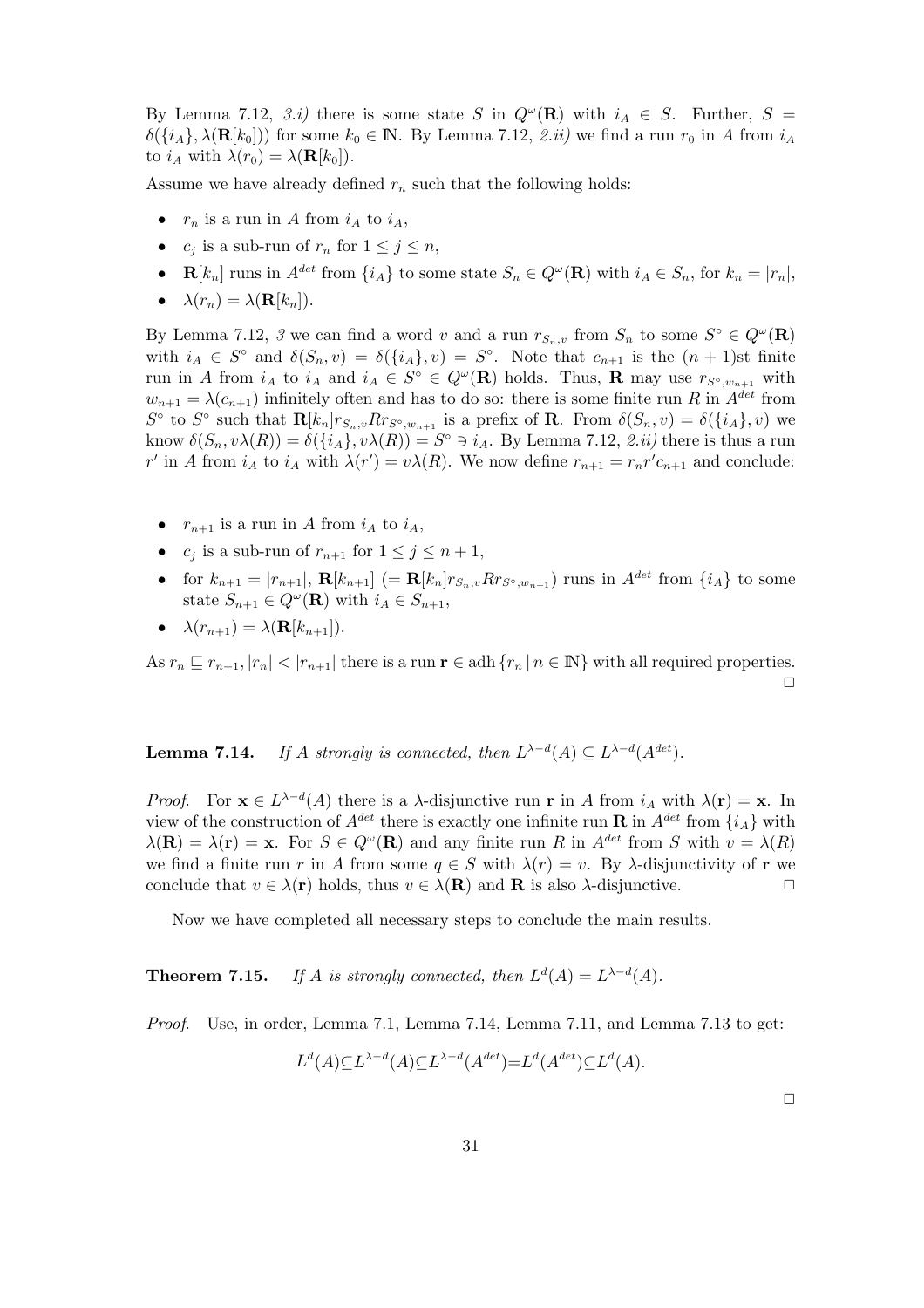By Lemma 7.12, *3.i)* there is some state $S$ in $Q^\omega(\mathbf{R})$ with $i_A \in S$. Further, $S = \delta(\{i_A\}, \lambda(\mathbf{R}[k_0]))$ for some $k_0 \in \mathbb{N}$. By Lemma 7.12, *2.ii)* we find a run $r_0$ in $A$ from $i_A$ to $i_A$ with $\lambda(r_0) = \lambda(\mathbf{R}[k_0])$.

Assume we have already defined $r_n$ such that the following holds:

- $r_n$ is a run in $A$ from $i_A$ to $i_A$,
- $c_j$ is a sub-run of $r_n$ for $1 \leq j \leq n$,
- $\mathbf{R}[k_n]$ runs in $A^{det}$ from $\{i_A\}$ to some state $S_n \in Q^\omega(\mathbf{R})$ with $i_A \in S_n$, for $k_n = |r_n|$,
- $\lambda(r_n) = \lambda(\mathbf{R}[k_n])$.

By Lemma 7.12, *3* we can find a word $v$ and a run $r_{S_n,v}$ from $S_n$ to some $S^\circ \in Q^\omega(\mathbf{R})$ with $i_A \in S^\circ$ and $\delta(S_n, v) = \delta(\{i_A\}, v) = S^\circ$. Note that $c_{n+1}$ is the $(n+1)$st finite run in $A$ from $i_A$ to $i_A$ and $i_A \in S^\circ \in Q^\omega(\mathbf{R})$ holds. Thus, $\mathbf{R}$ may use $r_{S^\circ, w_{n+1}}$ with $w_{n+1} = \lambda(c_{n+1})$ infinitely often and has to do so: there is some finite run $R$ in $A^{det}$ from $S^\circ$ to $S^\circ$ such that $\mathbf{R}[k_n] r_{S_n,v} R r_{S^\circ, w_{n+1}}$ is a prefix of $\mathbf{R}$. From $\delta(S_n, v) = \delta(\{i_A\}, v)$ we know $\delta(S_n, v\lambda(R)) = \delta(\{i_A\}, v\lambda(R)) = S^\circ \ni i_A$. By Lemma 7.12, *2.ii)* there is thus a run $r'$ in $A$ from $i_A$ to $i_A$ with $\lambda(r') = v\lambda(R)$. We now define $r_{n+1} = r_n r' c_{n+1}$ and conclude:

- $r_{n+1}$ is a run in $A$ from $i_A$ to $i_A$,
- $c_j$ is a sub-run of $r_{n+1}$ for $1 \leq j \leq n+1$,
- for $k_{n+1} = |r_{n+1}|$, $\mathbf{R}[k_{n+1}]$ $(= \mathbf{R}[k_n] r_{S_n,v} R r_{S^\circ, w_{n+1}})$ runs in $A^{det}$ from $\{i_A\}$ to some state $S_{n+1} \in Q^\omega(\mathbf{R})$ with $i_A \in S_{n+1}$,
- $\lambda(r_{n+1}) = \lambda(\mathbf{R}[k_{n+1}])$.

As $r_n \sqsubseteq r_{n+1}$, $|r_n| < |r_{n+1}|$ there is a run $\mathbf{r} \in \operatorname{adh}\{r_n \mid n \in \mathbb{N}\}$ with all required properties. □

**Lemma 7.14.** *If $A$ strongly is connected, then $L^{\lambda-d}(A) \subseteq L^{\lambda-d}(A^{det})$.*

*Proof.* For $\mathbf{x} \in L^{\lambda-d}(A)$ there is a $\lambda$-disjunctive run $\mathbf{r}$ in $A$ from $i_A$ with $\lambda(\mathbf{r}) = \mathbf{x}$. In view of the construction of $A^{det}$ there is exactly one infinite run $\mathbf{R}$ in $A^{det}$ from $\{i_A\}$ with $\lambda(\mathbf{R}) = \lambda(\mathbf{r}) = \mathbf{x}$. For $S \in Q^\omega(\mathbf{R})$ and any finite run $R$ in $A^{det}$ from $S$ with $v = \lambda(R)$ we find a finite run $r$ in $A$ from some $q \in S$ with $\lambda(r) = v$. By $\lambda$-disjunctivity of $\mathbf{r}$ we conclude that $v \in \lambda(\mathbf{r})$ holds, thus $v \in \lambda(\mathbf{R})$ and $\mathbf{R}$ is also $\lambda$-disjunctive. □

Now we have completed all necessary steps to conclude the main results.

**Theorem 7.15.** *If $A$ is strongly connected, then $L^d(A) = L^{\lambda-d}(A)$.*

*Proof.* Use, in order, Lemma 7.1, Lemma 7.14, Lemma 7.11, and Lemma 7.13 to get:

$$L^d(A) \subseteq L^{\lambda-d}(A) \subseteq L^{\lambda-d}(A^{det}) = L^d(A^{det}) \subseteq L^d(A).$$

□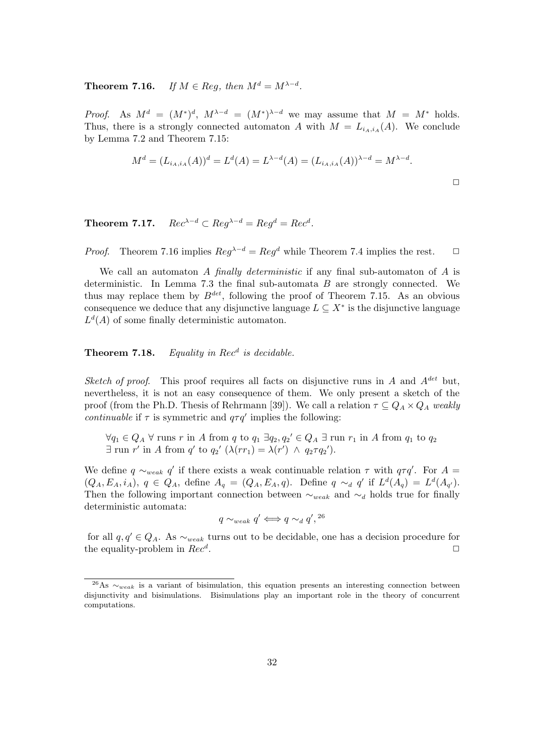**Theorem 7.16.** *If $M \in Reg$, then $M^d = M^{\lambda-d}$.*

*Proof.* As $M^d = (M^*)^d$, $M^{\lambda-d} = (M^*)^{\lambda-d}$ we may assume that $M = M^*$ holds. Thus, there is a strongly connected automaton $A$ with $M = L_{i_A,i_A}(A)$. We conclude by Lemma 7.2 and Theorem 7.15:

$$M^d = (L_{i_A,i_A}(A))^d = L^d(A) = L^{\lambda-d}(A) = (L_{i_A,i_A}(A))^{\lambda-d} = M^{\lambda-d}.$$

□

**Theorem 7.17.** $Rec^{\lambda-d} \subset Reg^{\lambda-d} = Reg^d = Rec^d$.

*Proof.* Theorem 7.16 implies $Reg^{\lambda-d} = Reg^d$ while Theorem 7.4 implies the rest. □

We call an automaton $A$ *finally deterministic* if any final sub-automaton of $A$ is deterministic. In Lemma 7.3 the final sub-automata $B$ are strongly connected. We thus may replace them by $B^{det}$, following the proof of Theorem 7.15. As an obvious consequence we deduce that any disjunctive language $L \subseteq X^*$ is the disjunctive language $L^d(A)$ of some finally deterministic automaton.

**Theorem 7.18.** *Equality in $Rec^d$ is decidable.*

*Sketch of proof.* This proof requires all facts on disjunctive runs in $A$ and $A^{det}$ but, nevertheless, it is not an easy consequence of them. We only present a sketch of the proof (from the Ph.D. Thesis of Rehrmann [39]). We call a relation $\tau \subseteq Q_A \times Q_A$ *weakly continuable* if $\tau$ is symmetric and $q\tau q'$ implies the following:

$\forall q_1 \in Q_A$ $\forall$ runs $r$ in $A$ from $q$ to $q_1$ $\exists q_2, q_2{}' \in Q_A$ $\exists$ run $r_1$ in $A$ from $q_1$ to $q_2$ $\exists$ run $r'$ in $A$ from $q'$ to $q_2{}'$ $(\lambda(rr_1) = \lambda(r') \wedge q_2 \tau q_2{}')$.

We define $q \sim_{weak} q'$ if there exists a weak continuable relation $\tau$ with $q\tau q'$. For $A = (Q_A, E_A, i_A)$, $q \in Q_A$, define $A_q = (Q_A, E_A, q)$. Define $q \sim_d q'$ if $L^d(A_q) = L^d(A_{q'})$. Then the following important connection between $\sim_{weak}$ and $\sim_d$ holds true for finally deterministic automata:

$$q \sim_{weak} q' \Longleftrightarrow q \sim_d q',$$ [26]

for all $q, q' \in Q_A$. As $\sim_{weak}$ turns out to be decidable, one has a decision procedure for the equality-problem in $Rec^d$. □

---

[26] As $\sim_{weak}$ is a variant of bisimulation, this equation presents an interesting connection between disjunctivity and bisimulations. Bisimulations play an important role in the theory of concurrent computations.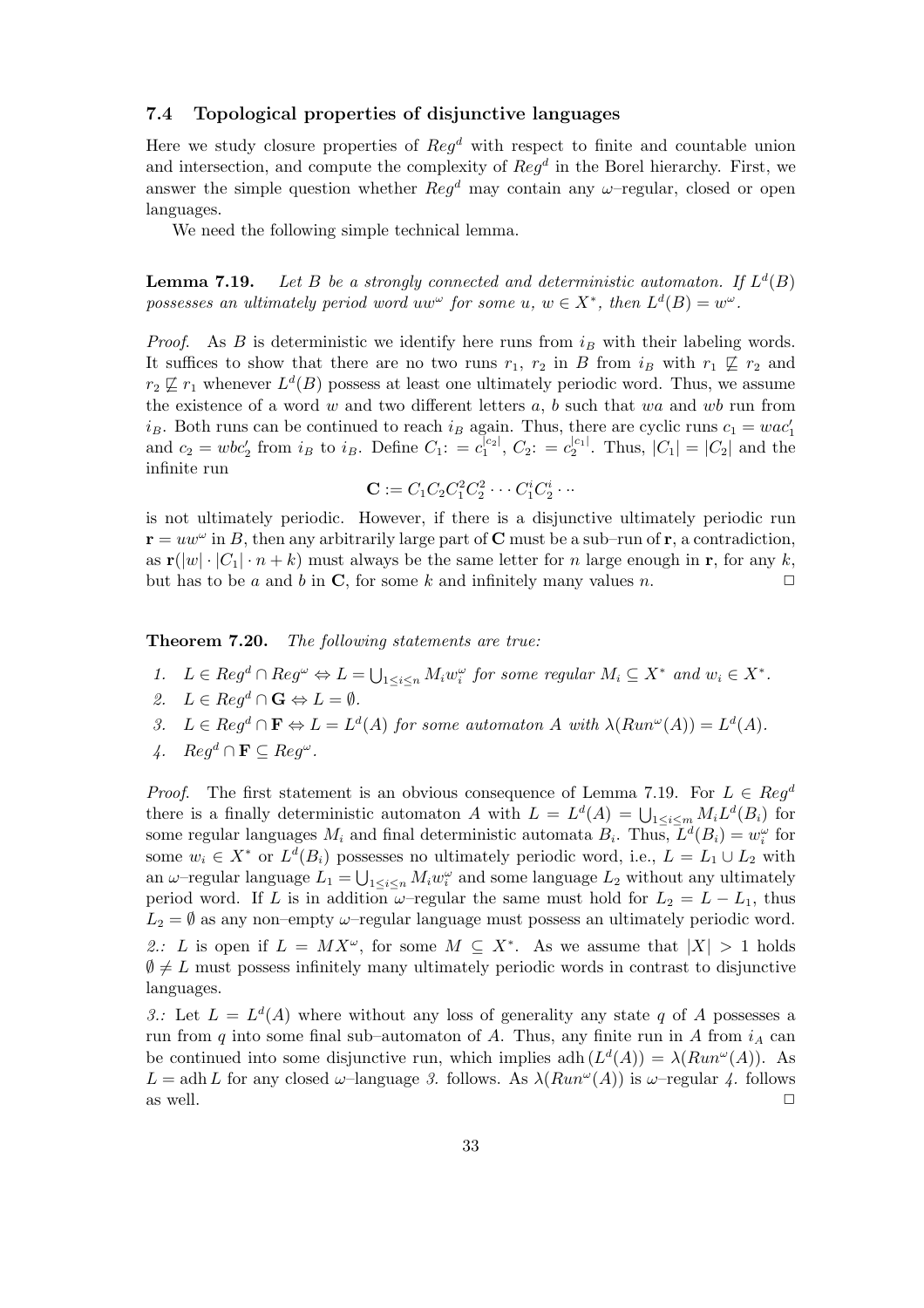### 7.4 Topological properties of disjunctive languages

Here we study closure properties of $Reg^d$ with respect to finite and countable union and intersection, and compute the complexity of $Reg^d$ in the Borel hierarchy. First, we answer the simple question whether $Reg^d$ may contain any $\omega$–regular, closed or open languages.

We need the following simple technical lemma.

**Lemma 7.19.** *Let $B$ be a strongly connected and deterministic automaton. If $L^d(B)$ possesses an ultimately period word $uw^\omega$ for some $u$, $w \in X^*$, then $L^d(B) = w^\omega$.*

*Proof.* As $B$ is deterministic we identify here runs from $i_B$ with their labeling words. It suffices to show that there are no two runs $r_1$, $r_2$ in $B$ from $i_B$ with $r_1 \not\sqsubseteq r_2$ and $r_2 \not\sqsubseteq r_1$ whenever $L^d(B)$ possess at least one ultimately periodic word. Thus, we assume the existence of a word $w$ and two different letters $a$, $b$ such that $wa$ and $wb$ run from $i_B$. Both runs can be continued to reach $i_B$ again. Thus, there are cyclic runs $c_1 = wac_1'$ and $c_2 = wbc_2'$ from $i_B$ to $i_B$. Define $C_1 := c_1^{|c_2|}$, $C_2 := c_2^{|c_1|}$. Thus, $|C_1| = |C_2|$ and the infinite run

$$\mathbf{C} := C_1C_2C_1^2C_2^2 \cdots C_1^iC_2^i \cdots$$

is not ultimately periodic. However, if there is a disjunctive ultimately periodic run $\mathbf{r} = uw^\omega$ in $B$, then any arbitrarily large part of $\mathbf{C}$ must be a sub–run of $\mathbf{r}$, a contradiction, as $\mathbf{r}(|w| \cdot |C_1| \cdot n + k)$ must always be the same letter for $n$ large enough in $\mathbf{r}$, for any $k$, but has to be $a$ and $b$ in $\mathbf{C}$, for some $k$ and infinitely many values $n$. $\square$

**Theorem 7.20.** *The following statements are true:*

1. $L \in Reg^d \cap Reg^\omega \Leftrightarrow L = \bigcup_{1 \le i \le n} M_i w_i^\omega$ *for some regular* $M_i \subseteq X^*$ *and* $w_i \in X^*$.
2. $L \in Reg^d \cap \mathbf{G} \Leftrightarrow L = \emptyset$.
3. $L \in Reg^d \cap \mathbf{F} \Leftrightarrow L = L^d(A)$ *for some automaton* $A$ *with* $\lambda(Run^\omega(A)) = L^d(A)$.
4. $Reg^d \cap \mathbf{F} \subseteq Reg^\omega$.

*Proof.* The first statement is an obvious consequence of Lemma 7.19. For $L \in Reg^d$ there is a finally deterministic automaton $A$ with $L = L^d(A) = \bigcup_{1 \le i \le m} M_i L^d(B_i)$ for some regular languages $M_i$ and final deterministic automata $B_i$. Thus, $L^d(B_i) = w_i^\omega$ for some $w_i \in X^*$ or $L^d(B_i)$ possesses no ultimately periodic word, i.e., $L = L_1 \cup L_2$ with an $\omega$–regular language $L_1 = \bigcup_{1 \le i \le n} M_i w_i^\omega$ and some language $L_2$ without any ultimately period word. If $L$ is in addition $\omega$–regular the same must hold for $L_2 = L - L_1$, thus $L_2 = \emptyset$ as any non–empty $\omega$–regular language must possess an ultimately periodic word.

*2.:* $L$ is open if $L = MX^\omega$, for some $M \subseteq X^*$. As we assume that $|X| > 1$ holds $\emptyset \neq L$ must possess infinitely many ultimately periodic words in contrast to disjunctive languages.

*3.:* Let $L = L^d(A)$ where without any loss of generality any state $q$ of $A$ possesses a run from $q$ into some final sub–automaton of $A$. Thus, any finite run in $A$ from $i_A$ can be continued into some disjunctive run, which implies $\operatorname{adh}(L^d(A)) = \lambda(Run^\omega(A))$. As $L = \operatorname{adh} L$ for any closed $\omega$–language *3.* follows. As $\lambda(Run^\omega(A))$ is $\omega$–regular *4.* follows as well. $\square$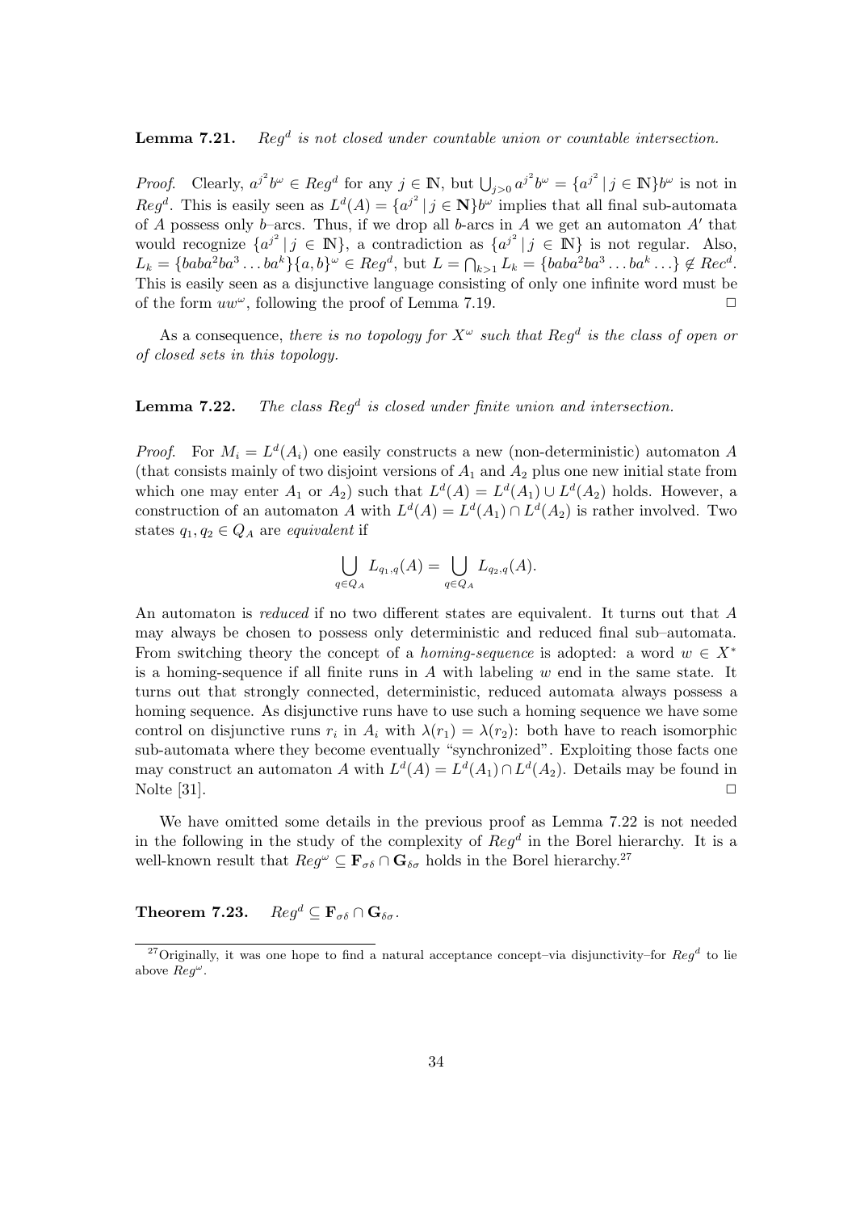**Lemma 7.21.** *$Reg^d$ is not closed under countable union or countable intersection.*

*Proof.* Clearly, $a^{j^2}b^\omega \in Reg^d$ for any $j \in \mathbb{N}$, but $\bigcup_{j>0} a^{j^2}b^\omega = \{a^{j^2} \mid j \in \mathbb{N}\}b^\omega$ is not in $Reg^d$. This is easily seen as $L^d(A) = \{a^{j^2} \mid j \in \mathbf{N}\}b^\omega$ implies that all final sub-automata of $A$ possess only $b$–arcs. Thus, if we drop all $b$-arcs in $A$ we get an automaton $A'$ that would recognize $\{a^{j^2} \mid j \in \mathbb{N}\}$, a contradiction as $\{a^{j^2} \mid j \in \mathbb{N}\}$ is not regular. Also, $L_k = \{baba^2ba^3 \dots ba^k\}\{a,b\}^\omega \in Reg^d$, but $L = \bigcap_{k>1} L_k = \{baba^2ba^3 \dots ba^k \dots\} \notin Rec^d$. This is easily seen as a disjunctive language consisting of only one infinite word must be of the form $uw^\omega$, following the proof of Lemma 7.19. □

As a consequence, *there is no topology for $X^\omega$ such that $Reg^d$ is the class of open or of closed sets in this topology.*

**Lemma 7.22.** *The class $Reg^d$ is closed under finite union and intersection.*

*Proof.* For $M_i = L^d(A_i)$ one easily constructs a new (non-deterministic) automaton $A$ (that consists mainly of two disjoint versions of $A_1$ and $A_2$ plus one new initial state from which one may enter $A_1$ or $A_2$) such that $L^d(A) = L^d(A_1) \cup L^d(A_2)$ holds. However, a construction of an automaton $A$ with $L^d(A) = L^d(A_1) \cap L^d(A_2)$ is rather involved. Two states $q_1, q_2 \in Q_A$ are *equivalent* if

$$\bigcup_{q \in Q_A} L_{q_1,q}(A) = \bigcup_{q \in Q_A} L_{q_2,q}(A).$$

An automaton is *reduced* if no two different states are equivalent. It turns out that $A$ may always be chosen to possess only deterministic and reduced final sub–automata. From switching theory the concept of a *homing-sequence* is adopted: a word $w \in X^*$ is a homing-sequence if all finite runs in $A$ with labeling $w$ end in the same state. It turns out that strongly connected, deterministic, reduced automata always possess a homing sequence. As disjunctive runs have to use such a homing sequence we have some control on disjunctive runs $r_i$ in $A_i$ with $\lambda(r_1) = \lambda(r_2)$: both have to reach isomorphic sub-automata where they become eventually "synchronized". Exploiting those facts one may construct an automaton $A$ with $L^d(A) = L^d(A_1) \cap L^d(A_2)$. Details may be found in Nolte [31]. □

We have omitted some details in the previous proof as Lemma 7.22 is not needed in the following in the study of the complexity of $Reg^d$ in the Borel hierarchy. It is a well-known result that $Reg^\omega \subseteq \mathbf{F}_{\sigma\delta} \cap \mathbf{G}_{\delta\sigma}$ holds in the Borel hierarchy.[27]

**Theorem 7.23.** $Reg^d \subseteq \mathbf{F}_{\sigma\delta} \cap \mathbf{G}_{\delta\sigma}$.

[27] Originally, it was one hope to find a natural acceptance concept–via disjunctivity–for $Reg^d$ to lie above $Reg^\omega$.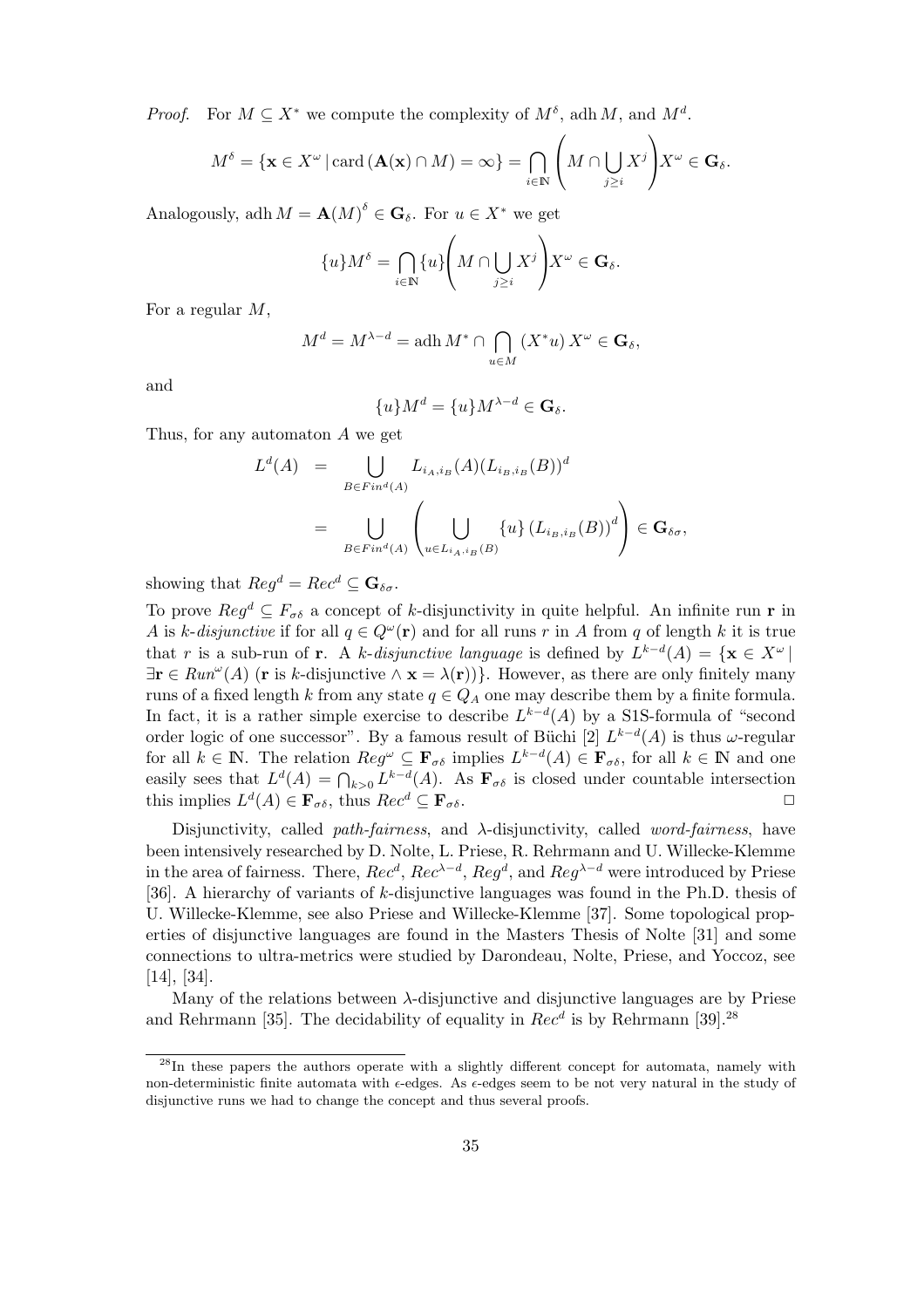*Proof.* For $M \subseteq X^*$ we compute the complexity of $M^\delta$, $\operatorname{adh} M$, and $M^d$.

$$M^\delta = \{\mathbf{x} \in X^\omega \mid \operatorname{card}(\mathbf{A}(\mathbf{x}) \cap M) = \infty\} = \bigcap_{i \in \mathbb{N}} \left( M \cap \bigcup_{j \geq i} X^j \right) X^\omega \in \mathbf{G}_\delta.$$

Analogously, $\operatorname{adh} M = \mathbf{A}(M)^\delta \in \mathbf{G}_\delta$. For $u \in X^*$ we get

$$\{u\} M^\delta = \bigcap_{i \in \mathbb{N}} \{u\} \left( M \cap \bigcup_{j \geq i} X^j \right) X^\omega \in \mathbf{G}_\delta.$$

For a regular $M$,

$$M^d = M^{\lambda-d} = \operatorname{adh} M^* \cap \bigcap_{u \in M} (X^* u)\, X^\omega \in \mathbf{G}_\delta,$$

and

$$\{u\} M^d = \{u\} M^{\lambda-d} \in \mathbf{G}_\delta.$$

Thus, for any automaton $A$ we get

$$\begin{aligned} L^d(A) &= \bigcup_{B \in Fin^d(A)} L_{i_A, i_B}(A) (L_{i_B, i_B}(B))^d \\ &= \bigcup_{B \in Fin^d(A)} \left( \bigcup_{u \in L_{i_A, i_B}(B)} \{u\} \left(L_{i_B, i_B}(B)\right)^d \right) \in \mathbf{G}_{\delta\sigma}, \end{aligned}$$

showing that $Reg^d = Rec^d \subseteq \mathbf{G}_{\delta\sigma}$.

To prove $Reg^d \subseteq F_{\sigma\delta}$ a concept of $k$-disjunctivity in quite helpful. An infinite run $\mathbf{r}$ in $A$ is *$k$-disjunctive* if for all $q \in Q^\omega(\mathbf{r})$ and for all runs $r$ in $A$ from $q$ of length $k$ it is true that $r$ is a sub-run of $\mathbf{r}$. A *$k$-disjunctive language* is defined by $L^{k-d}(A) = \{\mathbf{x} \in X^\omega \mid \exists \mathbf{r} \in Run^\omega(A)\ (\mathbf{r} \text{ is } k\text{-disjunctive} \wedge \mathbf{x} = \lambda(\mathbf{r}))\}$. However, as there are only finitely many runs of a fixed length $k$ from any state $q \in Q_A$ one may describe them by a finite formula. In fact, it is a rather simple exercise to describe $L^{k-d}(A)$ by a S1S-formula of "second order logic of one successor". By a famous result of Büchi [2] $L^{k-d}(A)$ is thus $\omega$-regular for all $k \in \mathbb{N}$. The relation $Reg^\omega \subseteq \mathbf{F}_{\sigma\delta}$ implies $L^{k-d}(A) \in \mathbf{F}_{\sigma\delta}$, for all $k \in \mathbb{N}$ and one easily sees that $L^d(A) = \bigcap_{k>0} L^{k-d}(A)$. As $\mathbf{F}_{\sigma\delta}$ is closed under countable intersection this implies $L^d(A) \in \mathbf{F}_{\sigma\delta}$, thus $Rec^d \subseteq \mathbf{F}_{\sigma\delta}$. □

Disjunctivity, called *path-fairness*, and $\lambda$-disjunctivity, called *word-fairness*, have been intensively researched by D. Nolte, L. Priese, R. Rehrmann and U. Willecke-Klemme in the area of fairness. There, $Rec^d$, $Rec^{\lambda-d}$, $Reg^d$, and $Reg^{\lambda-d}$ were introduced by Priese [36]. A hierarchy of variants of $k$-disjunctive languages was found in the Ph.D. thesis of U. Willecke-Klemme, see also Priese and Willecke-Klemme [37]. Some topological properties of disjunctive languages are found in the Masters Thesis of Nolte [31] and some connections to ultra-metrics were studied by Darondeau, Nolte, Priese, and Yoccoz, see [14], [34].

Many of the relations between $\lambda$-disjunctive and disjunctive languages are by Priese and Rehrmann [35]. The decidability of equality in $Rec^d$ is by Rehrmann [39].[28]

[28] In these papers the authors operate with a slightly different concept for automata, namely with non-deterministic finite automata with $\epsilon$-edges. As $\epsilon$-edges seem to be not very natural in the study of disjunctive runs we had to change the concept and thus several proofs.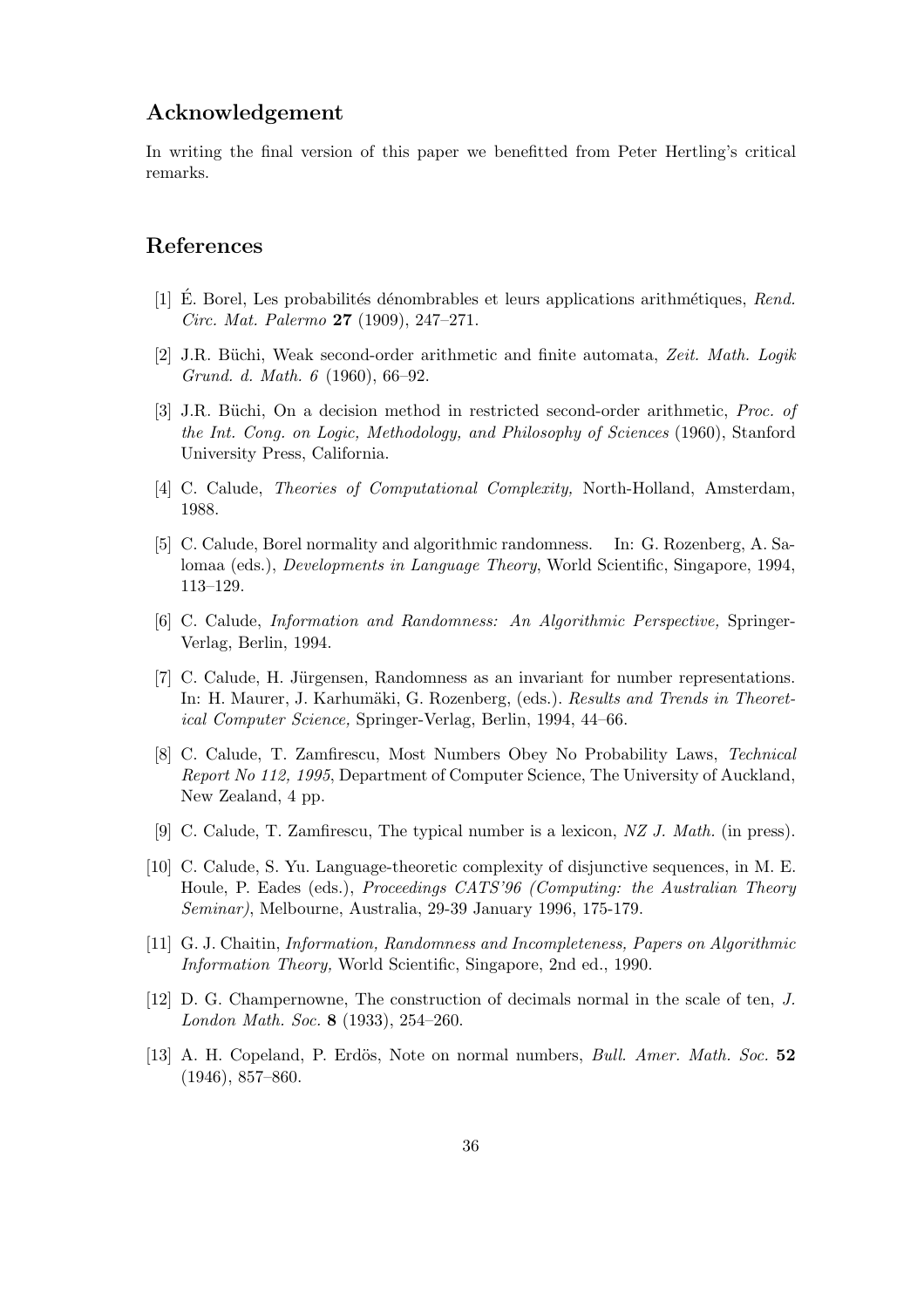## Acknowledgement

In writing the final version of this paper we benefitted from Peter Hertling's critical remarks.

## References

[1] É. Borel, Les probabilités dénombrables et leurs applications arithmétiques, *Rend. Circ. Mat. Palermo* **27** (1909), 247–271.

[2] J.R. Büchi, Weak second-order arithmetic and finite automata, *Zeit. Math. Logik Grund. d. Math. 6* (1960), 66–92.

[3] J.R. Büchi, On a decision method in restricted second-order arithmetic, *Proc. of the Int. Cong. on Logic, Methodology, and Philosophy of Sciences* (1960), Stanford University Press, California.

[4] C. Calude, *Theories of Computational Complexity,* North-Holland, Amsterdam, 1988.

[5] C. Calude, Borel normality and algorithmic randomness. In: G. Rozenberg, A. Salomaa (eds.), *Developments in Language Theory*, World Scientific, Singapore, 1994, 113–129.

[6] C. Calude, *Information and Randomness: An Algorithmic Perspective,* Springer-Verlag, Berlin, 1994.

[7] C. Calude, H. Jürgensen, Randomness as an invariant for number representations. In: H. Maurer, J. Karhumäki, G. Rozenberg, (eds.). *Results and Trends in Theoretical Computer Science,* Springer-Verlag, Berlin, 1994, 44–66.

[8] C. Calude, T. Zamfirescu, Most Numbers Obey No Probability Laws, *Technical Report No 112, 1995*, Department of Computer Science, The University of Auckland, New Zealand, 4 pp.

[9] C. Calude, T. Zamfirescu, The typical number is a lexicon, *NZ J. Math.* (in press).

[10] C. Calude, S. Yu. Language-theoretic complexity of disjunctive sequences, in M. E. Houle, P. Eades (eds.), *Proceedings CATS'96 (Computing: the Australian Theory Seminar)*, Melbourne, Australia, 29-39 January 1996, 175-179.

[11] G. J. Chaitin, *Information, Randomness and Incompleteness, Papers on Algorithmic Information Theory,* World Scientific, Singapore, 2nd ed., 1990.

[12] D. G. Champernowne, The construction of decimals normal in the scale of ten, *J. London Math. Soc.* **8** (1933), 254–260.

[13] A. H. Copeland, P. Erdös, Note on normal numbers, *Bull. Amer. Math. Soc.* **52** (1946), 857–860.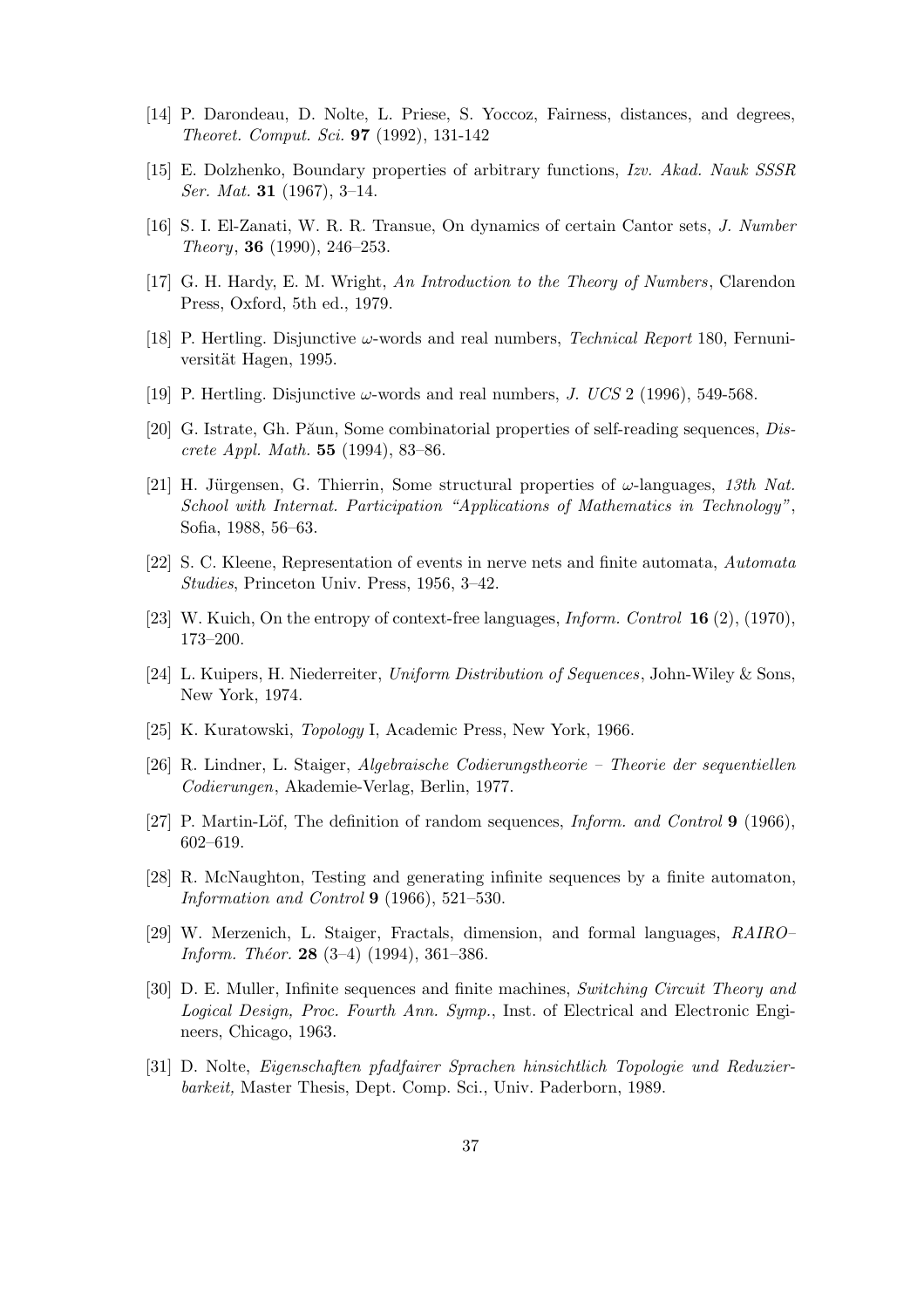[14] P. Darondeau, D. Nolte, L. Priese, S. Yoccoz, Fairness, distances, and degrees, *Theoret. Comput. Sci.* **97** (1992), 131-142

[15] E. Dolzhenko, Boundary properties of arbitrary functions, *Izv. Akad. Nauk SSSR Ser. Mat.* **31** (1967), 3–14.

[16] S. I. El-Zanati, W. R. R. Transue, On dynamics of certain Cantor sets, *J. Number Theory*, **36** (1990), 246–253.

[17] G. H. Hardy, E. M. Wright, *An Introduction to the Theory of Numbers*, Clarendon Press, Oxford, 5th ed., 1979.

[18] P. Hertling. Disjunctive $\omega$-words and real numbers, *Technical Report* 180, Fernuniversität Hagen, 1995.

[19] P. Hertling. Disjunctive $\omega$-words and real numbers, *J. UCS* 2 (1996), 549-568.

[20] G. Istrate, Gh. Păun, Some combinatorial properties of self-reading sequences, *Discrete Appl. Math.* **55** (1994), 83–86.

[21] H. Jürgensen, G. Thierrin, Some structural properties of $\omega$-languages, *13th Nat. School with Internat. Participation "Applications of Mathematics in Technology"*, Sofia, 1988, 56–63.

[22] S. C. Kleene, Representation of events in nerve nets and finite automata, *Automata Studies*, Princeton Univ. Press, 1956, 3–42.

[23] W. Kuich, On the entropy of context-free languages, *Inform. Control* **16** (2), (1970), 173–200.

[24] L. Kuipers, H. Niederreiter, *Uniform Distribution of Sequences*, John-Wiley & Sons, New York, 1974.

[25] K. Kuratowski, *Topology* I, Academic Press, New York, 1966.

[26] R. Lindner, L. Staiger, *Algebraische Codierungstheorie – Theorie der sequentiellen Codierungen*, Akademie-Verlag, Berlin, 1977.

[27] P. Martin-Löf, The definition of random sequences, *Inform. and Control* **9** (1966), 602–619.

[28] R. McNaughton, Testing and generating infinite sequences by a finite automaton, *Information and Control* **9** (1966), 521–530.

[29] W. Merzenich, L. Staiger, Fractals, dimension, and formal languages, *RAIRO–Inform. Théor.* **28** (3–4) (1994), 361–386.

[30] D. E. Muller, Infinite sequences and finite machines, *Switching Circuit Theory and Logical Design, Proc. Fourth Ann. Symp.*, Inst. of Electrical and Electronic Engineers, Chicago, 1963.

[31] D. Nolte, *Eigenschaften pfadfairer Sprachen hinsichtlich Topologie und Reduzierbarkeit,* Master Thesis, Dept. Comp. Sci., Univ. Paderborn, 1989.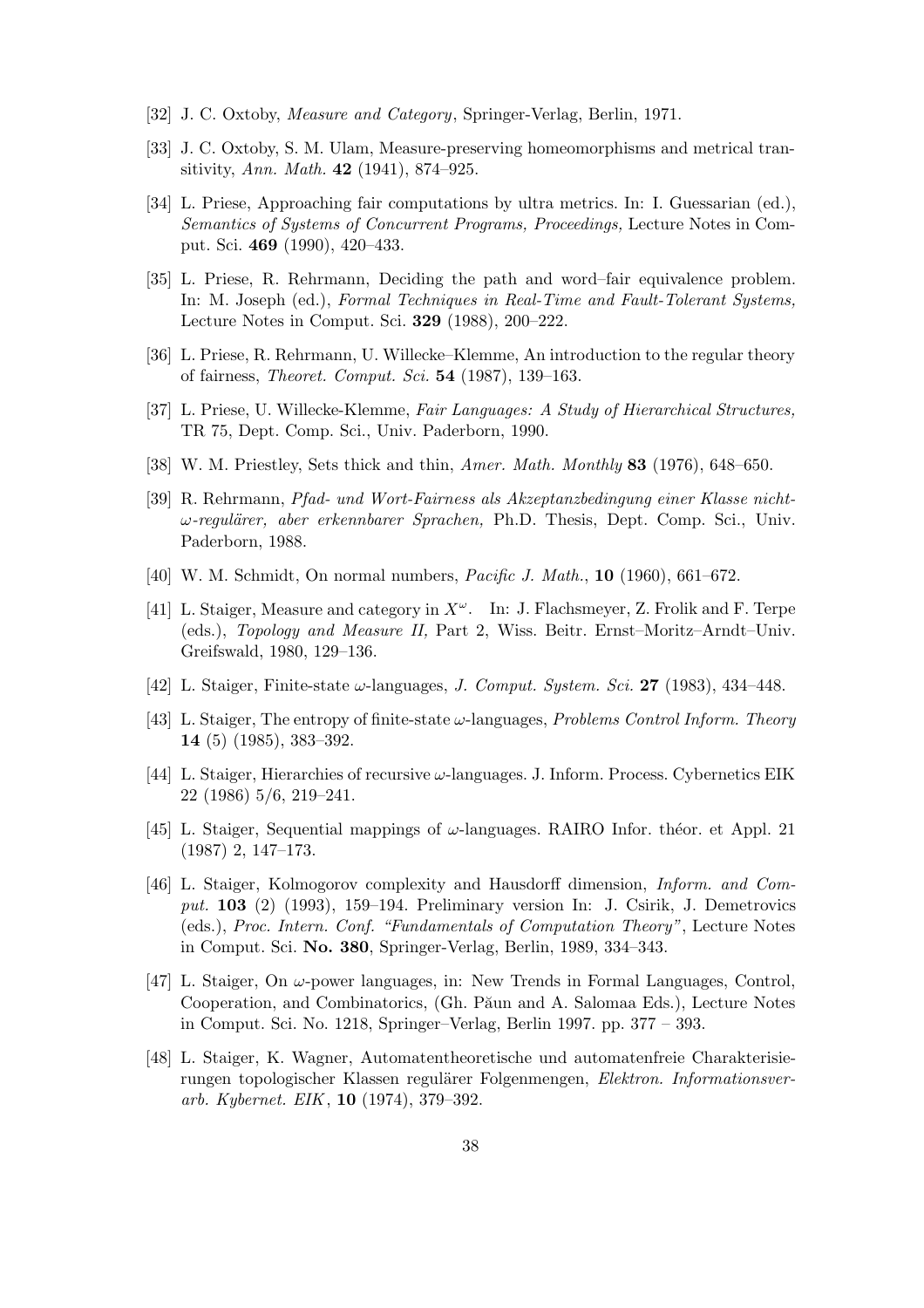[32] J. C. Oxtoby, *Measure and Category*, Springer-Verlag, Berlin, 1971.

[33] J. C. Oxtoby, S. M. Ulam, Measure-preserving homeomorphisms and metrical transitivity, *Ann. Math.* **42** (1941), 874–925.

[34] L. Priese, Approaching fair computations by ultra metrics. In: I. Guessarian (ed.), *Semantics of Systems of Concurrent Programs, Proceedings,* Lecture Notes in Comput. Sci. **469** (1990), 420–433.

[35] L. Priese, R. Rehrmann, Deciding the path and word–fair equivalence problem. In: M. Joseph (ed.), *Formal Techniques in Real-Time and Fault-Tolerant Systems,* Lecture Notes in Comput. Sci. **329** (1988), 200–222.

[36] L. Priese, R. Rehrmann, U. Willecke–Klemme, An introduction to the regular theory of fairness, *Theoret. Comput. Sci.* **54** (1987), 139–163.

[37] L. Priese, U. Willecke-Klemme, *Fair Languages: A Study of Hierarchical Structures,* TR 75, Dept. Comp. Sci., Univ. Paderborn, 1990.

[38] W. M. Priestley, Sets thick and thin, *Amer. Math. Monthly* **83** (1976), 648–650.

[39] R. Rehrmann, *Pfad- und Wort-Fairness als Akzeptanzbedingung einer Klasse nicht-$\omega$-regulärer, aber erkennbarer Sprachen,* Ph.D. Thesis, Dept. Comp. Sci., Univ. Paderborn, 1988.

[40] W. M. Schmidt, On normal numbers, *Pacific J. Math.*, **10** (1960), 661–672.

[41] L. Staiger, Measure and category in $X^\omega$. In: J. Flachsmeyer, Z. Frolik and F. Terpe (eds.), *Topology and Measure II,* Part 2, Wiss. Beitr. Ernst–Moritz–Arndt–Univ. Greifswald, 1980, 129–136.

[42] L. Staiger, Finite-state $\omega$-languages, *J. Comput. System. Sci.* **27** (1983), 434–448.

[43] L. Staiger, The entropy of finite-state $\omega$-languages, *Problems Control Inform. Theory* **14** (5) (1985), 383–392.

[44] L. Staiger, Hierarchies of recursive $\omega$-languages. J. Inform. Process. Cybernetics EIK 22 (1986) 5/6, 219–241.

[45] L. Staiger, Sequential mappings of $\omega$-languages. RAIRO Infor. théor. et Appl. 21 (1987) 2, 147–173.

[46] L. Staiger, Kolmogorov complexity and Hausdorff dimension, *Inform. and Comput.* **103** (2) (1993), 159–194. Preliminary version In: J. Csirik, J. Demetrovics (eds.), *Proc. Intern. Conf. "Fundamentals of Computation Theory"*, Lecture Notes in Comput. Sci. **No. 380**, Springer-Verlag, Berlin, 1989, 334–343.

[47] L. Staiger, On $\omega$-power languages, in: New Trends in Formal Languages, Control, Cooperation, and Combinatorics, (Gh. Păun and A. Salomaa Eds.), Lecture Notes in Comput. Sci. No. 1218, Springer–Verlag, Berlin 1997. pp. 377 – 393.

[48] L. Staiger, K. Wagner, Automatentheoretische und automatenfreie Charakterisierungen topologischer Klassen regulärer Folgenmengen, *Elektron. Informationsverarb. Kybernet. EIK*, **10** (1974), 379–392.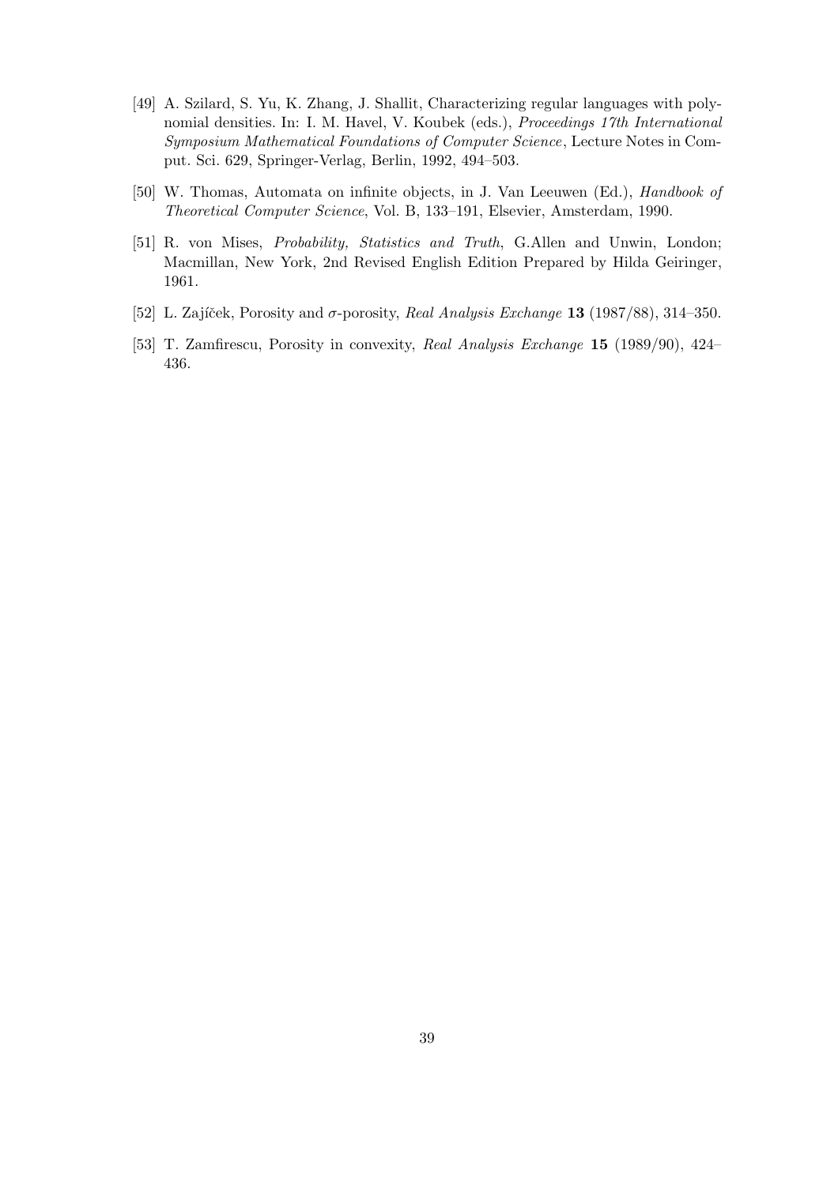[49] A. Szilard, S. Yu, K. Zhang, J. Shallit, Characterizing regular languages with polynomial densities. In: I. M. Havel, V. Koubek (eds.), *Proceedings 17th International Symposium Mathematical Foundations of Computer Science*, Lecture Notes in Comput. Sci. 629, Springer-Verlag, Berlin, 1992, 494–503.

[50] W. Thomas, Automata on infinite objects, in J. Van Leeuwen (Ed.), *Handbook of Theoretical Computer Science*, Vol. B, 133–191, Elsevier, Amsterdam, 1990.

[51] R. von Mises, *Probability, Statistics and Truth*, G.Allen and Unwin, London; Macmillan, New York, 2nd Revised English Edition Prepared by Hilda Geiringer, 1961.

[52] L. Zajíček, Porosity and $\sigma$-porosity, *Real Analysis Exchange* **13** (1987/88), 314–350.

[53] T. Zamfirescu, Porosity in convexity, *Real Analysis Exchange* **15** (1989/90), 424–436.